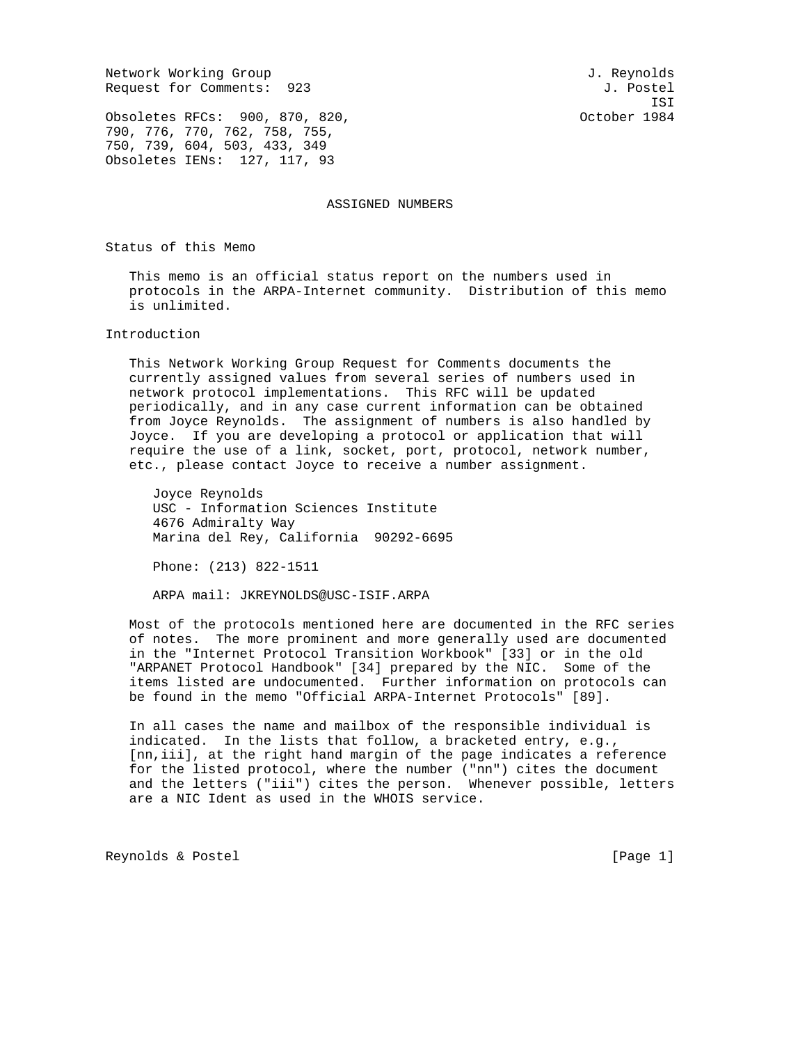Network Working Group                                        J. Reynolds
Request for Comments:  923                                     J. Postel
                                                                     ISI
Obsoletes RFCs:  900, 870, 820,                             October 1984
790, 776, 770, 762, 758, 755,
750, 739, 604, 503, 433, 349
Obsoletes IENs:  127, 117, 93

# ASSIGNED NUMBERS

## Status of this Memo

This memo is an official status report on the numbers used in protocols in the ARPA-Internet community. Distribution of this memo is unlimited.

## Introduction

This Network Working Group Request for Comments documents the currently assigned values from several series of numbers used in network protocol implementations. This RFC will be updated periodically, and in any case current information can be obtained from Joyce Reynolds. The assignment of numbers is also handled by Joyce. If you are developing a protocol or application that will require the use of a link, socket, port, protocol, network number, etc., please contact Joyce to receive a number assignment.

Joyce Reynolds
USC - Information Sciences Institute
4676 Admiralty Way
Marina del Rey, California  90292-6695

Phone: (213) 822-1511

ARPA mail: JKREYNOLDS@USC-ISIF.ARPA

Most of the protocols mentioned here are documented in the RFC series of notes. The more prominent and more generally used are documented in the "Internet Protocol Transition Workbook" [33] or in the old "ARPANET Protocol Handbook" [34] prepared by the NIC. Some of the items listed are undocumented. Further information on protocols can be found in the memo "Official ARPA-Internet Protocols" [89].

In all cases the name and mailbox of the responsible individual is indicated. In the lists that follow, a bracketed entry, e.g., [nn,iii], at the right hand margin of the page indicates a reference for the listed protocol, where the number ("nn") cites the document and the letters ("iii") cites the person. Whenever possible, letters are a NIC Ident as used in the WHOIS service.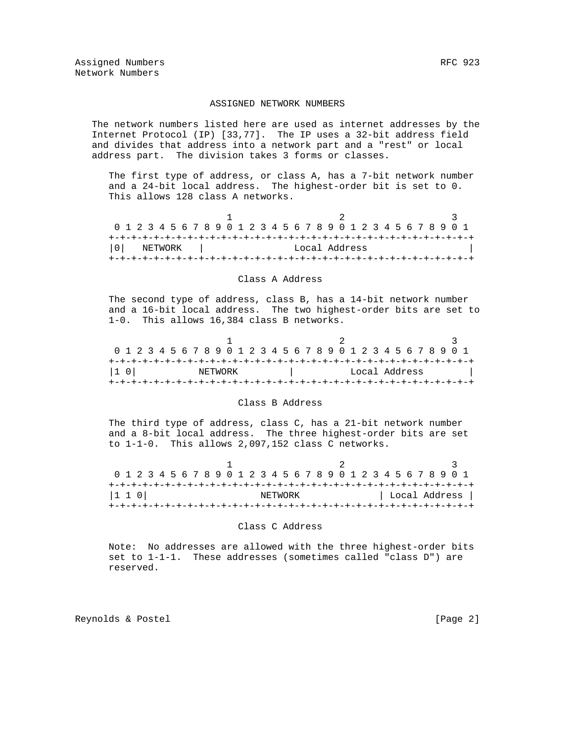## ASSIGNED NETWORK NUMBERS

The network numbers listed here are used as internet addresses by the Internet Protocol (IP) [33,77]. The IP uses a 32-bit address field and divides that address into a network part and a "rest" or local address part. The division takes 3 forms or classes.

The first type of address, or class A, has a 7-bit network number and a 24-bit local address. The highest-order bit is set to 0. This allows 128 class A networks.

```
                     1                   2                   3
 0 1 2 3 4 5 6 7 8 9 0 1 2 3 4 5 6 7 8 9 0 1 2 3 4 5 6 7 8 9 0 1
+-+-+-+-+-+-+-+-+-+-+-+-+-+-+-+-+-+-+-+-+-+-+-+-+-+-+-+-+-+-+-+-+
|0|   NETWORK   |                Local Address                  |
+-+-+-+-+-+-+-+-+-+-+-+-+-+-+-+-+-+-+-+-+-+-+-+-+-+-+-+-+-+-+-+-+
```

Class A Address

The second type of address, class B, has a 14-bit network number and a 16-bit local address. The two highest-order bits are set to 1-0. This allows 16,384 class B networks.

```
                     1                   2                   3
 0 1 2 3 4 5 6 7 8 9 0 1 2 3 4 5 6 7 8 9 0 1 2 3 4 5 6 7 8 9 0 1
+-+-+-+-+-+-+-+-+-+-+-+-+-+-+-+-+-+-+-+-+-+-+-+-+-+-+-+-+-+-+-+-+
|1 0|           NETWORK         |          Local Address        |
+-+-+-+-+-+-+-+-+-+-+-+-+-+-+-+-+-+-+-+-+-+-+-+-+-+-+-+-+-+-+-+-+
```

Class B Address

The third type of address, class C, has a 21-bit network number and a 8-bit local address. The three highest-order bits are set to 1-1-0. This allows 2,097,152 class C networks.

```
                     1                   2                   3
 0 1 2 3 4 5 6 7 8 9 0 1 2 3 4 5 6 7 8 9 0 1 2 3 4 5 6 7 8 9 0 1
+-+-+-+-+-+-+-+-+-+-+-+-+-+-+-+-+-+-+-+-+-+-+-+-+-+-+-+-+-+-+-+-+
|1 1 0|                    NETWORK              | Local Address |
+-+-+-+-+-+-+-+-+-+-+-+-+-+-+-+-+-+-+-+-+-+-+-+-+-+-+-+-+-+-+-+-+
```

Class C Address

Note: No addresses are allowed with the three highest-order bits set to 1-1-1. These addresses (sometimes called "class D") are reserved.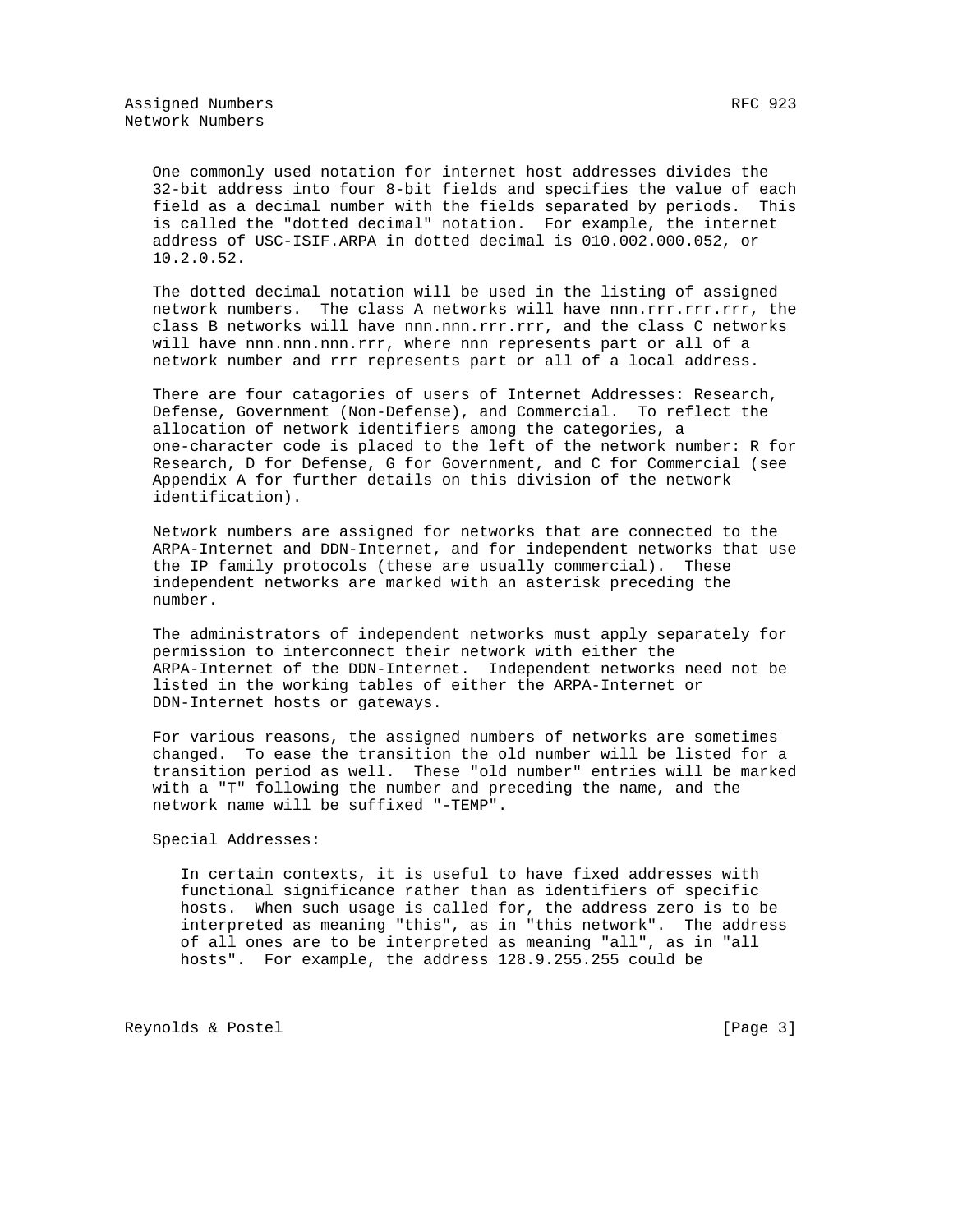One commonly used notation for internet host addresses divides the 32-bit address into four 8-bit fields and specifies the value of each field as a decimal number with the fields separated by periods. This is called the "dotted decimal" notation. For example, the internet address of USC-ISIF.ARPA in dotted decimal is 010.002.000.052, or 10.2.0.52.

The dotted decimal notation will be used in the listing of assigned network numbers. The class A networks will have nnn.rrr.rrr.rrr, the class B networks will have nnn.nnn.rrr.rrr, and the class C networks will have nnn.nnn.nnn.rrr, where nnn represents part or all of a network number and rrr represents part or all of a local address.

There are four catagories of users of Internet Addresses: Research, Defense, Government (Non-Defense), and Commercial. To reflect the allocation of network identifiers among the categories, a one-character code is placed to the left of the network number: R for Research, D for Defense, G for Government, and C for Commercial (see Appendix A for further details on this division of the network identification).

Network numbers are assigned for networks that are connected to the ARPA-Internet and DDN-Internet, and for independent networks that use the IP family protocols (these are usually commercial). These independent networks are marked with an asterisk preceding the number.

The administrators of independent networks must apply separately for permission to interconnect their network with either the ARPA-Internet of the DDN-Internet. Independent networks need not be listed in the working tables of either the ARPA-Internet or DDN-Internet hosts or gateways.

For various reasons, the assigned numbers of networks are sometimes changed. To ease the transition the old number will be listed for a transition period as well. These "old number" entries will be marked with a "T" following the number and preceding the name, and the network name will be suffixed "-TEMP".

Special Addresses:

In certain contexts, it is useful to have fixed addresses with functional significance rather than as identifiers of specific hosts. When such usage is called for, the address zero is to be interpreted as meaning "this", as in "this network". The address of all ones are to be interpreted as meaning "all", as in "all hosts". For example, the address 128.9.255.255 could be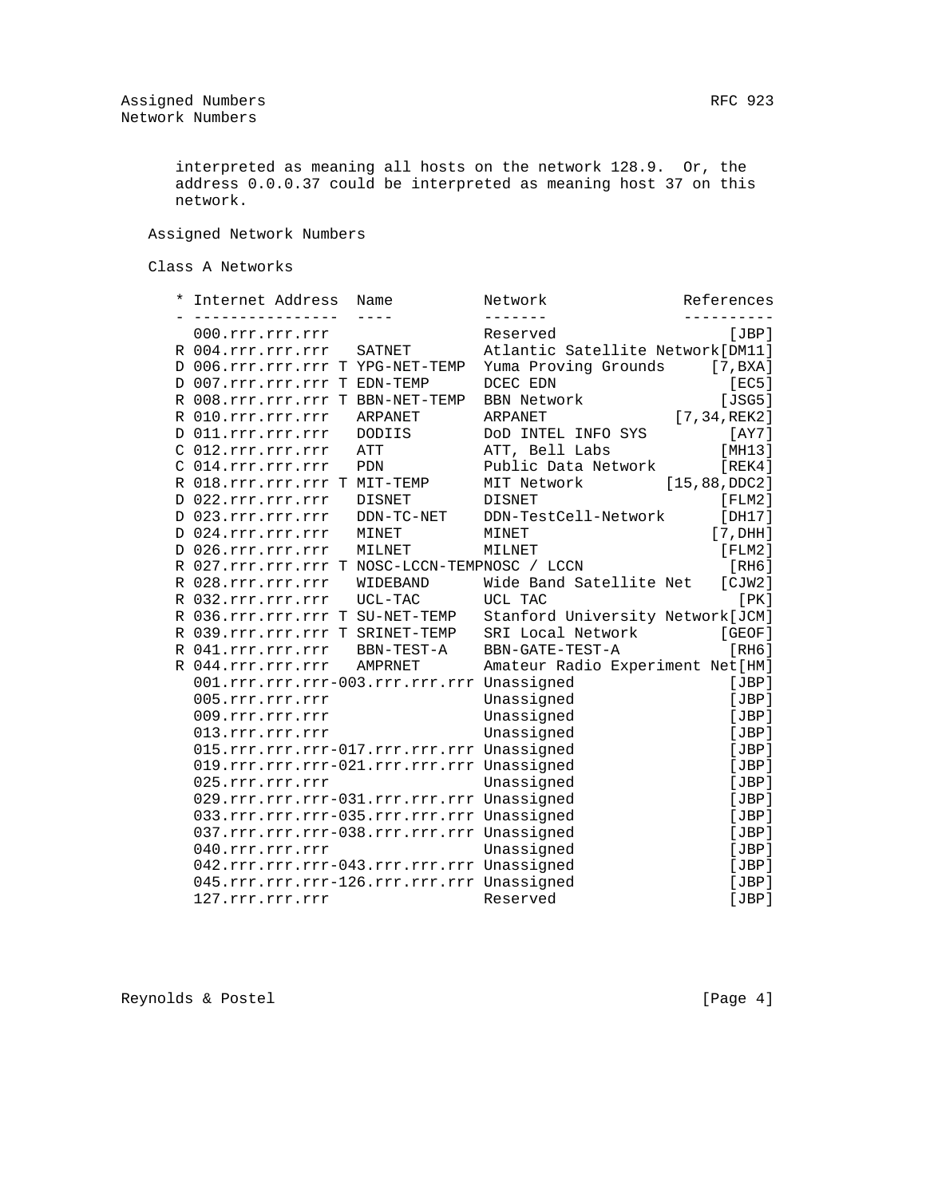interpreted as meaning all hosts on the network 128.9. Or, the address 0.0.0.37 could be interpreted as meaning host 37 on this network.

## Assigned Network Numbers

### Class A Networks

| * | Internet Address | | Name | Network | References |
|---|---|---|---|---|---|
| | 000.rrr.rrr.rrr | | | Reserved | [JBP] |
| R | 004.rrr.rrr.rrr | | SATNET | Atlantic Satellite Network | [DM11] |
| D | 006.rrr.rrr.rrr | T | YPG-NET-TEMP | Yuma Proving Grounds | [7,BXA] |
| D | 007.rrr.rrr.rrr | T | EDN-TEMP | DCEC EDN | [EC5] |
| R | 008.rrr.rrr.rrr | T | BBN-NET-TEMP | BBN Network | [JSG5] |
| R | 010.rrr.rrr.rrr | | ARPANET | ARPANET | [7,34,REK2] |
| D | 011.rrr.rrr.rrr | | DODIIS | DoD INTEL INFO SYS | [AY7] |
| C | 012.rrr.rrr.rrr | | ATT | ATT, Bell Labs | [MH13] |
| C | 014.rrr.rrr.rrr | | PDN | Public Data Network | [REK4] |
| R | 018.rrr.rrr.rrr | T | MIT-TEMP | MIT Network | [15,88,DDC2] |
| D | 022.rrr.rrr.rrr | | DISNET | DISNET | [FLM2] |
| D | 023.rrr.rrr.rrr | | DDN-TC-NET | DDN-TestCell-Network | [DH17] |
| D | 024.rrr.rrr.rrr | | MINET | MINET | [7,DHH] |
| D | 026.rrr.rrr.rrr | | MILNET | MILNET | [FLM2] |
| R | 027.rrr.rrr.rrr | T | NOSC-LCCN-TEMP | NOSC / LCCN | [RH6] |
| R | 028.rrr.rrr.rrr | | WIDEBAND | Wide Band Satellite Net | [CJW2] |
| R | 032.rrr.rrr.rrr | | UCL-TAC | UCL TAC | [PK] |
| R | 036.rrr.rrr.rrr | T | SU-NET-TEMP | Stanford University Network | [JCM] |
| R | 039.rrr.rrr.rrr | T | SRINET-TEMP | SRI Local Network | [GEOF] |
| R | 041.rrr.rrr.rrr | | BBN-TEST-A | BBN-GATE-TEST-A | [RH6] |
| R | 044.rrr.rrr.rrr | | AMPRNET | Amateur Radio Experiment Net | [HM] |
| | 001.rrr.rrr.rrr-003.rrr.rrr.rrr | | | Unassigned | [JBP] |
| | 005.rrr.rrr.rrr | | | Unassigned | [JBP] |
| | 009.rrr.rrr.rrr | | | Unassigned | [JBP] |
| | 013.rrr.rrr.rrr | | | Unassigned | [JBP] |
| | 015.rrr.rrr.rrr-017.rrr.rrr.rrr | | | Unassigned | [JBP] |
| | 019.rrr.rrr.rrr-021.rrr.rrr.rrr | | | Unassigned | [JBP] |
| | 025.rrr.rrr.rrr | | | Unassigned | [JBP] |
| | 029.rrr.rrr.rrr-031.rrr.rrr.rrr | | | Unassigned | [JBP] |
| | 033.rrr.rrr.rrr-035.rrr.rrr.rrr | | | Unassigned | [JBP] |
| | 037.rrr.rrr.rrr-038.rrr.rrr.rrr | | | Unassigned | [JBP] |
| | 040.rrr.rrr.rrr | | | Unassigned | [JBP] |
| | 042.rrr.rrr.rrr-043.rrr.rrr.rrr | | | Unassigned | [JBP] |
| | 045.rrr.rrr.rrr-126.rrr.rrr.rrr | | | Unassigned | [JBP] |
| | 127.rrr.rrr.rrr | | | Reserved | [JBP] |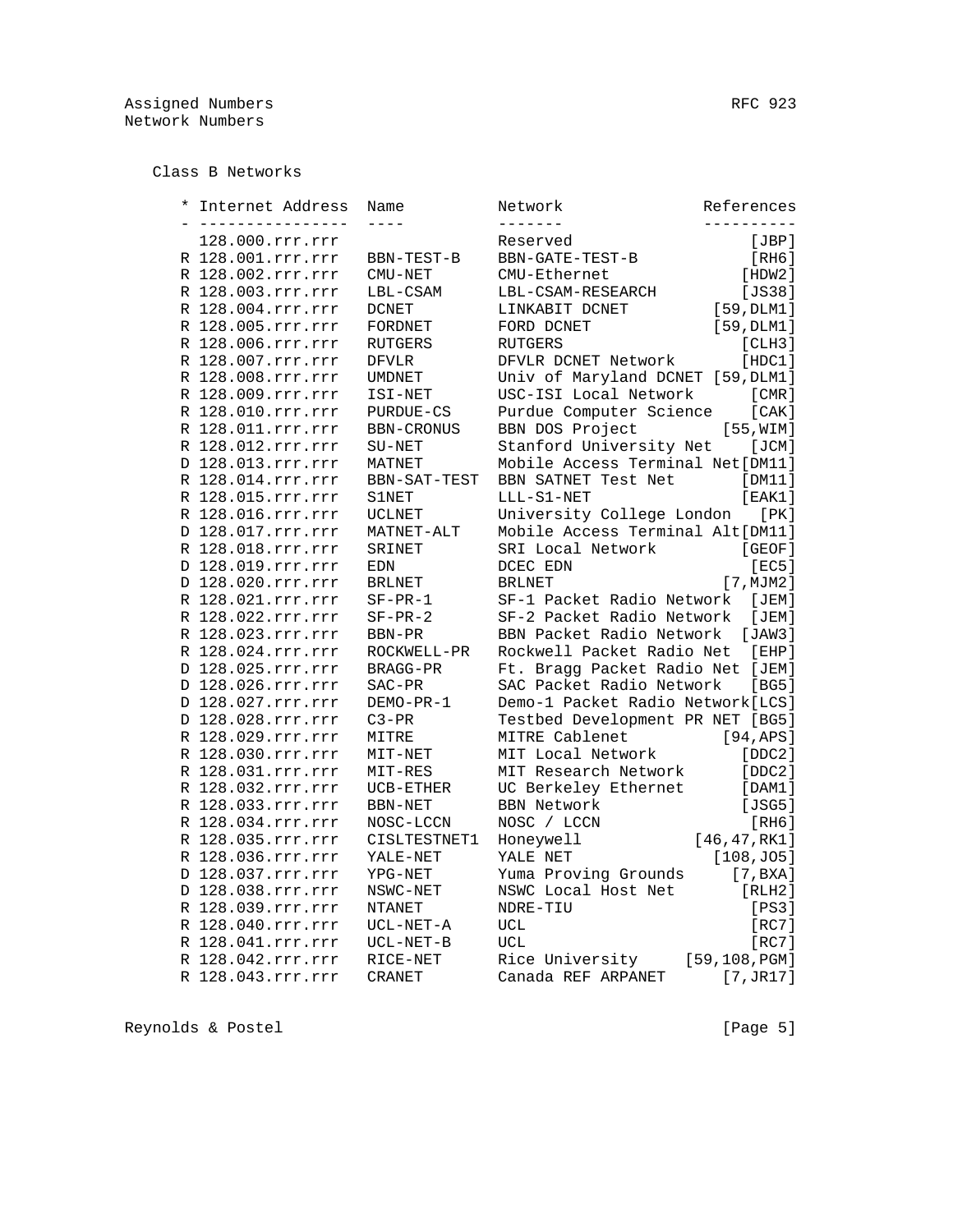## Class B Networks

| * | Internet Address | Name | Network | References |
|---|---|---|---|---|
| | 128.000.rrr.rrr | | Reserved | [JBP] |
| R | 128.001.rrr.rrr | BBN-TEST-B | BBN-GATE-TEST-B | [RH6] |
| R | 128.002.rrr.rrr | CMU-NET | CMU-Ethernet | [HDW2] |
| R | 128.003.rrr.rrr | LBL-CSAM | LBL-CSAM-RESEARCH | [JS38] |
| R | 128.004.rrr.rrr | DCNET | LINKABIT DCNET | [59,DLM1] |
| R | 128.005.rrr.rrr | FORDNET | FORD DCNET | [59,DLM1] |
| R | 128.006.rrr.rrr | RUTGERS | RUTGERS | [CLH3] |
| R | 128.007.rrr.rrr | DFVLR | DFVLR DCNET Network | [HDC1] |
| R | 128.008.rrr.rrr | UMDNET | Univ of Maryland DCNET | [59,DLM1] |
| R | 128.009.rrr.rrr | ISI-NET | USC-ISI Local Network | [CMR] |
| R | 128.010.rrr.rrr | PURDUE-CS | Purdue Computer Science | [CAK] |
| R | 128.011.rrr.rrr | BBN-CRONUS | BBN DOS Project | [55,WIM] |
| R | 128.012.rrr.rrr | SU-NET | Stanford University Net | [JCM] |
| D | 128.013.rrr.rrr | MATNET | Mobile Access Terminal Net | [DM11] |
| R | 128.014.rrr.rrr | BBN-SAT-TEST | BBN SATNET Test Net | [DM11] |
| R | 128.015.rrr.rrr | S1NET | LLL-S1-NET | [EAK1] |
| R | 128.016.rrr.rrr | UCLNET | University College London | [PK] |
| D | 128.017.rrr.rrr | MATNET-ALT | Mobile Access Terminal Alt | [DM11] |
| R | 128.018.rrr.rrr | SRINET | SRI Local Network | [GEOF] |
| D | 128.019.rrr.rrr | EDN | DCEC EDN | [EC5] |
| D | 128.020.rrr.rrr | BRLNET | BRLNET | [7,MJM2] |
| R | 128.021.rrr.rrr | SF-PR-1 | SF-1 Packet Radio Network | [JEM] |
| R | 128.022.rrr.rrr | SF-PR-2 | SF-2 Packet Radio Network | [JEM] |
| R | 128.023.rrr.rrr | BBN-PR | BBN Packet Radio Network | [JAW3] |
| R | 128.024.rrr.rrr | ROCKWELL-PR | Rockwell Packet Radio Net | [EHP] |
| D | 128.025.rrr.rrr | BRAGG-PR | Ft. Bragg Packet Radio Net | [JEM] |
| D | 128.026.rrr.rrr | SAC-PR | SAC Packet Radio Network | [BG5] |
| D | 128.027.rrr.rrr | DEMO-PR-1 | Demo-1 Packet Radio Network | [LCS] |
| D | 128.028.rrr.rrr | C3-PR | Testbed Development PR NET | [BG5] |
| R | 128.029.rrr.rrr | MITRE | MITRE Cablenet | [94,APS] |
| R | 128.030.rrr.rrr | MIT-NET | MIT Local Network | [DDC2] |
| R | 128.031.rrr.rrr | MIT-RES | MIT Research Network | [DDC2] |
| R | 128.032.rrr.rrr | UCB-ETHER | UC Berkeley Ethernet | [DAM1] |
| R | 128.033.rrr.rrr | BBN-NET | BBN Network | [JSG5] |
| R | 128.034.rrr.rrr | NOSC-LCCN | NOSC / LCCN | [RH6] |
| R | 128.035.rrr.rrr | CISLTESTNET1 | Honeywell | [46,47,RK1] |
| R | 128.036.rrr.rrr | YALE-NET | YALE NET | [108,JO5] |
| D | 128.037.rrr.rrr | YPG-NET | Yuma Proving Grounds | [7,BXA] |
| D | 128.038.rrr.rrr | NSWC-NET | NSWC Local Host Net | [RLH2] |
| R | 128.039.rrr.rrr | NTANET | NDRE-TIU | [PS3] |
| R | 128.040.rrr.rrr | UCL-NET-A | UCL | [RC7] |
| R | 128.041.rrr.rrr | UCL-NET-B | UCL | [RC7] |
| R | 128.042.rrr.rrr | RICE-NET | Rice University | [59,108,PGM] |
| R | 128.043.rrr.rrr | CRANET | Canada REF ARPANET | [7,JR17] |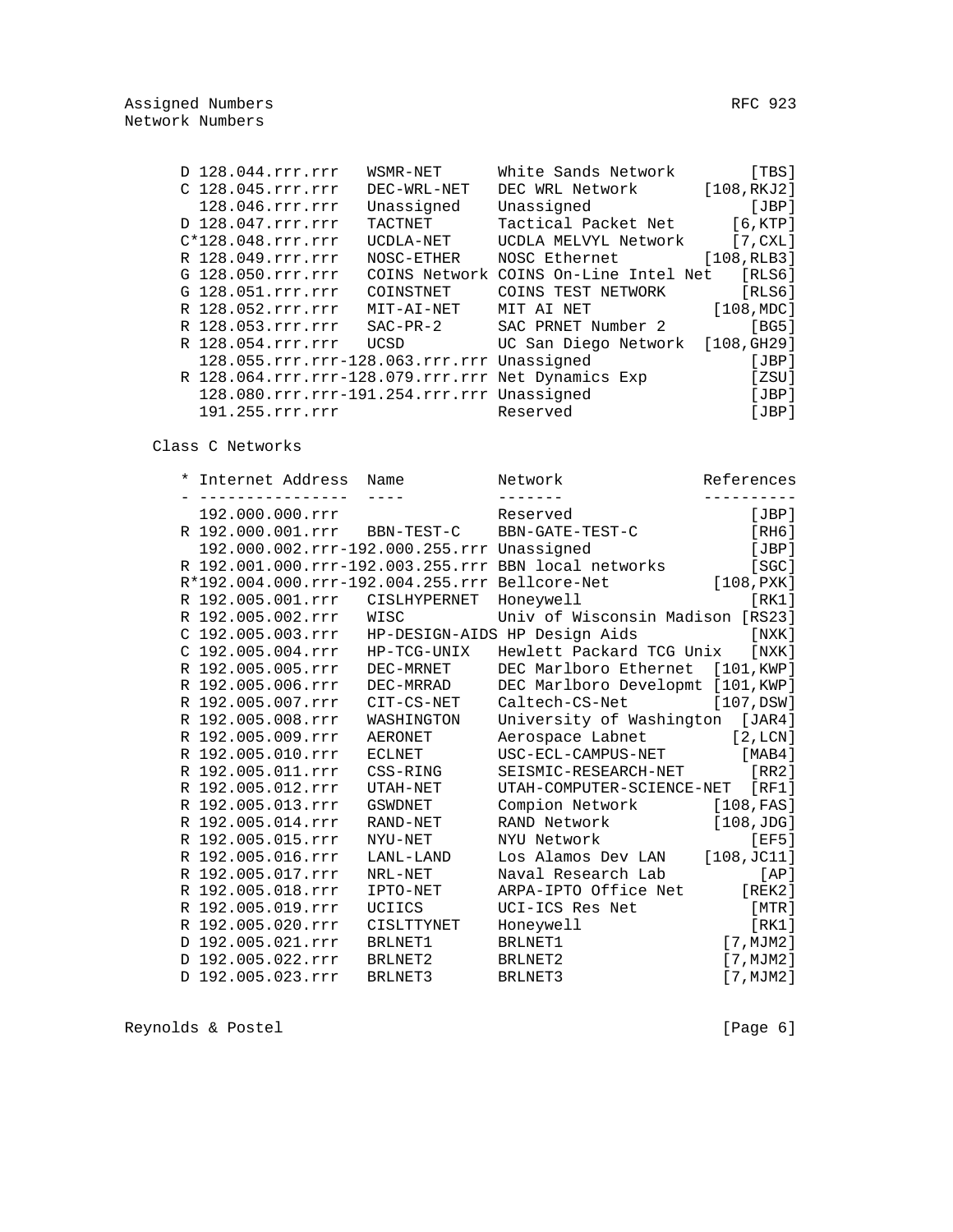| * | Internet Address | Name | Network | References |
|---|---|---|---|---|
| D | 128.044.rrr.rrr | WSMR-NET | White Sands Network | [TBS] |
| C | 128.045.rrr.rrr | DEC-WRL-NET | DEC WRL Network | [108,RKJ2] |
| | 128.046.rrr.rrr | Unassigned | Unassigned | [JBP] |
| D | 128.047.rrr.rrr | TACTNET | Tactical Packet Net | [6,KTP] |
| C* | 128.048.rrr.rrr | UCDLA-NET | UCDLA MELVYL Network | [7,CXL] |
| R | 128.049.rrr.rrr | NOSC-ETHER | NOSC Ethernet | [108,RLB3] |
| G | 128.050.rrr.rrr | COINS Network | COINS On-Line Intel Net | [RLS6] |
| G | 128.051.rrr.rrr | COINSTNET | COINS TEST NETWORK | [RLS6] |
| R | 128.052.rrr.rrr | MIT-AI-NET | MIT AI NET | [108,MDC] |
| R | 128.053.rrr.rrr | SAC-PR-2 | SAC PRNET Number 2 | [BG5] |
| R | 128.054.rrr.rrr | UCSD | UC San Diego Network | [108,GH29] |
| | 128.055.rrr.rrr-128.063.rrr.rrr | | Unassigned | [JBP] |
| R | 128.064.rrr.rrr-128.079.rrr.rrr | | Net Dynamics Exp | [ZSU] |
| | 128.080.rrr.rrr-191.254.rrr.rrr | | Unassigned | [JBP] |
| | 191.255.rrr.rrr | | Reserved | [JBP] |

Class C Networks

| * | Internet Address | Name | Network | References |
|---|---|---|---|---|
| | 192.000.000.rrr | | Reserved | [JBP] |
| R | 192.000.001.rrr | BBN-TEST-C | BBN-GATE-TEST-C | [RH6] |
| | 192.000.002.rrr-192.000.255.rrr | | Unassigned | [JBP] |
| R | 192.001.000.rrr-192.003.255.rrr | | BBN local networks | [SGC] |
| R* | 192.004.000.rrr-192.004.255.rrr | | Bellcore-Net | [108,PXK] |
| R | 192.005.001.rrr | CISLHYPERNET | Honeywell | [RK1] |
| R | 192.005.002.rrr | WISC | Univ of Wisconsin Madison | [RS23] |
| C | 192.005.003.rrr | HP-DESIGN-AIDS | HP Design Aids | [NXK] |
| C | 192.005.004.rrr | HP-TCG-UNIX | Hewlett Packard TCG Unix | [NXK] |
| R | 192.005.005.rrr | DEC-MRNET | DEC Marlboro Ethernet | [101,KWP] |
| R | 192.005.006.rrr | DEC-MRRAD | DEC Marlboro Developmt | [101,KWP] |
| R | 192.005.007.rrr | CIT-CS-NET | Caltech-CS-Net | [107,DSW] |
| R | 192.005.008.rrr | WASHINGTON | University of Washington | [JAR4] |
| R | 192.005.009.rrr | AERONET | Aerospace Labnet | [2,LCN] |
| R | 192.005.010.rrr | ECLNET | USC-ECL-CAMPUS-NET | [MAB4] |
| R | 192.005.011.rrr | CSS-RING | SEISMIC-RESEARCH-NET | [RR2] |
| R | 192.005.012.rrr | UTAH-NET | UTAH-COMPUTER-SCIENCE-NET | [RF1] |
| R | 192.005.013.rrr | GSWDNET | Compion Network | [108,FAS] |
| R | 192.005.014.rrr | RAND-NET | RAND Network | [108,JDG] |
| R | 192.005.015.rrr | NYU-NET | NYU Network | [EF5] |
| R | 192.005.016.rrr | LANL-LAND | Los Alamos Dev LAN | [108,JC11] |
| R | 192.005.017.rrr | NRL-NET | Naval Research Lab | [AP] |
| R | 192.005.018.rrr | IPTO-NET | ARPA-IPTO Office Net | [REK2] |
| R | 192.005.019.rrr | UCIICS | UCI-ICS Res Net | [MTR] |
| R | 192.005.020.rrr | CISLTTYNET | Honeywell | [RK1] |
| D | 192.005.021.rrr | BRLNET1 | BRLNET1 | [7,MJM2] |
| D | 192.005.022.rrr | BRLNET2 | BRLNET2 | [7,MJM2] |
| D | 192.005.023.rrr | BRLNET3 | BRLNET3 | [7,MJM2] |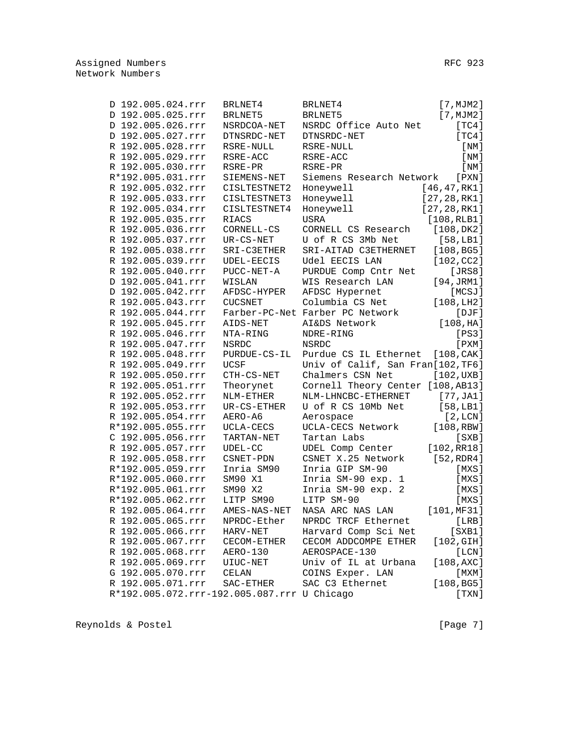```
   D 192.005.024.rrr   BRLNET4       BRLNET4                   [7,MJM2]
   D 192.005.025.rrr   BRLNET5       BRLNET5                   [7,MJM2]
   D 192.005.026.rrr   NSRDCOA-NET   NSRDC Office Auto Net        [TC4]
   D 192.005.027.rrr   DTNSRDC-NET   DTNSRDC-NET                  [TC4]
   R 192.005.028.rrr   RSRE-NULL     RSRE-NULL                     [NM]
   R 192.005.029.rrr   RSRE-ACC      RSRE-ACC                      [NM]
   R 192.005.030.rrr   RSRE-PR       RSRE-PR                       [NM]
   R*192.005.031.rrr   SIEMENS-NET   Siemens Research Network   [PXN]
   R 192.005.032.rrr   CISLTESTNET2  Honeywell              [46,47,RK1]
   R 192.005.033.rrr   CISLTESTNET3  Honeywell              [27,28,RK1]
   R 192.005.034.rrr   CISLTESTNET4  Honeywell              [27,28,RK1]
   R 192.005.035.rrr   RIACS         USRA                     [108,RLB1]
   R 192.005.036.rrr   CORNELL-CS    CORNELL CS Research       [108,DK2]
   R 192.005.037.rrr   UR-CS-NET     U of R CS 3Mb Net          [58,LB1]
   R 192.005.038.rrr   SRI-C3ETHER   SRI-AITAD C3ETHERNET      [108,BG5]
   R 192.005.039.rrr   UDEL-EECIS    Udel EECIS LAN            [102,CC2]
   R 192.005.040.rrr   PUCC-NET-A    PURDUE Comp Cntr Net         [JRS8]
   D 192.005.041.rrr   WISLAN        WIS Research LAN          [94,JRM1]
   D 192.005.042.rrr   AFDSC-HYPER   AFDSC Hypernet               [MCSJ]
   R 192.005.043.rrr   CUCSNET       Columbia CS Net           [108,LH2]
   R 192.005.044.rrr   Farber-PC-Net Farber PC Network             [DJF]
   R 192.005.045.rrr   AIDS-NET      AI&DS Network              [108,HA]
   R 192.005.046.rrr   NTA-RING      NDRE-RING                     [PS3]
   R 192.005.047.rrr   NSRDC         NSRDC                         [PXM]
   R 192.005.048.rrr   PURDUE-CS-IL  Purdue CS IL Ethernet  [108,CAK]
   R 192.005.049.rrr   UCSF          Univ of Calif, San Fran[102,TF6]
   R 192.005.050.rrr   CTH-CS-NET    Chalmers CSN Net          [102,UXB]
   R 192.005.051.rrr   Theorynet     Cornell Theory Center [108,AB13]
   R 192.005.052.rrr   NLM-ETHER     NLM-LHNCBC-ETHERNET        [77,JA1]
   R 192.005.053.rrr   UR-CS-ETHER   U of R CS 10Mb Net         [58,LB1]
   R 192.005.054.rrr   AERO-A6       Aerospace                   [2,LCN]
   R*192.005.055.rrr   UCLA-CECS     UCLA-CECS Network         [108,RBW]
   C 192.005.056.rrr   TARTAN-NET    Tartan Labs                   [SXB]
   R 192.005.057.rrr   UDEL-CC       UDEL Comp Center         [102,RR18]
   R 192.005.058.rrr   CSNET-PDN     CSNET X.25 Network        [52,RDR4]
   R*192.005.059.rrr   Inria SM90    Inria GIP SM-90               [MXS]
   R*192.005.060.rrr   SM90 X1       Inria SM-90 exp. 1            [MXS]
   R*192.005.061.rrr   SM90 X2       Inria SM-90 exp. 2            [MXS]
   R*192.005.062.rrr   LITP SM90     LITP SM-90                    [MXS]
   R 192.005.064.rrr   AMES-NAS-NET  NASA ARC NAS LAN         [101,MF31]
   R 192.005.065.rrr   NPRDC-Ether   NPRDC TRCF Ethernet           [LRB]
   R 192.005.066.rrr   HARV-NET      Harvard Comp Sci Net         [SXB1]
   R 192.005.067.rrr   CECOM-ETHER   CECOM ADDCOMPE ETHER      [102,GIH]
   R 192.005.068.rrr   AERO-130      AEROSPACE-130                 [LCN]
   R 192.005.069.rrr   UIUC-NET      Univ of IL at Urbana      [108,AXC]
   G 192.005.070.rrr   CELAN         COINS Exper. LAN              [MXM]
   R 192.005.071.rrr   SAC-ETHER     SAC C3 Ethernet           [108,BG5]
   R*192.005.072.rrr-192.005.087.rrr U Chicago                     [TXN]
```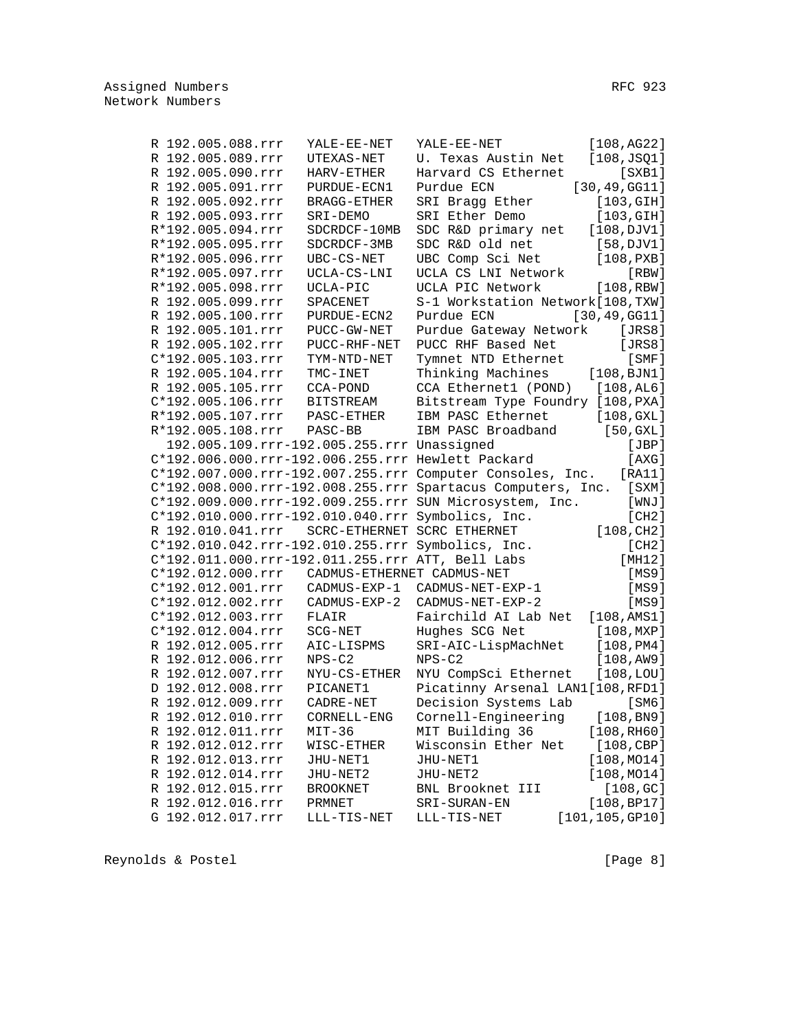```
      R 192.005.088.rrr   YALE-EE-NET   YALE-EE-NET            [108,AG22]
      R 192.005.089.rrr   UTEXAS-NET    U. Texas Austin Net    [108,JSQ1]
      R 192.005.090.rrr   HARV-ETHER    Harvard CS Ethernet        [SXB1]
      R 192.005.091.rrr   PURDUE-ECN1   Purdue ECN             [30,49,GG11]
      R 192.005.092.rrr   BRAGG-ETHER   SRI Bragg Ether         [103,GIH]
      R 192.005.093.rrr   SRI-DEMO      SRI Ether Demo          [103,GIH]
      R*192.005.094.rrr   SDCRDCF-10MB  SDC R&D primary net    [108,DJV1]
      R*192.005.095.rrr   SDCRDCF-3MB   SDC R&D old net         [58,DJV1]
      R*192.005.096.rrr   UBC-CS-NET    UBC Comp Sci Net        [108,PXB]
      R*192.005.097.rrr   UCLA-CS-LNI   UCLA CS LNI Network         [RBW]
      R*192.005.098.rrr   UCLA-PIC      UCLA PIC Network        [108,RBW]
      R 192.005.099.rrr   SPACENET      S-1 Workstation Network[108,TXW]
      R 192.005.100.rrr   PURDUE-ECN2   Purdue ECN             [30,49,GG11]
      R 192.005.101.rrr   PUCC-GW-NET   Purdue Gateway Network     [JRS8]
      R 192.005.102.rrr   PUCC-RHF-NET  PUCC RHF Based Net         [JRS8]
      C*192.005.103.rrr   TYM-NTD-NET   Tymnet NTD Ethernet         [SMF]
      R 192.005.104.rrr   TMC-INET      Thinking Machines      [108,BJN1]
      R 192.005.105.rrr   CCA-POND      CCA Ethernet1 (POND)    [108,AL6]
      C*192.005.106.rrr   BITSTREAM     Bitstream Type Foundry [108,PXA]
      R*192.005.107.rrr   PASC-ETHER    IBM PASC Ethernet       [108,GXL]
      R*192.005.108.rrr   PASC-BB       IBM PASC Broadband       [50,GXL]
        192.005.109.rrr-192.005.255.rrr Unassigned                  [JBP]
      C*192.006.000.rrr-192.006.255.rrr Hewlett Packard             [AXG]
      C*192.007.000.rrr-192.007.255.rrr Computer Consoles, Inc.    [RA11]
      C*192.008.000.rrr-192.008.255.rrr Spartacus Computers, Inc.  [SXM]
      C*192.009.000.rrr-192.009.255.rrr SUN Microsystem, Inc.       [WNJ]
      C*192.010.000.rrr-192.010.040.rrr Symbolics, Inc.             [CH2]
      R 192.010.041.rrr   SCRC-ETHERNET SCRC ETHERNET           [108,CH2]
      C*192.010.042.rrr-192.010.255.rrr Symbolics, Inc.             [CH2]
      C*192.011.000.rrr-192.011.255.rrr ATT, Bell Labs             [MH12]
      C*192.012.000.rrr   CADMUS-ETHERNET CADMUS-NET                [MS9]
      C*192.012.001.rrr   CADMUS-EXP-1  CADMUS-NET-EXP-1            [MS9]
      C*192.012.002.rrr   CADMUS-EXP-2  CADMUS-NET-EXP-2            [MS9]
      C*192.012.003.rrr   FLAIR         Fairchild AI Lab Net   [108,AMS1]
      C*192.012.004.rrr   SCG-NET       Hughes SCG Net          [108,MXP]
      R 192.012.005.rrr   AIC-LISPMS    SRI-AIC-LispMachNet     [108,PM4]
      R 192.012.006.rrr   NPS-C2        NPS-C2                  [108,AW9]
      R 192.012.007.rrr   NYU-CS-ETHER  NYU CompSci Ethernet    [108,LOU]
      D 192.012.008.rrr   PICANET1      Picatinny Arsenal LAN1[108,RFD1]
      R 192.012.009.rrr   CADRE-NET     Decision Systems Lab        [SM6]
      R 192.012.010.rrr   CORNELL-ENG   Cornell-Engineering     [108,BN9]
      R 192.012.011.rrr   MIT-36        MIT Building 36        [108,RH60]
      R 192.012.012.rrr   WISC-ETHER    Wisconsin Ether Net     [108,CBP]
      R 192.012.013.rrr   JHU-NET1      JHU-NET1               [108,MO14]
      R 192.012.014.rrr   JHU-NET2      JHU-NET2               [108,MO14]
      R 192.012.015.rrr   BROOKNET      BNL Brooknet III         [108,GC]
      R 192.012.016.rrr   PRMNET        SRI-SURAN-EN           [108,BP17]
      G 192.012.017.rrr   LLL-TIS-NET   LLL-TIS-NET        [101,105,GP10]
```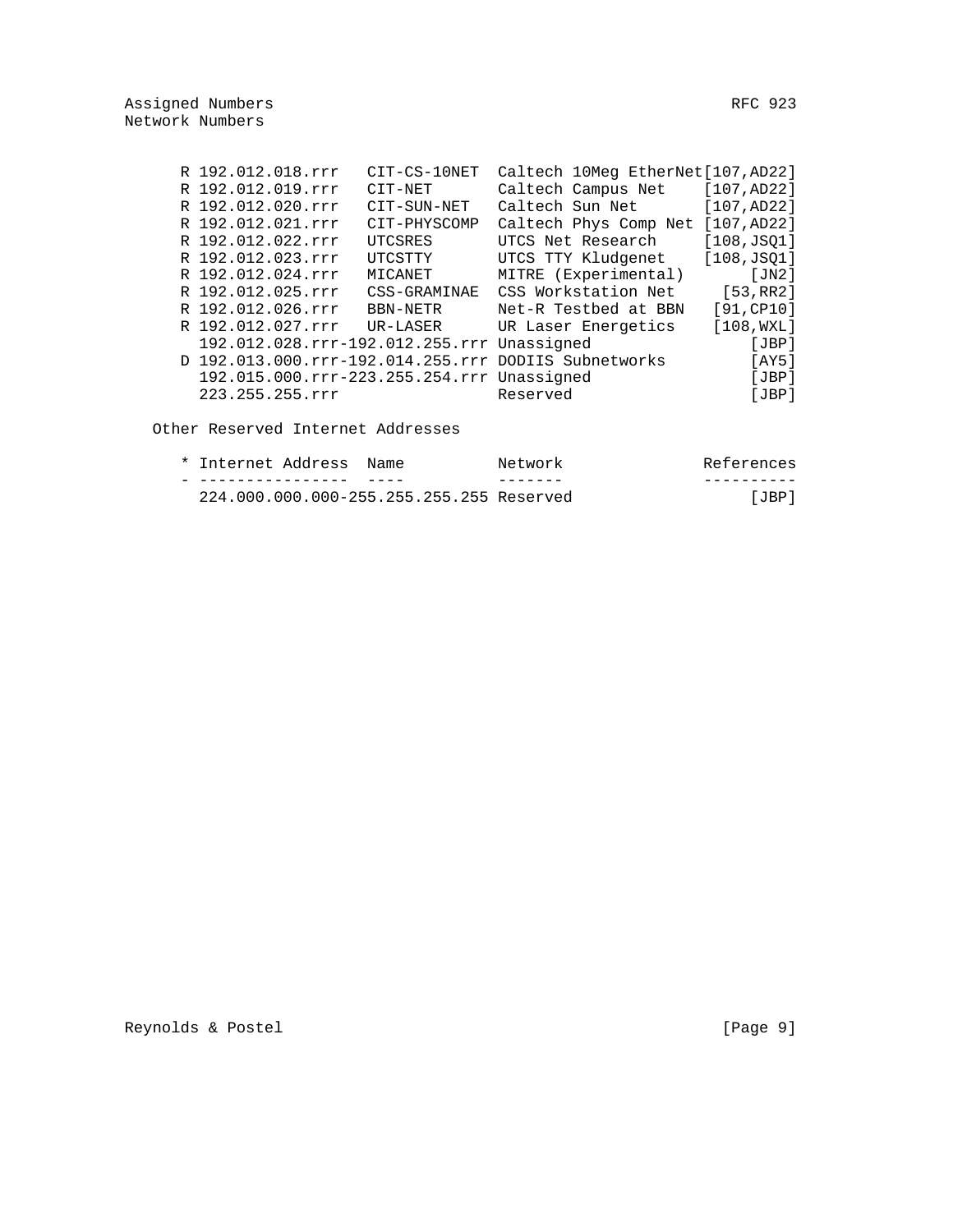| * | Internet Address | Name | Network | References |
|---|---|---|---|---|
| R | 192.012.018.rrr | CIT-CS-10NET | Caltech 10Meg EtherNet | [107,AD22] |
| R | 192.012.019.rrr | CIT-NET | Caltech Campus Net | [107,AD22] |
| R | 192.012.020.rrr | CIT-SUN-NET | Caltech Sun Net | [107,AD22] |
| R | 192.012.021.rrr | CIT-PHYSCOMP | Caltech Phys Comp Net | [107,AD22] |
| R | 192.012.022.rrr | UTCSRES | UTCS Net Research | [108,JSQ1] |
| R | 192.012.023.rrr | UTCSTTY | UTCS TTY Kludgenet | [108,JSQ1] |
| R | 192.012.024.rrr | MICANET | MITRE (Experimental) | [JN2] |
| R | 192.012.025.rrr | CSS-GRAMINAE | CSS Workstation Net | [53,RR2] |
| R | 192.012.026.rrr | BBN-NETR | Net-R Testbed at BBN | [91,CP10] |
| R | 192.012.027.rrr | UR-LASER | UR Laser Energetics | [108,WXL] |
| | 192.012.028.rrr-192.012.255.rrr | | Unassigned | [JBP] |
| D | 192.013.000.rrr-192.014.255.rrr | | DODIIS Subnetworks | [AY5] |
| | 192.015.000.rrr-223.255.254.rrr | | Unassigned | [JBP] |
| | 223.255.255.rrr | | Reserved | [JBP] |

Other Reserved Internet Addresses

| * | Internet Address | Name | Network | References |
|---|---|---|---|---|
| | 224.000.000.000-255.255.255.255 | | Reserved | [JBP] |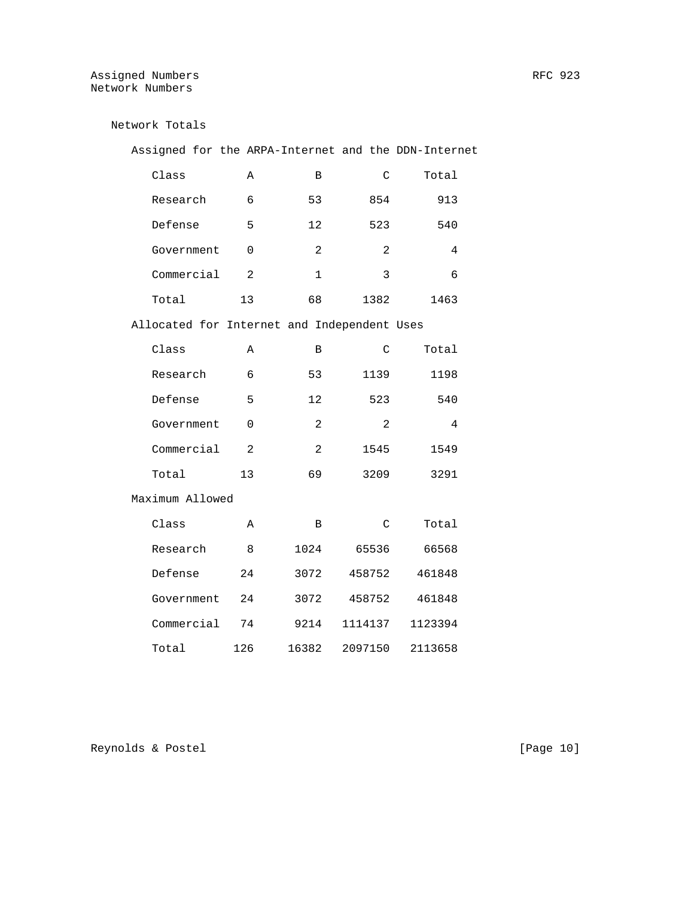## Network Totals

### Assigned for the ARPA-Internet and the DDN-Internet

| Class | A | B | C | Total |
|---|---|---|---|---|
| Research | 6 | 53 | 854 | 913 |
| Defense | 5 | 12 | 523 | 540 |
| Government | 0 | 2 | 2 | 4 |
| Commercial | 2 | 1 | 3 | 6 |
| Total | 13 | 68 | 1382 | 1463 |

### Allocated for Internet and Independent Uses

| Class | A | B | C | Total |
|---|---|---|---|---|
| Research | 6 | 53 | 1139 | 1198 |
| Defense | 5 | 12 | 523 | 540 |
| Government | 0 | 2 | 2 | 4 |
| Commercial | 2 | 2 | 1545 | 1549 |
| Total | 13 | 69 | 3209 | 3291 |

### Maximum Allowed

| Class | A | B | C | Total |
|---|---|---|---|---|
| Research | 8 | 1024 | 65536 | 66568 |
| Defense | 24 | 3072 | 458752 | 461848 |
| Government | 24 | 3072 | 458752 | 461848 |
| Commercial | 74 | 9214 | 1114137 | 1123394 |
| Total | 126 | 16382 | 2097150 | 2113658 |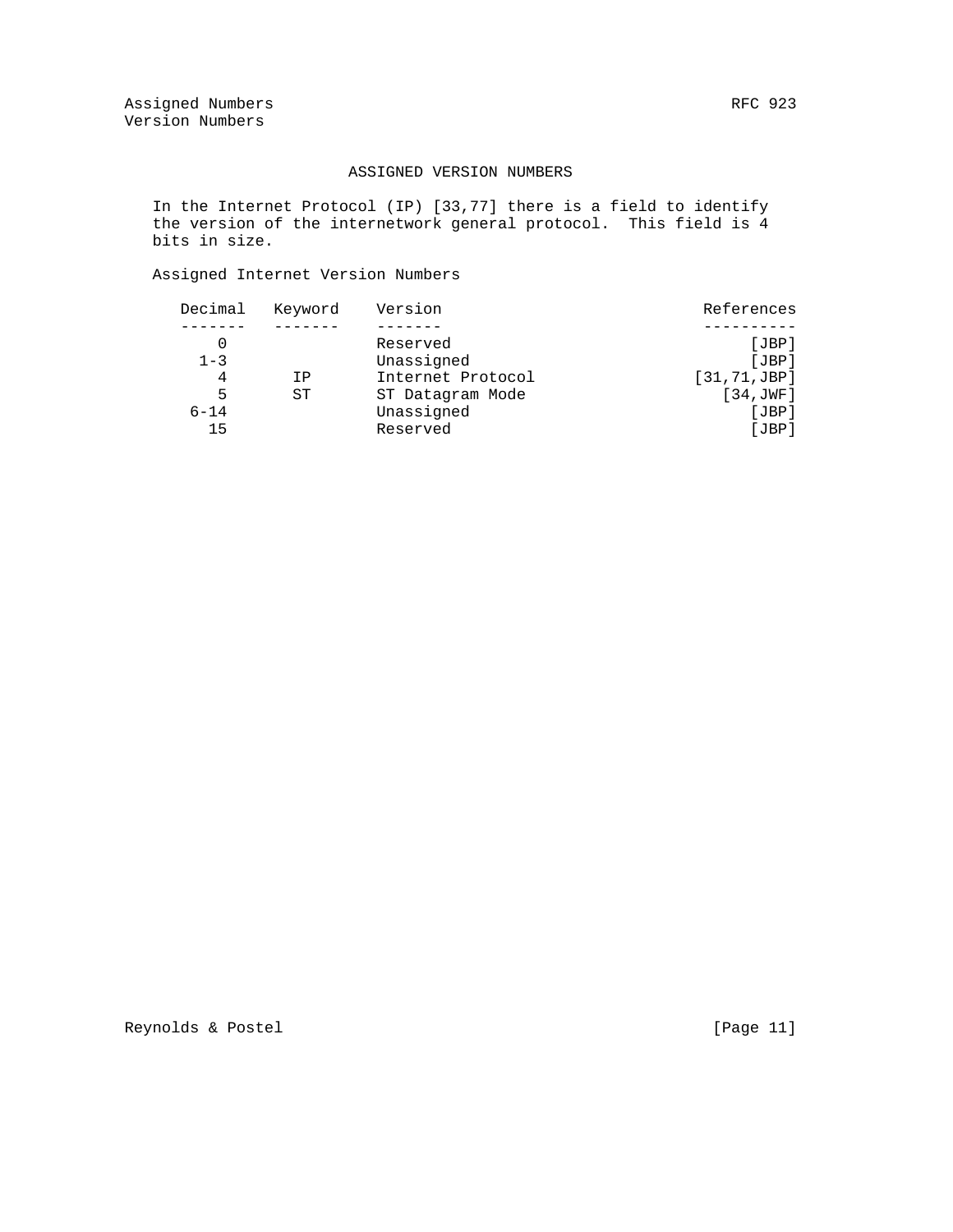## ASSIGNED VERSION NUMBERS

In the Internet Protocol (IP) [33,77] there is a field to identify the version of the internetwork general protocol. This field is 4 bits in size.

Assigned Internet Version Numbers

| Decimal | Keyword | Version | References |
|---|---|---|---|
| 0 | | Reserved | [JBP] |
| 1-3 | | Unassigned | [JBP] |
| 4 | IP | Internet Protocol | [31,71,JBP] |
| 5 | ST | ST Datagram Mode | [34,JWF] |
| 6-14 | | Unassigned | [JBP] |
| 15 | | Reserved | [JBP] |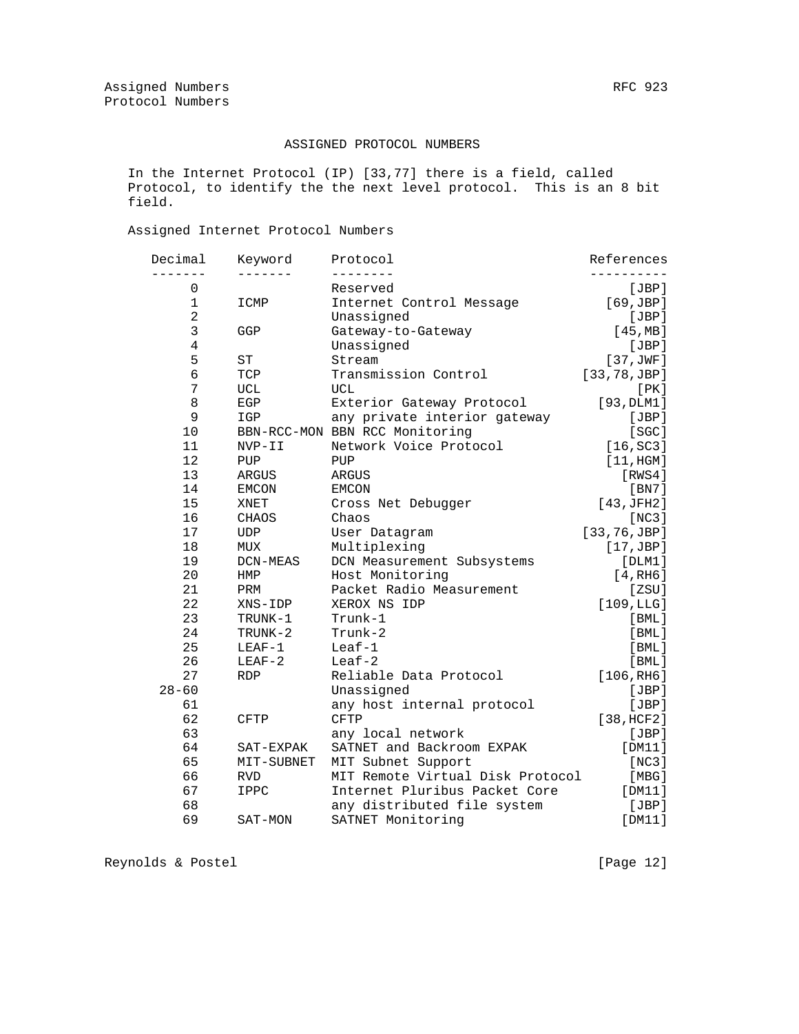## ASSIGNED PROTOCOL NUMBERS

In the Internet Protocol (IP) [33,77] there is a field, called Protocol, to identify the the next level protocol. This is an 8 bit field.

### Assigned Internet Protocol Numbers

| Decimal | Keyword | Protocol | References |
|---|---|---|---|
| 0 | | Reserved | [JBP] |
| 1 | ICMP | Internet Control Message | [69,JBP] |
| 2 | | Unassigned | [JBP] |
| 3 | GGP | Gateway-to-Gateway | [45,MB] |
| 4 | | Unassigned | [JBP] |
| 5 | ST | Stream | [37,JWF] |
| 6 | TCP | Transmission Control | [33,78,JBP] |
| 7 | UCL | UCL | [PK] |
| 8 | EGP | Exterior Gateway Protocol | [93,DLM1] |
| 9 | IGP | any private interior gateway | [JBP] |
| 10 | BBN-RCC-MON | BBN RCC Monitoring | [SGC] |
| 11 | NVP-II | Network Voice Protocol | [16,SC3] |
| 12 | PUP | PUP | [11,HGM] |
| 13 | ARGUS | ARGUS | [RWS4] |
| 14 | EMCON | EMCON | [BN7] |
| 15 | XNET | Cross Net Debugger | [43,JFH2] |
| 16 | CHAOS | Chaos | [NC3] |
| 17 | UDP | User Datagram | [33,76,JBP] |
| 18 | MUX | Multiplexing | [17,JBP] |
| 19 | DCN-MEAS | DCN Measurement Subsystems | [DLM1] |
| 20 | HMP | Host Monitoring | [4,RH6] |
| 21 | PRM | Packet Radio Measurement | [ZSU] |
| 22 | XNS-IDP | XEROX NS IDP | [109,LLG] |
| 23 | TRUNK-1 | Trunk-1 | [BML] |
| 24 | TRUNK-2 | Trunk-2 | [BML] |
| 25 | LEAF-1 | Leaf-1 | [BML] |
| 26 | LEAF-2 | Leaf-2 | [BML] |
| 27 | RDP | Reliable Data Protocol | [106,RH6] |
| 28-60 | | Unassigned | [JBP] |
| 61 | | any host internal protocol | [JBP] |
| 62 | CFTP | CFTP | [38,HCF2] |
| 63 | | any local network | [JBP] |
| 64 | SAT-EXPAK | SATNET and Backroom EXPAK | [DM11] |
| 65 | MIT-SUBNET | MIT Subnet Support | [NC3] |
| 66 | RVD | MIT Remote Virtual Disk Protocol | [MBG] |
| 67 | IPPC | Internet Pluribus Packet Core | [DM11] |
| 68 | | any distributed file system | [JBP] |
| 69 | SAT-MON | SATNET Monitoring | [DM11] |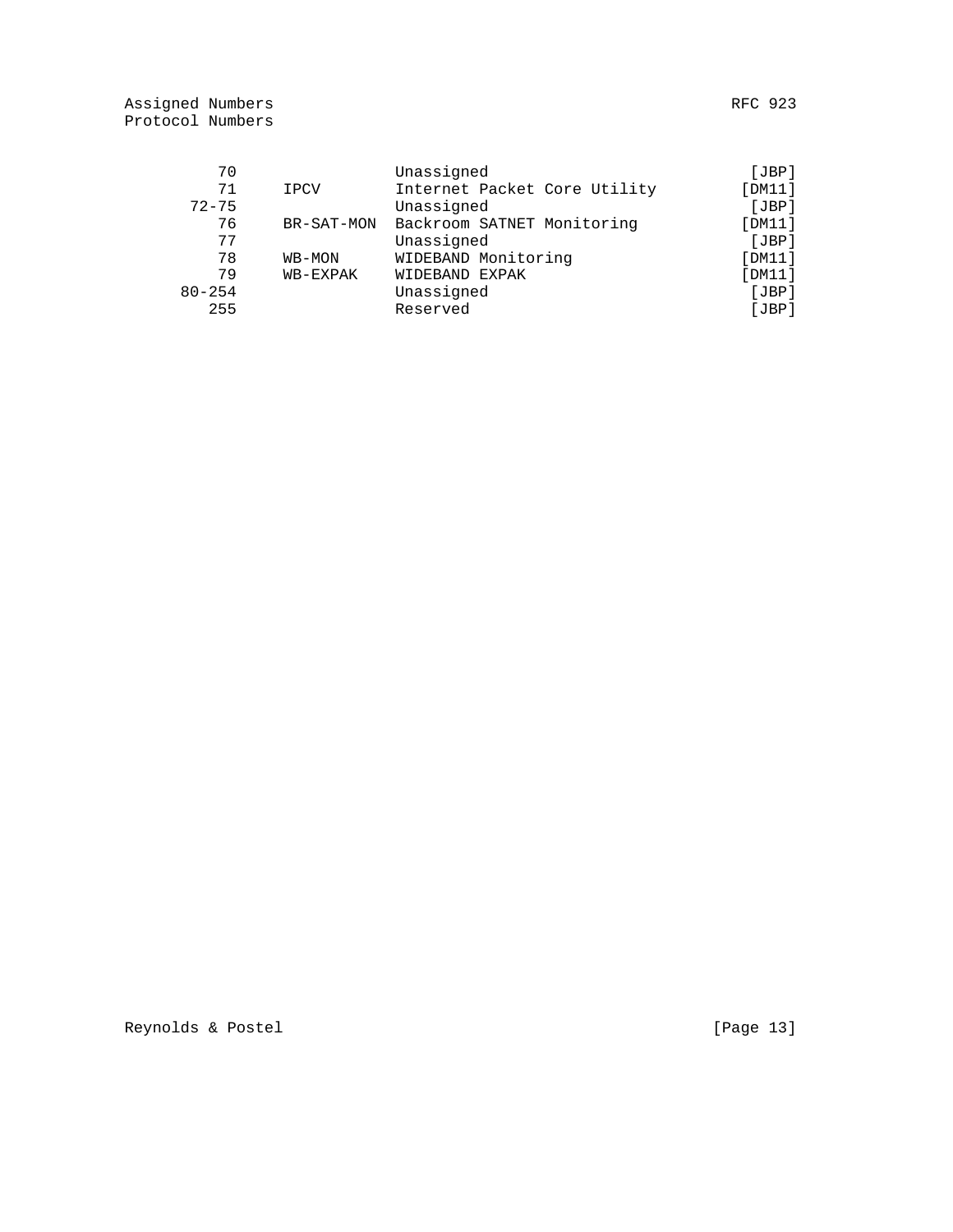| Decimal | Keyword | Protocol | References |
|---|---|---|---|
| 70 | | Unassigned | [JBP] |
| 71 | IPCV | Internet Packet Core Utility | [DM11] |
| 72-75 | | Unassigned | [JBP] |
| 76 | BR-SAT-MON | Backroom SATNET Monitoring | [DM11] |
| 77 | | Unassigned | [JBP] |
| 78 | WB-MON | WIDEBAND Monitoring | [DM11] |
| 79 | WB-EXPAK | WIDEBAND EXPAK | [DM11] |
| 80-254 | | Unassigned | [JBP] |
| 255 | | Reserved | [JBP] |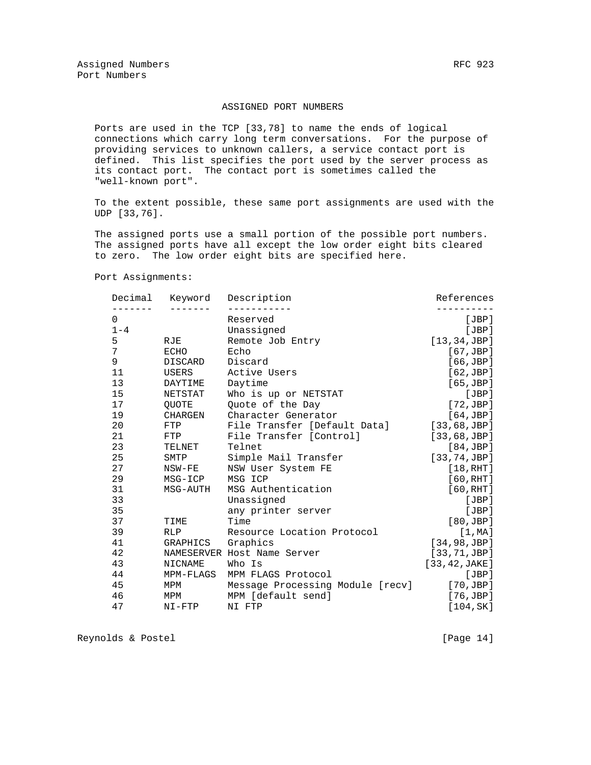## ASSIGNED PORT NUMBERS

Ports are used in the TCP [33,78] to name the ends of logical connections which carry long term conversations. For the purpose of providing services to unknown callers, a service contact port is defined. This list specifies the port used by the server process as its contact port. The contact port is sometimes called the "well-known port".

To the extent possible, these same port assignments are used with the UDP [33,76].

The assigned ports use a small portion of the possible port numbers. The assigned ports have all except the low order eight bits cleared to zero. The low order eight bits are specified here.

Port Assignments:

| Decimal | Keyword | Description | References |
|---|---|---|---|
| 0 | | Reserved | [JBP] |
| 1-4 | | Unassigned | [JBP] |
| 5 | RJE | Remote Job Entry | [13,34,JBP] |
| 7 | ECHO | Echo | [67,JBP] |
| 9 | DISCARD | Discard | [66,JBP] |
| 11 | USERS | Active Users | [62,JBP] |
| 13 | DAYTIME | Daytime | [65,JBP] |
| 15 | NETSTAT | Who is up or NETSTAT | [JBP] |
| 17 | QUOTE | Quote of the Day | [72,JBP] |
| 19 | CHARGEN | Character Generator | [64,JBP] |
| 20 | FTP | File Transfer [Default Data] | [33,68,JBP] |
| 21 | FTP | File Transfer [Control] | [33,68,JBP] |
| 23 | TELNET | Telnet | [84,JBP] |
| 25 | SMTP | Simple Mail Transfer | [33,74,JBP] |
| 27 | NSW-FE | NSW User System FE | [18,RHT] |
| 29 | MSG-ICP | MSG ICP | [60,RHT] |
| 31 | MSG-AUTH | MSG Authentication | [60,RHT] |
| 33 | | Unassigned | [JBP] |
| 35 | | any printer server | [JBP] |
| 37 | TIME | Time | [80,JBP] |
| 39 | RLP | Resource Location Protocol | [1,MA] |
| 41 | GRAPHICS | Graphics | [34,98,JBP] |
| 42 | NAMESERVER | Host Name Server | [33,71,JBP] |
| 43 | NICNAME | Who Is | [33,42,JAKE] |
| 44 | MPM-FLAGS | MPM FLAGS Protocol | [JBP] |
| 45 | MPM | Message Processing Module [recv] | [70,JBP] |
| 46 | MPM | MPM [default send] | [76,JBP] |
| 47 | NI-FTP | NI FTP | [104,SK] |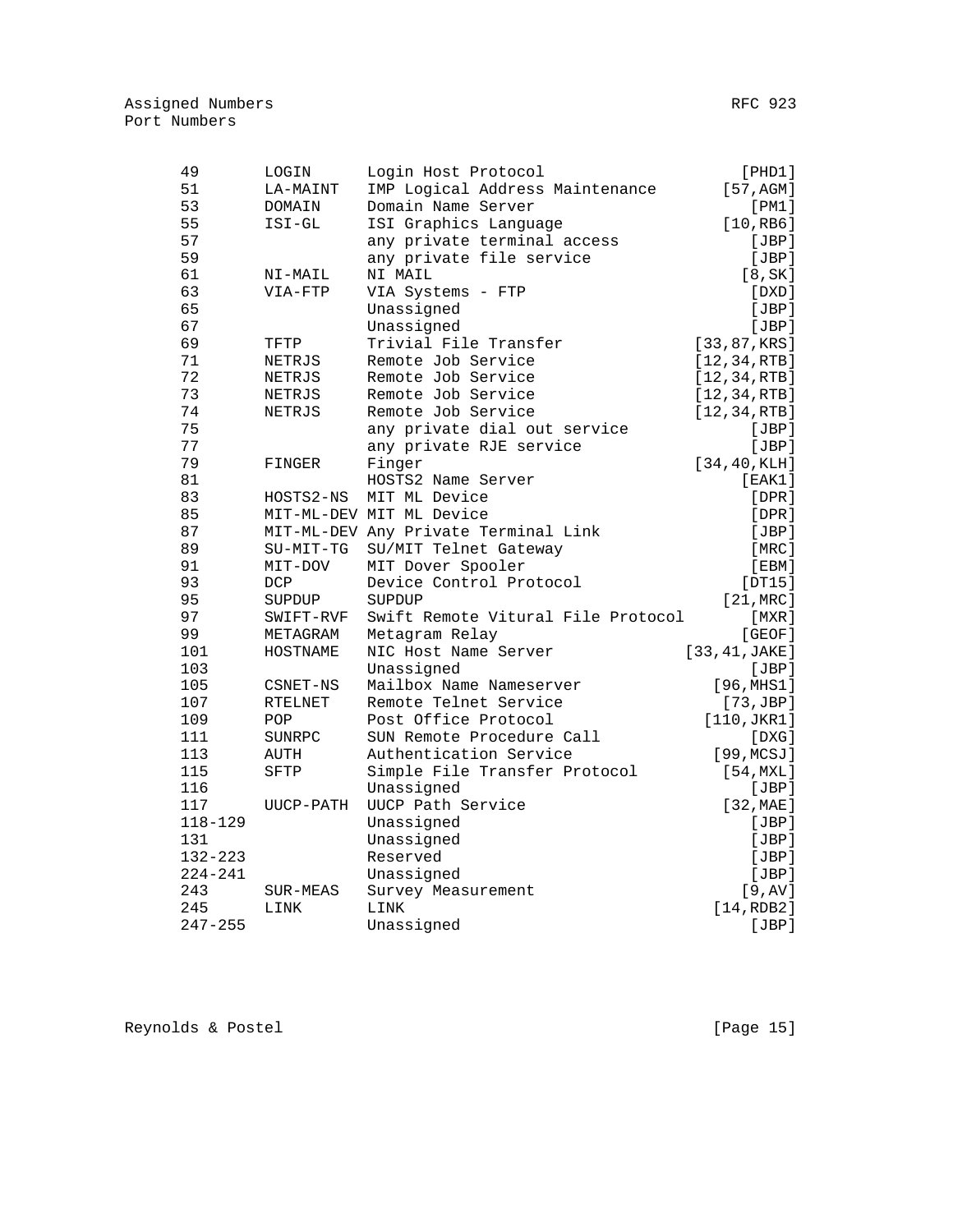Port Numbers

| Decimal | Keyword | Description | References |
| --- | --- | --- | --- |
| 49 | LOGIN | Login Host Protocol | [PHD1] |
| 51 | LA-MAINT | IMP Logical Address Maintenance | [57,AGM] |
| 53 | DOMAIN | Domain Name Server | [PM1] |
| 55 | ISI-GL | ISI Graphics Language | [10,RB6] |
| 57 | | any private terminal access | [JBP] |
| 59 | | any private file service | [JBP] |
| 61 | NI-MAIL | NI MAIL | [8,SK] |
| 63 | VIA-FTP | VIA Systems - FTP | [DXD] |
| 65 | | Unassigned | [JBP] |
| 67 | | Unassigned | [JBP] |
| 69 | TFTP | Trivial File Transfer | [33,87,KRS] |
| 71 | NETRJS | Remote Job Service | [12,34,RTB] |
| 72 | NETRJS | Remote Job Service | [12,34,RTB] |
| 73 | NETRJS | Remote Job Service | [12,34,RTB] |
| 74 | NETRJS | Remote Job Service | [12,34,RTB] |
| 75 | | any private dial out service | [JBP] |
| 77 | | any private RJE service | [JBP] |
| 79 | FINGER | Finger | [34,40,KLH] |
| 81 | | HOSTS2 Name Server | [EAK1] |
| 83 | HOSTS2-NS | MIT ML Device | [DPR] |
| 85 | MIT-ML-DEV | MIT ML Device | [DPR] |
| 87 | MIT-ML-DEV | Any Private Terminal Link | [JBP] |
| 89 | SU-MIT-TG | SU/MIT Telnet Gateway | [MRC] |
| 91 | MIT-DOV | MIT Dover Spooler | [EBM] |
| 93 | DCP | Device Control Protocol | [DT15] |
| 95 | SUPDUP | SUPDUP | [21,MRC] |
| 97 | SWIFT-RVF | Swift Remote Vitural File Protocol | [MXR] |
| 99 | METAGRAM | Metagram Relay | [GEOF] |
| 101 | HOSTNAME | NIC Host Name Server | [33,41,JAKE] |
| 103 | | Unassigned | [JBP] |
| 105 | CSNET-NS | Mailbox Name Nameserver | [96,MHS1] |
| 107 | RTELNET | Remote Telnet Service | [73,JBP] |
| 109 | POP | Post Office Protocol | [110,JKR1] |
| 111 | SUNRPC | SUN Remote Procedure Call | [DXG] |
| 113 | AUTH | Authentication Service | [99,MCSJ] |
| 115 | SFTP | Simple File Transfer Protocol | [54,MXL] |
| 116 | | Unassigned | [JBP] |
| 117 | UUCP-PATH | UUCP Path Service | [32,MAE] |
| 118-129 | | Unassigned | [JBP] |
| 131 | | Unassigned | [JBP] |
| 132-223 | | Reserved | [JBP] |
| 224-241 | | Unassigned | [JBP] |
| 243 | SUR-MEAS | Survey Measurement | [9,AV] |
| 245 | LINK | LINK | [14,RDB2] |
| 247-255 | | Unassigned | [JBP] |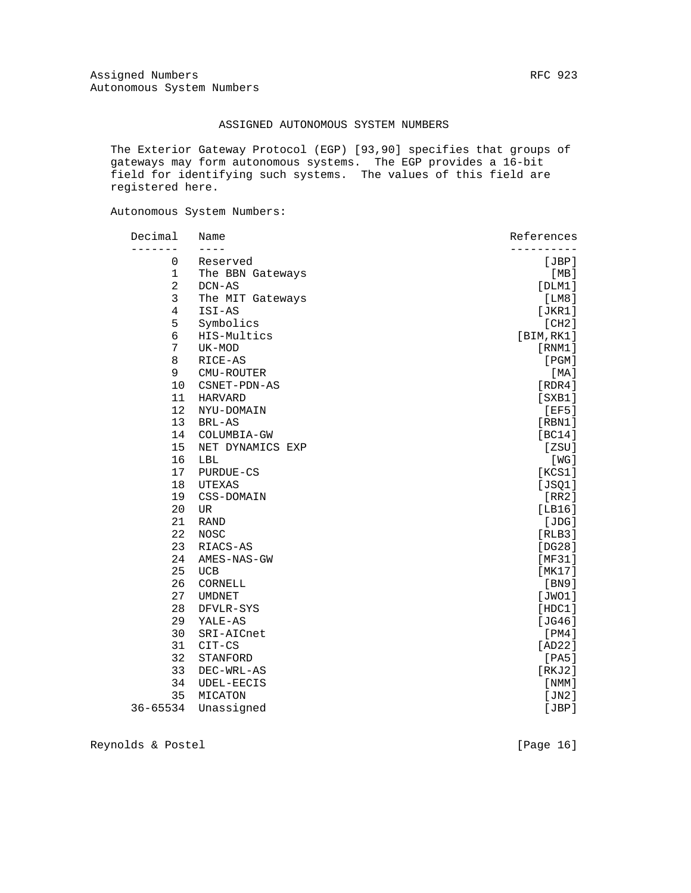## ASSIGNED AUTONOMOUS SYSTEM NUMBERS

The Exterior Gateway Protocol (EGP) [93,90] specifies that groups of gateways may form autonomous systems. The EGP provides a 16-bit field for identifying such systems. The values of this field are registered here.

Autonomous System Numbers:

| Decimal | Name | References |
|---|---|---|
| 0 | Reserved | [JBP] |
| 1 | The BBN Gateways | [MB] |
| 2 | DCN-AS | [DLM1] |
| 3 | The MIT Gateways | [LM8] |
| 4 | ISI-AS | [JKR1] |
| 5 | Symbolics | [CH2] |
| 6 | HIS-Multics | [BIM,RK1] |
| 7 | UK-MOD | [RNM1] |
| 8 | RICE-AS | [PGM] |
| 9 | CMU-ROUTER | [MA] |
| 10 | CSNET-PDN-AS | [RDR4] |
| 11 | HARVARD | [SXB1] |
| 12 | NYU-DOMAIN | [EF5] |
| 13 | BRL-AS | [RBN1] |
| 14 | COLUMBIA-GW | [BC14] |
| 15 | NET DYNAMICS EXP | [ZSU] |
| 16 | LBL | [WG] |
| 17 | PURDUE-CS | [KCS1] |
| 18 | UTEXAS | [JSQ1] |
| 19 | CSS-DOMAIN | [RR2] |
| 20 | UR | [LB16] |
| 21 | RAND | [JDG] |
| 22 | NOSC | [RLB3] |
| 23 | RIACS-AS | [DG28] |
| 24 | AMES-NAS-GW | [MF31] |
| 25 | UCB | [MK17] |
| 26 | CORNELL | [BN9] |
| 27 | UMDNET | [JWO1] |
| 28 | DFVLR-SYS | [HDC1] |
| 29 | YALE-AS | [JG46] |
| 30 | SRI-AICnet | [PM4] |
| 31 | CIT-CS | [AD22] |
| 32 | STANFORD | [PA5] |
| 33 | DEC-WRL-AS | [RKJ2] |
| 34 | UDEL-EECIS | [NMM] |
| 35 | MICATON | [JN2] |
| 36-65534 | Unassigned | [JBP] |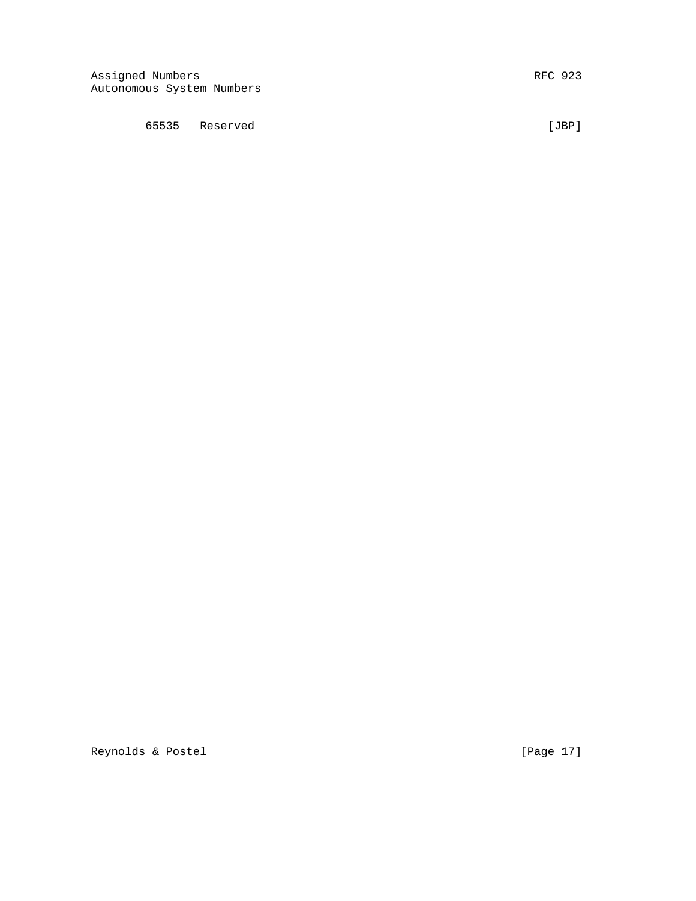```
        65535   Reserved                                         [JBP]
```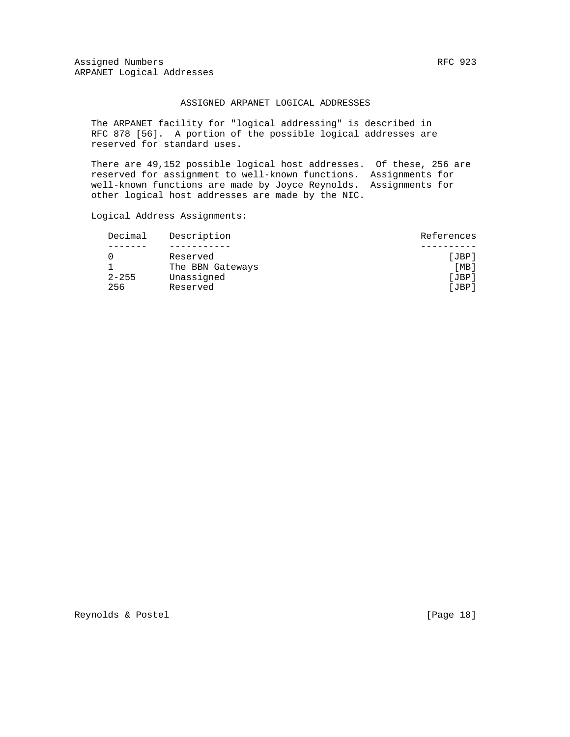## ASSIGNED ARPANET LOGICAL ADDRESSES

The ARPANET facility for "logical addressing" is described in RFC 878 [56]. A portion of the possible logical addresses are reserved for standard uses.

There are 49,152 possible logical host addresses. Of these, 256 are reserved for assignment to well-known functions. Assignments for well-known functions are made by Joyce Reynolds. Assignments for other logical host addresses are made by the NIC.

Logical Address Assignments:

| Decimal | Description | References |
|---|---|---|
| 0 | Reserved | [JBP] |
| 1 | The BBN Gateways | [MB] |
| 2-255 | Unassigned | [JBP] |
| 256 | Reserved | [JBP] |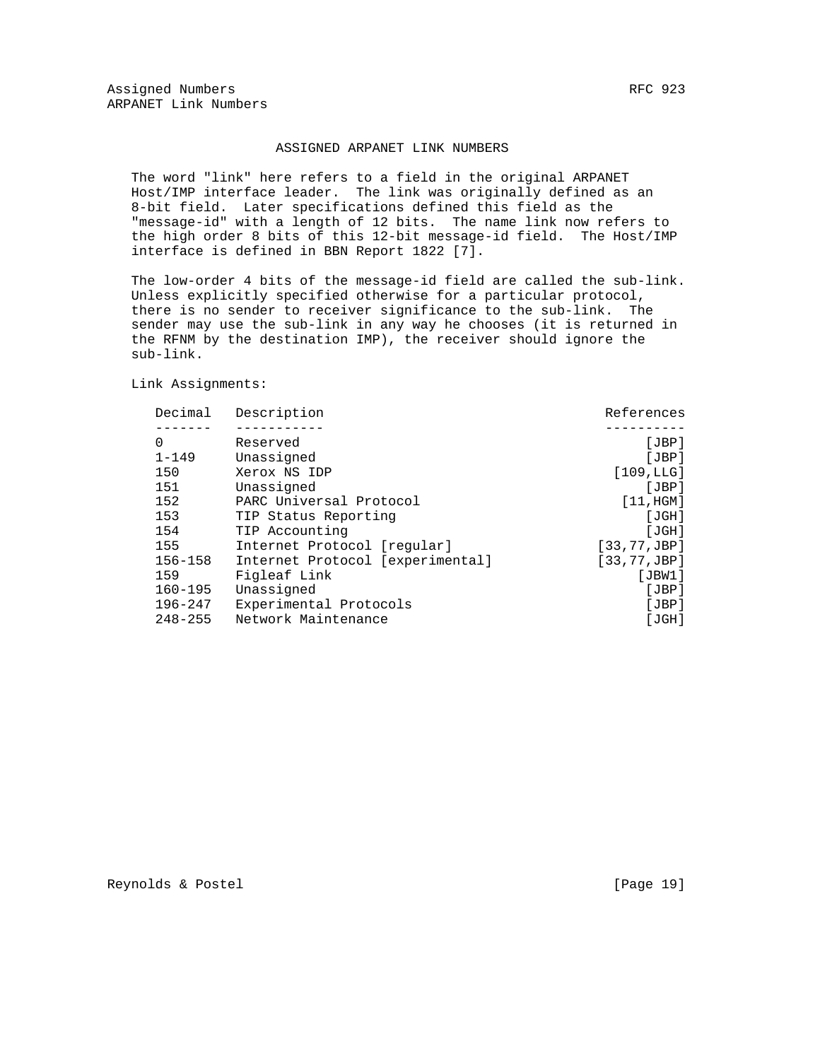## ASSIGNED ARPANET LINK NUMBERS

The word "link" here refers to a field in the original ARPANET Host/IMP interface leader. The link was originally defined as an 8-bit field. Later specifications defined this field as the "message-id" with a length of 12 bits. The name link now refers to the high order 8 bits of this 12-bit message-id field. The Host/IMP interface is defined in BBN Report 1822 [7].

The low-order 4 bits of the message-id field are called the sub-link. Unless explicitly specified otherwise for a particular protocol, there is no sender to receiver significance to the sub-link. The sender may use the sub-link in any way he chooses (it is returned in the RFNM by the destination IMP), the receiver should ignore the sub-link.

Link Assignments:

| Decimal | Description | References |
|---|---|---|
| 0 | Reserved | [JBP] |
| 1-149 | Unassigned | [JBP] |
| 150 | Xerox NS IDP | [109,LLG] |
| 151 | Unassigned | [JBP] |
| 152 | PARC Universal Protocol | [11,HGM] |
| 153 | TIP Status Reporting | [JGH] |
| 154 | TIP Accounting | [JGH] |
| 155 | Internet Protocol [regular] | [33,77,JBP] |
| 156-158 | Internet Protocol [experimental] | [33,77,JBP] |
| 159 | Figleaf Link | [JBW1] |
| 160-195 | Unassigned | [JBP] |
| 196-247 | Experimental Protocols | [JBP] |
| 248-255 | Network Maintenance | [JGH] |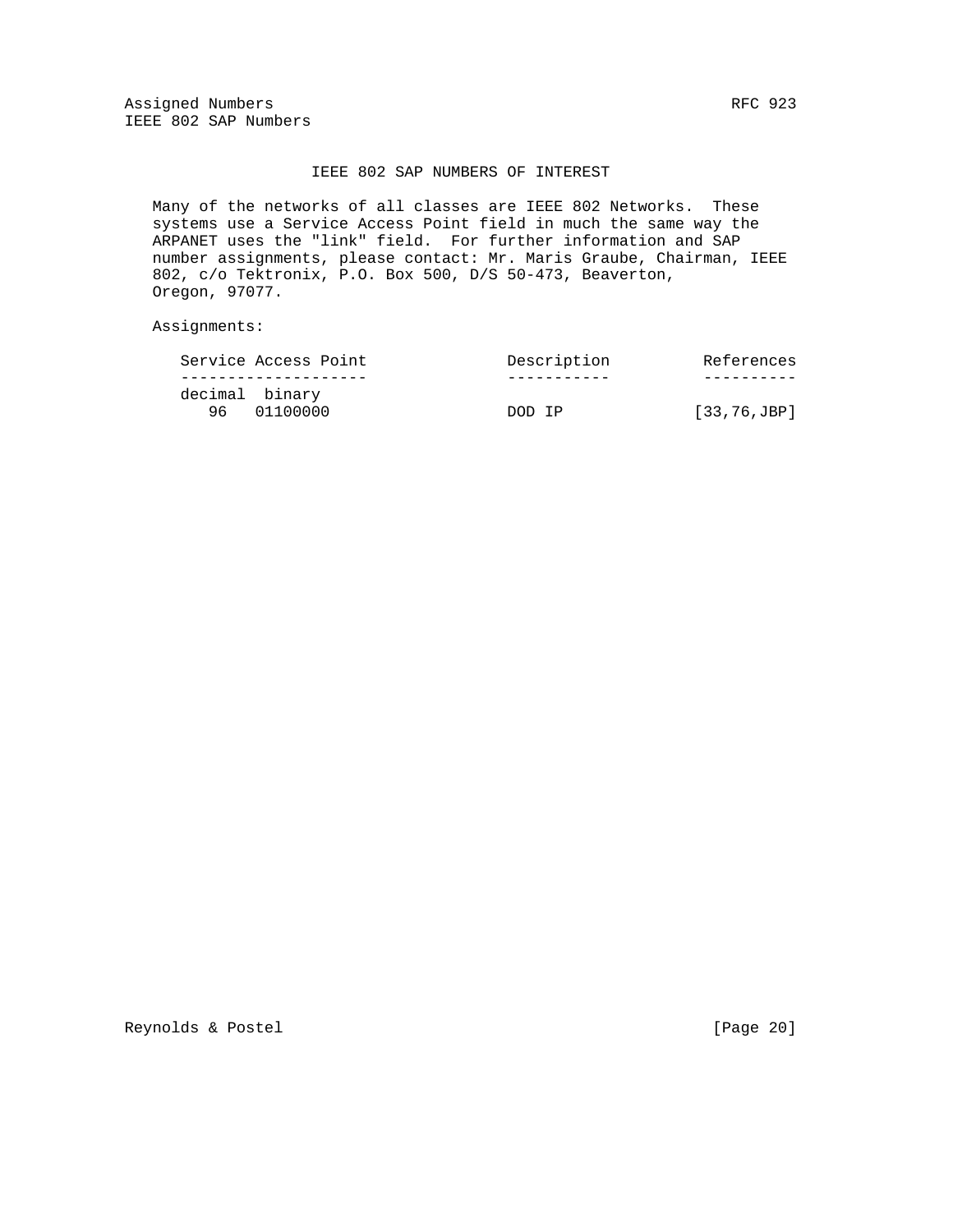## IEEE 802 SAP NUMBERS OF INTEREST

Many of the networks of all classes are IEEE 802 Networks. These systems use a Service Access Point field in much the same way the ARPANET uses the "link" field. For further information and SAP number assignments, please contact: Mr. Maris Graube, Chairman, IEEE 802, c/o Tektronix, P.O. Box 500, D/S 50-473, Beaverton, Oregon, 97077.

Assignments:

| Service Access Point | | Description | References |
|---|---|---|---|
| decimal | binary | | |
| 96 | 01100000 | DOD IP | [33,76,JBP] |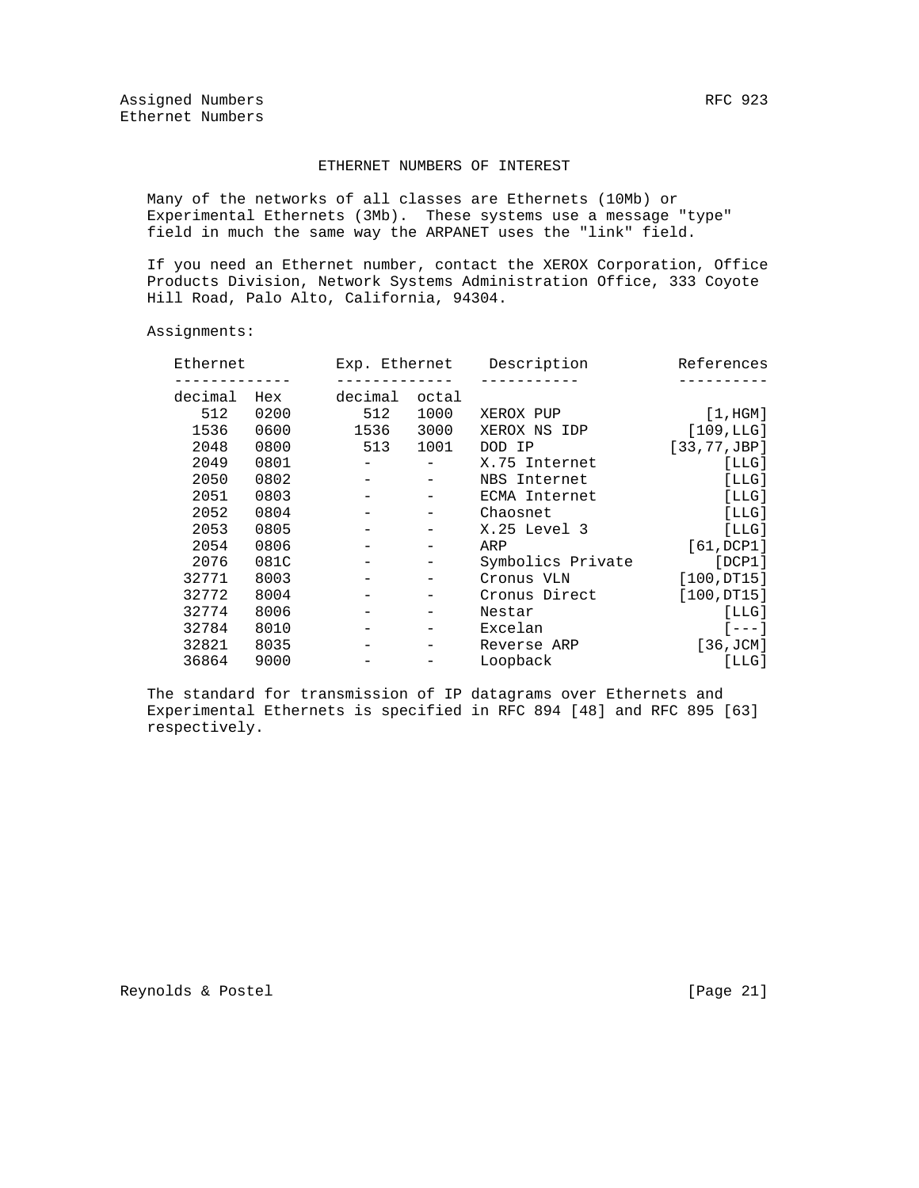# ETHERNET NUMBERS OF INTEREST

Many of the networks of all classes are Ethernets (10Mb) or Experimental Ethernets (3Mb). These systems use a message "type" field in much the same way the ARPANET uses the "link" field.

If you need an Ethernet number, contact the XEROX Corporation, Office Products Division, Network Systems Administration Office, 333 Coyote Hill Road, Palo Alto, California, 94304.

Assignments:

| Ethernet | | Exp. Ethernet | | Description | References |
|---|---|---|---|---|---|
| decimal | Hex | decimal | octal | | |
| 512 | 0200 | 512 | 1000 | XEROX PUP | [1,HGM] |
| 1536 | 0600 | 1536 | 3000 | XEROX NS IDP | [109,LLG] |
| 2048 | 0800 | 513 | 1001 | DOD IP | [33,77,JBP] |
| 2049 | 0801 | - | - | X.75 Internet | [LLG] |
| 2050 | 0802 | - | - | NBS Internet | [LLG] |
| 2051 | 0803 | - | - | ECMA Internet | [LLG] |
| 2052 | 0804 | - | - | Chaosnet | [LLG] |
| 2053 | 0805 | - | - | X.25 Level 3 | [LLG] |
| 2054 | 0806 | - | - | ARP | [61,DCP1] |
| 2076 | 081C | - | - | Symbolics Private | [DCP1] |
| 32771 | 8003 | - | - | Cronus VLN | [100,DT15] |
| 32772 | 8004 | - | - | Cronus Direct | [100,DT15] |
| 32774 | 8006 | - | - | Nestar | [LLG] |
| 32784 | 8010 | - | - | Excelan | [---] |
| 32821 | 8035 | - | - | Reverse ARP | [36,JCM] |
| 36864 | 9000 | - | - | Loopback | [LLG] |

The standard for transmission of IP datagrams over Ethernets and Experimental Ethernets is specified in RFC 894 [48] and RFC 895 [63] respectively.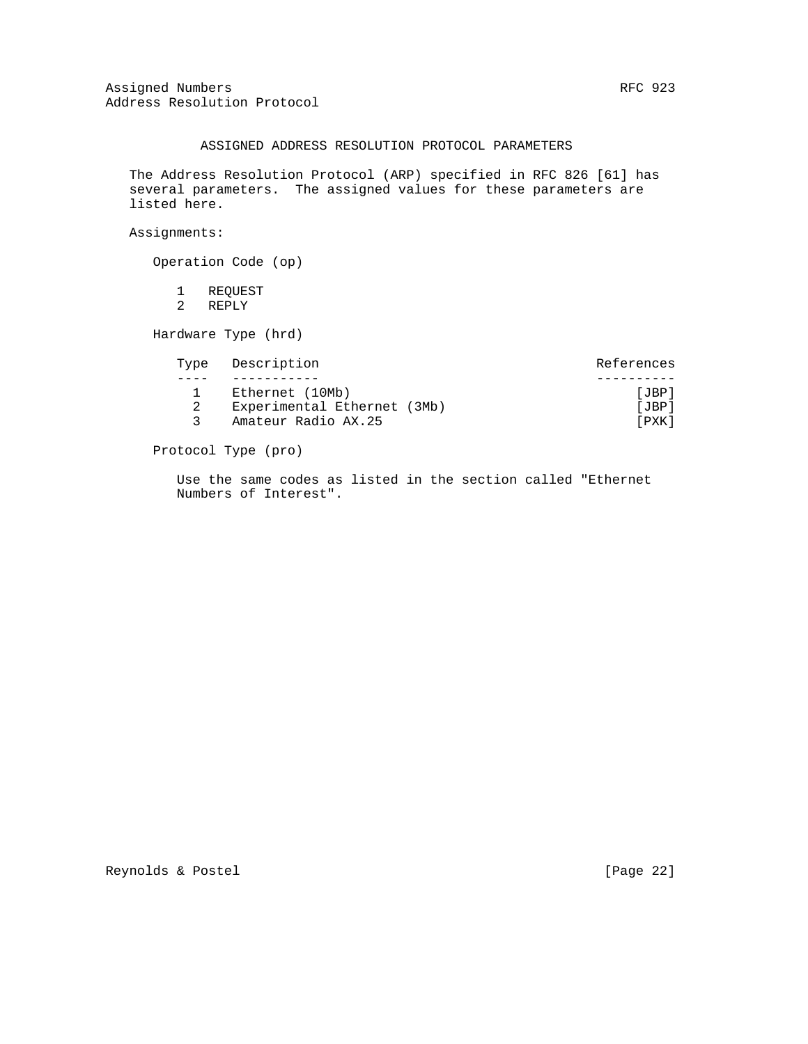## ASSIGNED ADDRESS RESOLUTION PROTOCOL PARAMETERS

The Address Resolution Protocol (ARP) specified in RFC 826 [61] has several parameters. The assigned values for these parameters are listed here.

Assignments:

Operation Code (op)

1 REQUEST
2 REPLY

Hardware Type (hrd)

| Type | Description | References |
|---|---|---|
| 1 | Ethernet (10Mb) | [JBP] |
| 2 | Experimental Ethernet (3Mb) | [JBP] |
| 3 | Amateur Radio AX.25 | [PXK] |

Protocol Type (pro)

Use the same codes as listed in the section called "Ethernet Numbers of Interest".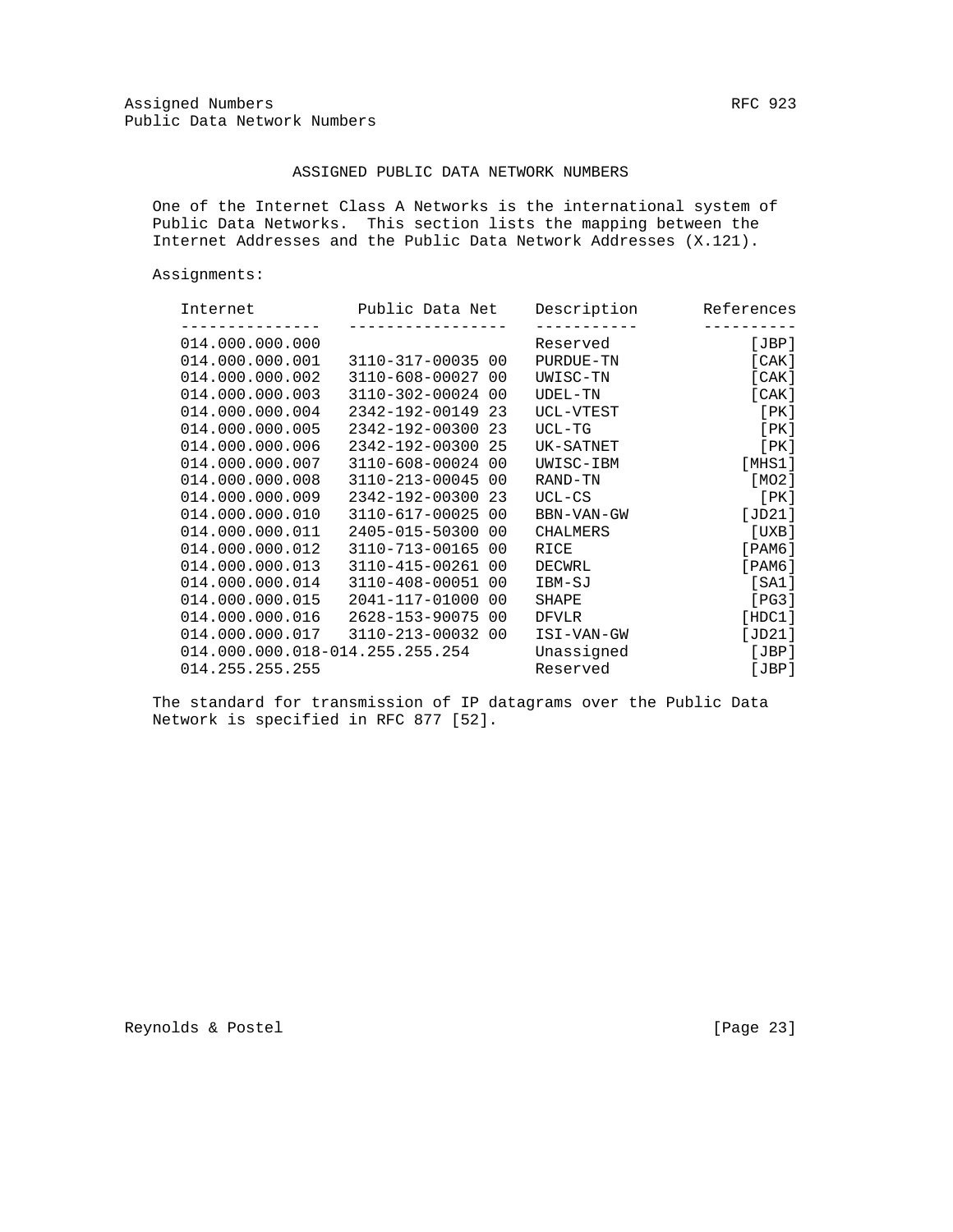## ASSIGNED PUBLIC DATA NETWORK NUMBERS

One of the Internet Class A Networks is the international system of Public Data Networks. This section lists the mapping between the Internet Addresses and the Public Data Network Addresses (X.121).

Assignments:

| Internet | Public Data Net | Description | References |
|---|---|---|---|
| 014.000.000.000 | | Reserved | [JBP] |
| 014.000.000.001 | 3110-317-00035 00 | PURDUE-TN | [CAK] |
| 014.000.000.002 | 3110-608-00027 00 | UWISC-TN | [CAK] |
| 014.000.000.003 | 3110-302-00024 00 | UDEL-TN | [CAK] |
| 014.000.000.004 | 2342-192-00149 23 | UCL-VTEST | [PK] |
| 014.000.000.005 | 2342-192-00300 23 | UCL-TG | [PK] |
| 014.000.000.006 | 2342-192-00300 25 | UK-SATNET | [PK] |
| 014.000.000.007 | 3110-608-00024 00 | UWISC-IBM | [MHS1] |
| 014.000.000.008 | 3110-213-00045 00 | RAND-TN | [MO2] |
| 014.000.000.009 | 2342-192-00300 23 | UCL-CS | [PK] |
| 014.000.000.010 | 3110-617-00025 00 | BBN-VAN-GW | [JD21] |
| 014.000.000.011 | 2405-015-50300 00 | CHALMERS | [UXB] |
| 014.000.000.012 | 3110-713-00165 00 | RICE | [PAM6] |
| 014.000.000.013 | 3110-415-00261 00 | DECWRL | [PAM6] |
| 014.000.000.014 | 3110-408-00051 00 | IBM-SJ | [SA1] |
| 014.000.000.015 | 2041-117-01000 00 | SHAPE | [PG3] |
| 014.000.000.016 | 2628-153-90075 00 | DFVLR | [HDC1] |
| 014.000.000.017 | 3110-213-00032 00 | ISI-VAN-GW | [JD21] |
| 014.000.000.018-014.255.255.254 | | Unassigned | [JBP] |
| 014.255.255.255 | | Reserved | [JBP] |

The standard for transmission of IP datagrams over the Public Data Network is specified in RFC 877 [52].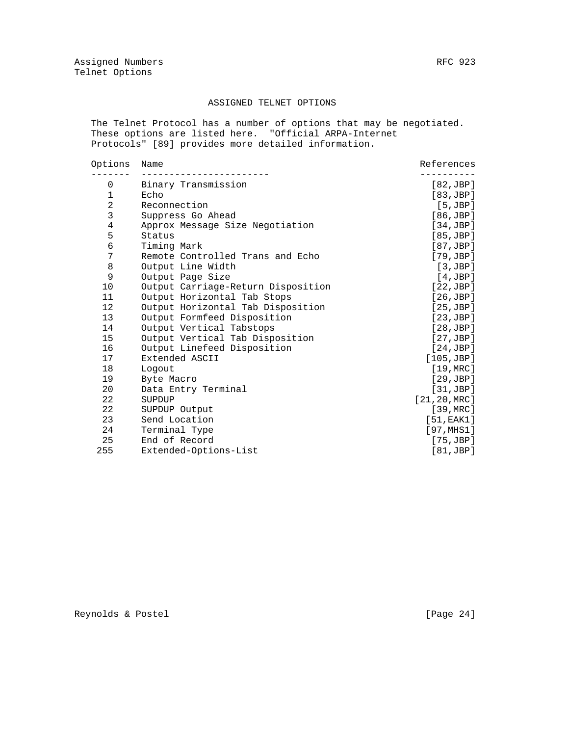## ASSIGNED TELNET OPTIONS

The Telnet Protocol has a number of options that may be negotiated. These options are listed here. "Official ARPA-Internet Protocols" [89] provides more detailed information.

| Options | Name | References |
|---|---|---|
| 0 | Binary Transmission | [82,JBP] |
| 1 | Echo | [83,JBP] |
| 2 | Reconnection | [5,JBP] |
| 3 | Suppress Go Ahead | [86,JBP] |
| 4 | Approx Message Size Negotiation | [34,JBP] |
| 5 | Status | [85,JBP] |
| 6 | Timing Mark | [87,JBP] |
| 7 | Remote Controlled Trans and Echo | [79,JBP] |
| 8 | Output Line Width | [3,JBP] |
| 9 | Output Page Size | [4,JBP] |
| 10 | Output Carriage-Return Disposition | [22,JBP] |
| 11 | Output Horizontal Tab Stops | [26,JBP] |
| 12 | Output Horizontal Tab Disposition | [25,JBP] |
| 13 | Output Formfeed Disposition | [23,JBP] |
| 14 | Output Vertical Tabstops | [28,JBP] |
| 15 | Output Vertical Tab Disposition | [27,JBP] |
| 16 | Output Linefeed Disposition | [24,JBP] |
| 17 | Extended ASCII | [105,JBP] |
| 18 | Logout | [19,MRC] |
| 19 | Byte Macro | [29,JBP] |
| 20 | Data Entry Terminal | [31,JBP] |
| 22 | SUPDUP | [21,20,MRC] |
| 22 | SUPDUP Output | [39,MRC] |
| 23 | Send Location | [51,EAK1] |
| 24 | Terminal Type | [97,MHS1] |
| 25 | End of Record | [75,JBP] |
| 255 | Extended-Options-List | [81,JBP] |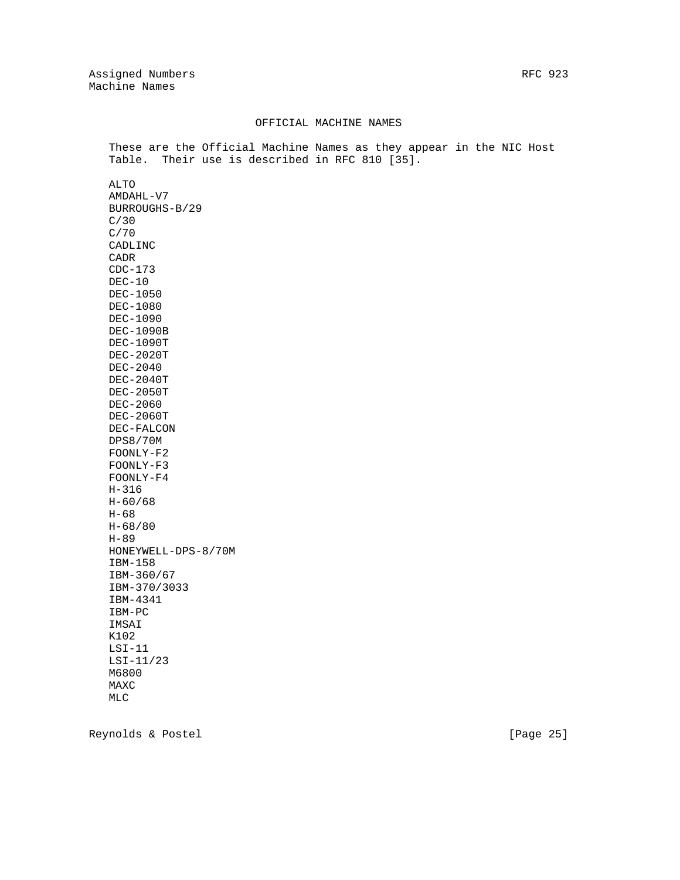## OFFICIAL MACHINE NAMES

These are the Official Machine Names as they appear in the NIC Host Table. Their use is described in RFC 810 [35].

```
ALTO
AMDAHL-V7
BURROUGHS-B/29
C/30
C/70
CADLINC
CADR
CDC-173
DEC-10
DEC-1050
DEC-1080
DEC-1090
DEC-1090B
DEC-1090T
DEC-2020T
DEC-2040
DEC-2040T
DEC-2050T
DEC-2060
DEC-2060T
DEC-FALCON
DPS8/70M
FOONLY-F2
FOONLY-F3
FOONLY-F4
H-316
H-60/68
H-68
H-68/80
H-89
HONEYWELL-DPS-8/70M
IBM-158
IBM-360/67
IBM-370/3033
IBM-4341
IBM-PC
IMSAI
K102
LSI-11
LSI-11/23
M6800
MAXC
MLC
```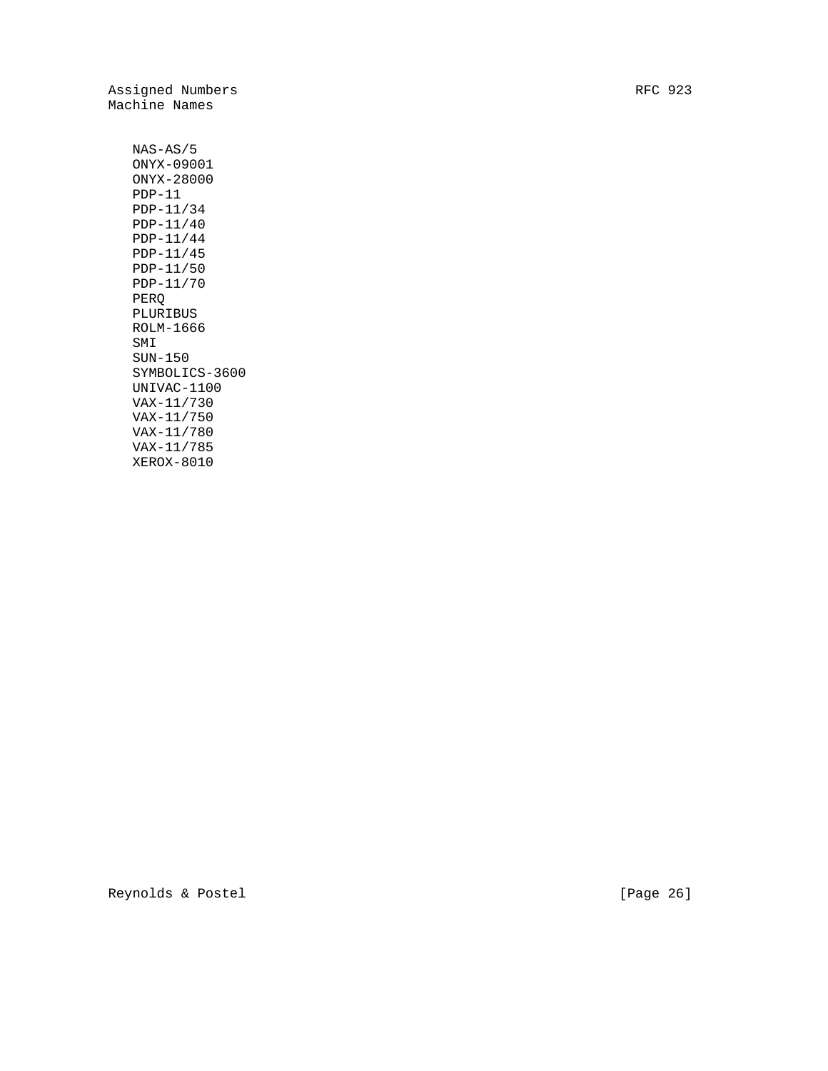```
NAS-AS/5
ONYX-09001
ONYX-28000
PDP-11
PDP-11/34
PDP-11/40
PDP-11/44
PDP-11/45
PDP-11/50
PDP-11/70
PERQ
PLURIBUS
ROLM-1666
SMI
SUN-150
SYMBOLICS-3600
UNIVAC-1100
VAX-11/730
VAX-11/750
VAX-11/780
VAX-11/785
XEROX-8010
```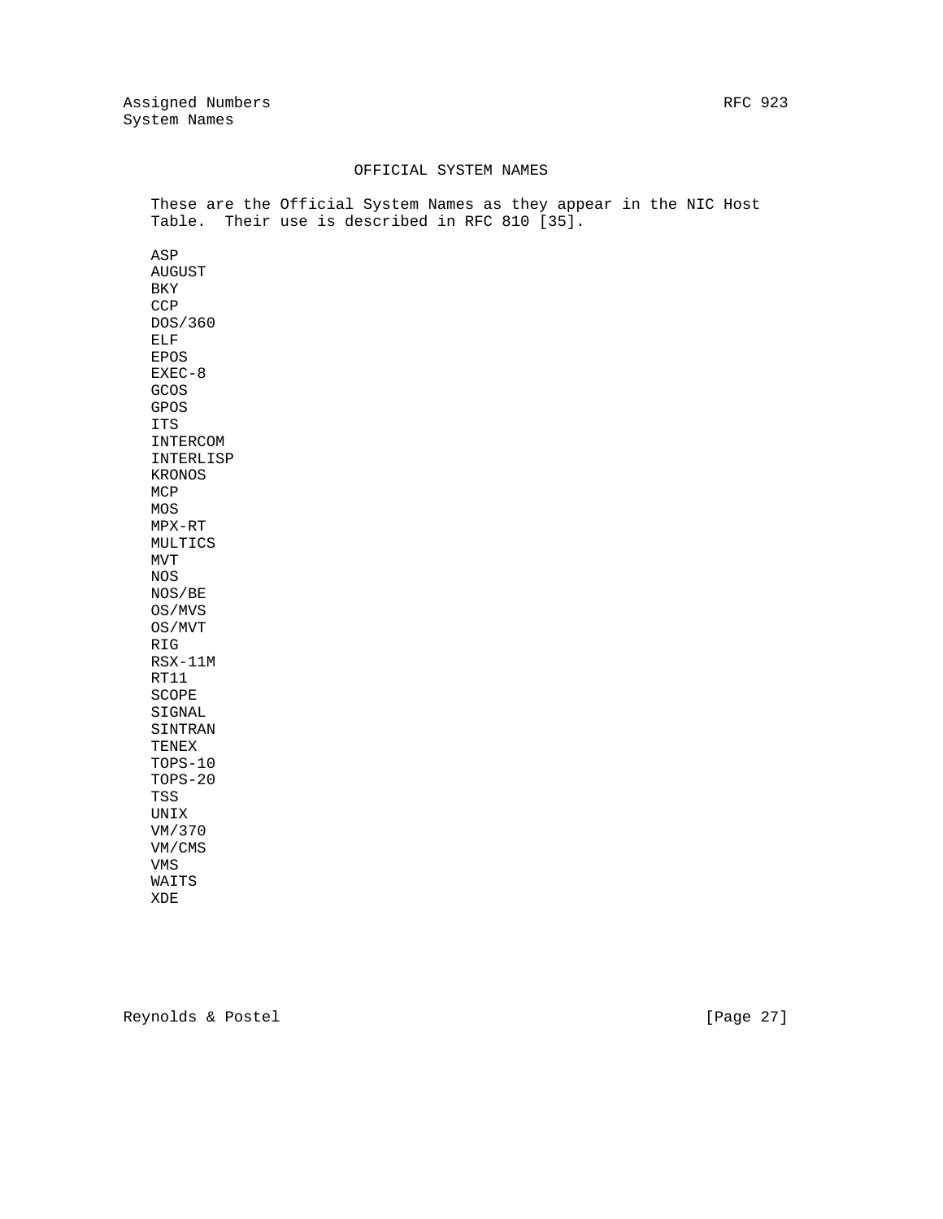## OFFICIAL SYSTEM NAMES

These are the Official System Names as they appear in the NIC Host Table. Their use is described in RFC 810 [35].

ASP
AUGUST
BKY
CCP
DOS/360
ELF
EPOS
EXEC-8
GCOS
GPOS
ITS
INTERCOM
INTERLISP
KRONOS
MCP
MOS
MPX-RT
MULTICS
MVT
NOS
NOS/BE
OS/MVS
OS/MVT
RIG
RSX-11M
RT11
SCOPE
SIGNAL
SINTRAN
TENEX
TOPS-10
TOPS-20
TSS
UNIX
VM/370
VM/CMS
VMS
WAITS
XDE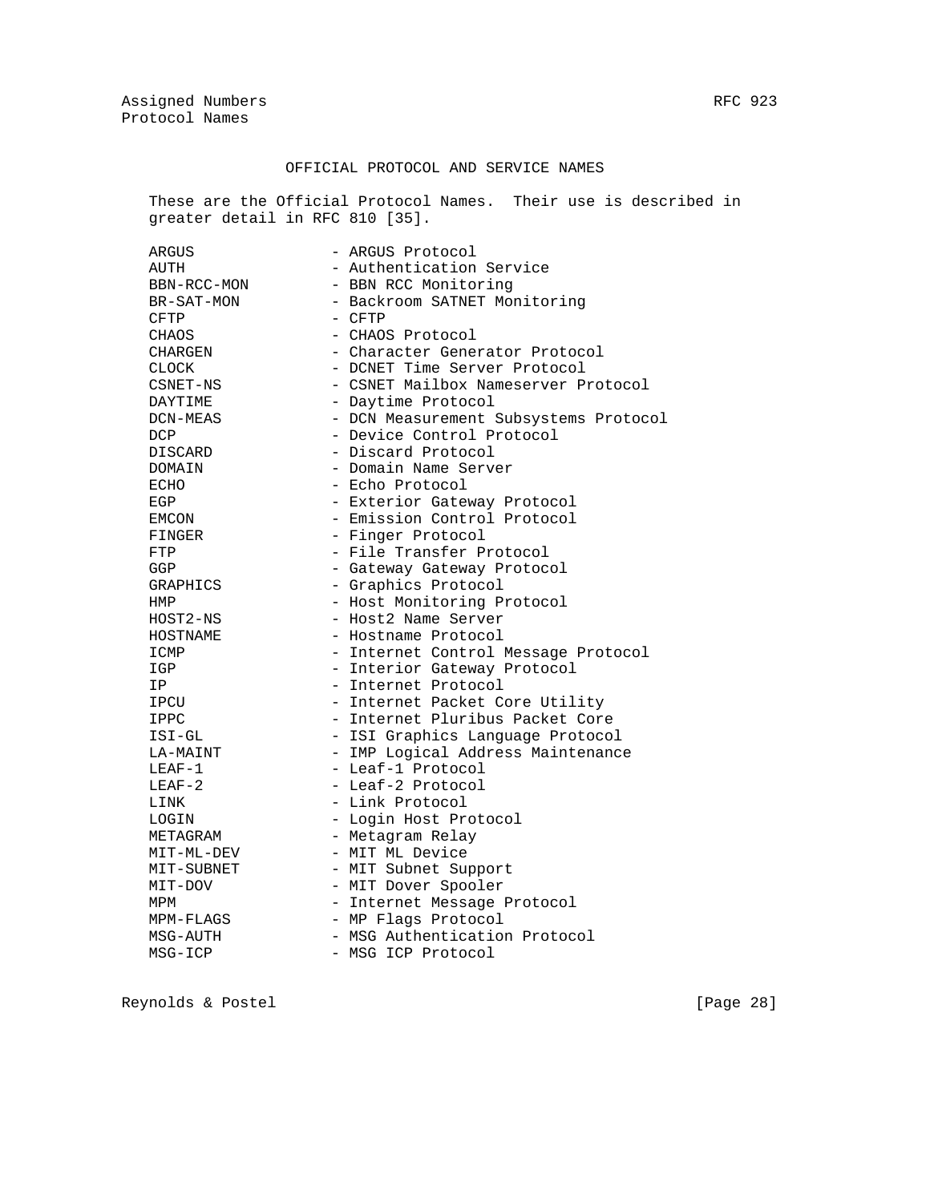## OFFICIAL PROTOCOL AND SERVICE NAMES

These are the Official Protocol Names. Their use is described in greater detail in RFC 810 [35].

```
ARGUS             - ARGUS Protocol
AUTH              - Authentication Service
BBN-RCC-MON       - BBN RCC Monitoring
BR-SAT-MON        - Backroom SATNET Monitoring
CFTP              - CFTP
CHAOS             - CHAOS Protocol
CHARGEN           - Character Generator Protocol
CLOCK             - DCNET Time Server Protocol
CSNET-NS          - CSNET Mailbox Nameserver Protocol
DAYTIME           - Daytime Protocol
DCN-MEAS          - DCN Measurement Subsystems Protocol
DCP               - Device Control Protocol
DISCARD           - Discard Protocol
DOMAIN            - Domain Name Server
ECHO              - Echo Protocol
EGP               - Exterior Gateway Protocol
EMCON             - Emission Control Protocol
FINGER            - Finger Protocol
FTP               - File Transfer Protocol
GGP               - Gateway Gateway Protocol
GRAPHICS          - Graphics Protocol
HMP               - Host Monitoring Protocol
HOST2-NS          - Host2 Name Server
HOSTNAME          - Hostname Protocol
ICMP              - Internet Control Message Protocol
IGP               - Interior Gateway Protocol
IP                - Internet Protocol
IPCU              - Internet Packet Core Utility
IPPC              - Internet Pluribus Packet Core
ISI-GL            - ISI Graphics Language Protocol
LA-MAINT          - IMP Logical Address Maintenance
LEAF-1            - Leaf-1 Protocol
LEAF-2            - Leaf-2 Protocol
LINK              - Link Protocol
LOGIN             - Login Host Protocol
METAGRAM          - Metagram Relay
MIT-ML-DEV        - MIT ML Device
MIT-SUBNET        - MIT Subnet Support
MIT-DOV           - MIT Dover Spooler
MPM               - Internet Message Protocol
MPM-FLAGS         - MP Flags Protocol
MSG-AUTH          - MSG Authentication Protocol
MSG-ICP           - MSG ICP Protocol
```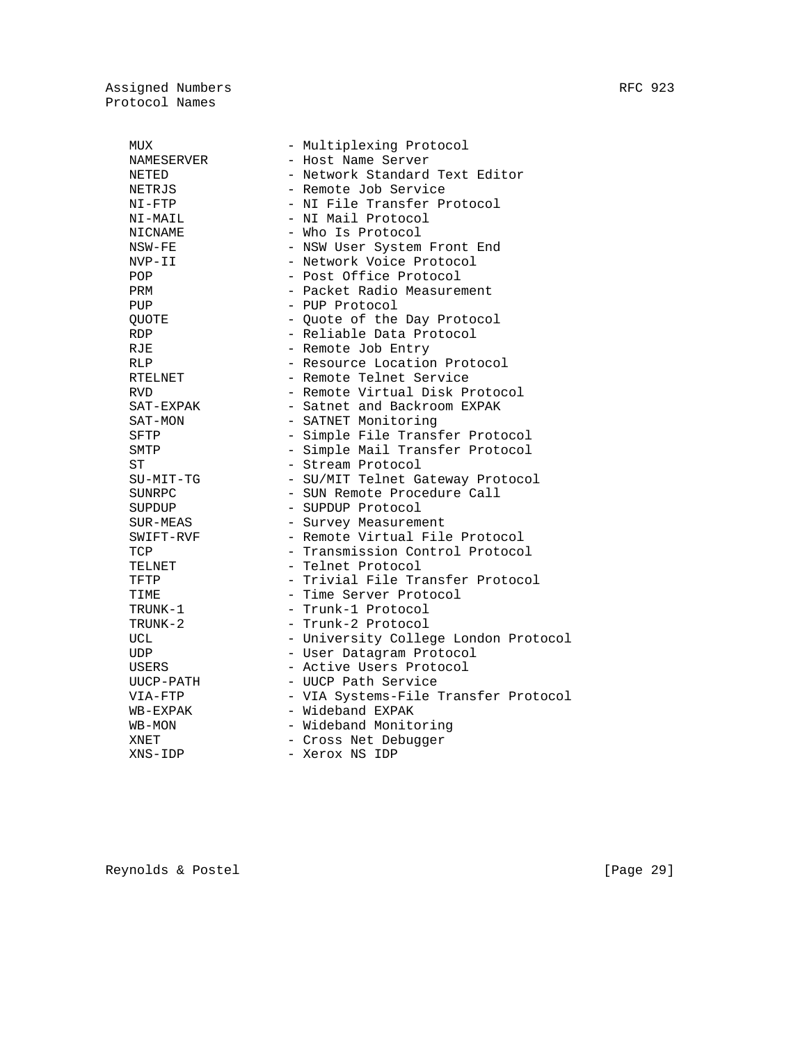```
   MUX                  - Multiplexing Protocol
   NAMESERVER           - Host Name Server
   NETED                - Network Standard Text Editor
   NETRJS               - Remote Job Service
   NI-FTP               - NI File Transfer Protocol
   NI-MAIL              - NI Mail Protocol
   NICNAME              - Who Is Protocol
   NSW-FE               - NSW User System Front End
   NVP-II               - Network Voice Protocol
   POP                  - Post Office Protocol
   PRM                  - Packet Radio Measurement
   PUP                  - PUP Protocol
   QUOTE                - Quote of the Day Protocol
   RDP                  - Reliable Data Protocol
   RJE                  - Remote Job Entry
   RLP                  - Resource Location Protocol
   RTELNET              - Remote Telnet Service
   RVD                  - Remote Virtual Disk Protocol
   SAT-EXPAK            - Satnet and Backroom EXPAK
   SAT-MON              - SATNET Monitoring
   SFTP                 - Simple File Transfer Protocol
   SMTP                 - Simple Mail Transfer Protocol
   ST                   - Stream Protocol
   SU-MIT-TG            - SU/MIT Telnet Gateway Protocol
   SUNRPC               - SUN Remote Procedure Call
   SUPDUP               - SUPDUP Protocol
   SUR-MEAS             - Survey Measurement
   SWIFT-RVF            - Remote Virtual File Protocol
   TCP                  - Transmission Control Protocol
   TELNET               - Telnet Protocol
   TFTP                 - Trivial File Transfer Protocol
   TIME                 - Time Server Protocol
   TRUNK-1              - Trunk-1 Protocol
   TRUNK-2              - Trunk-2 Protocol
   UCL                  - University College London Protocol
   UDP                  - User Datagram Protocol
   USERS                - Active Users Protocol
   UUCP-PATH            - UUCP Path Service
   VIA-FTP              - VIA Systems-File Transfer Protocol
   WB-EXPAK             - Wideband EXPAK
   WB-MON               - Wideband Monitoring
   XNET                 - Cross Net Debugger
   XNS-IDP              - Xerox NS IDP
```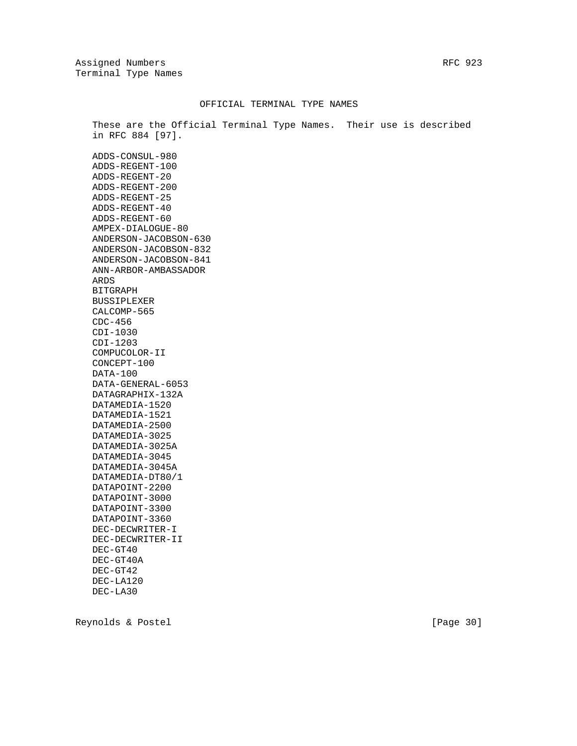# OFFICIAL TERMINAL TYPE NAMES

These are the Official Terminal Type Names. Their use is described in RFC 884 [97].

ADDS-CONSUL-980
ADDS-REGENT-100
ADDS-REGENT-20
ADDS-REGENT-200
ADDS-REGENT-25
ADDS-REGENT-40
ADDS-REGENT-60
AMPEX-DIALOGUE-80
ANDERSON-JACOBSON-630
ANDERSON-JACOBSON-832
ANDERSON-JACOBSON-841
ANN-ARBOR-AMBASSADOR
ARDS
BITGRAPH
BUSSIPLEXER
CALCOMP-565
CDC-456
CDI-1030
CDI-1203
COMPUCOLOR-II
CONCEPT-100
DATA-100
DATA-GENERAL-6053
DATAGRAPHIX-132A
DATAMEDIA-1520
DATAMEDIA-1521
DATAMEDIA-2500
DATAMEDIA-3025
DATAMEDIA-3025A
DATAMEDIA-3045
DATAMEDIA-3045A
DATAMEDIA-DT80/1
DATAPOINT-2200
DATAPOINT-3000
DATAPOINT-3300
DATAPOINT-3360
DEC-DECWRITER-I
DEC-DECWRITER-II
DEC-GT40
DEC-GT40A
DEC-GT42
DEC-LA120
DEC-LA30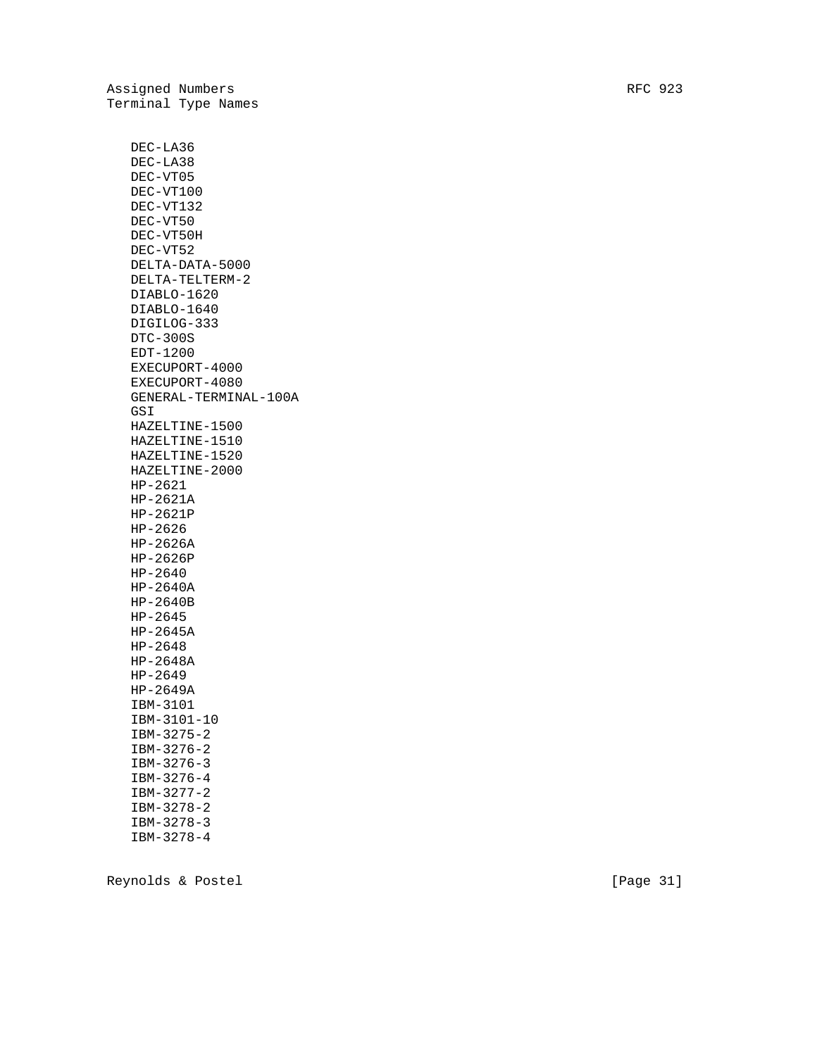DEC-LA36
DEC-LA38
DEC-VT05
DEC-VT100
DEC-VT132
DEC-VT50
DEC-VT50H
DEC-VT52
DELTA-DATA-5000
DELTA-TELTERM-2
DIABLO-1620
DIABLO-1640
DIGILOG-333
DTC-300S
EDT-1200
EXECUPORT-4000
EXECUPORT-4080
GENERAL-TERMINAL-100A
GSI
HAZELTINE-1500
HAZELTINE-1510
HAZELTINE-1520
HAZELTINE-2000
HP-2621
HP-2621A
HP-2621P
HP-2626
HP-2626A
HP-2626P
HP-2640
HP-2640A
HP-2640B
HP-2645
HP-2645A
HP-2648
HP-2648A
HP-2649
HP-2649A
IBM-3101
IBM-3101-10
IBM-3275-2
IBM-3276-2
IBM-3276-3
IBM-3276-4
IBM-3277-2
IBM-3278-2
IBM-3278-3
IBM-3278-4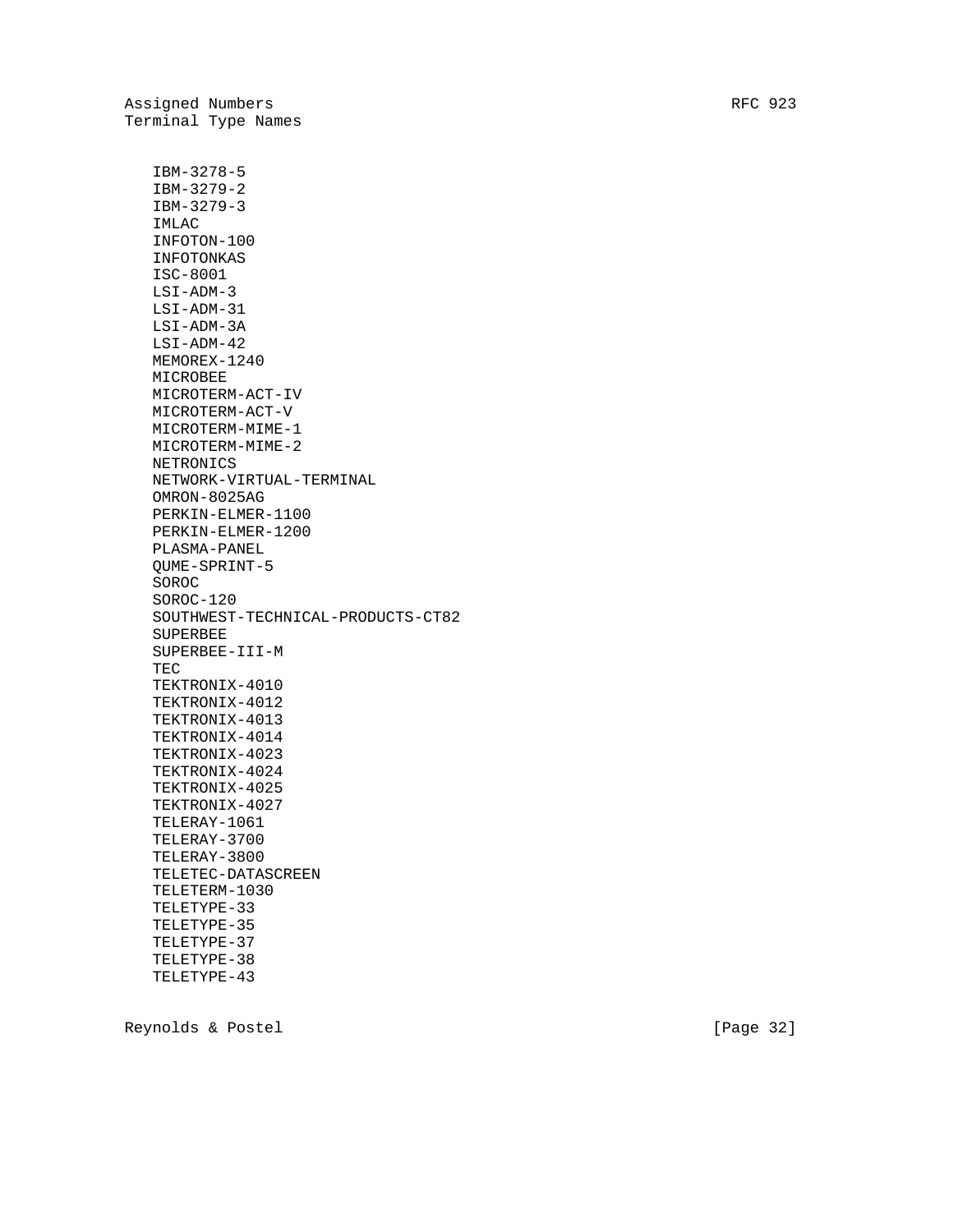IBM-3278-5
IBM-3279-2
IBM-3279-3
IMLAC
INFOTON-100
INFOTONKAS
ISC-8001
LSI-ADM-3
LSI-ADM-31
LSI-ADM-3A
LSI-ADM-42
MEMOREX-1240
MICROBEE
MICROTERM-ACT-IV
MICROTERM-ACT-V
MICROTERM-MIME-1
MICROTERM-MIME-2
NETRONICS
NETWORK-VIRTUAL-TERMINAL
OMRON-8025AG
PERKIN-ELMER-1100
PERKIN-ELMER-1200
PLASMA-PANEL
QUME-SPRINT-5
SOROC
SOROC-120
SOUTHWEST-TECHNICAL-PRODUCTS-CT82
SUPERBEE
SUPERBEE-III-M
TEC
TEKTRONIX-4010
TEKTRONIX-4012
TEKTRONIX-4013
TEKTRONIX-4014
TEKTRONIX-4023
TEKTRONIX-4024
TEKTRONIX-4025
TEKTRONIX-4027
TELERAY-1061
TELERAY-3700
TELERAY-3800
TELETEC-DATASCREEN
TELETERM-1030
TELETYPE-33
TELETYPE-35
TELETYPE-37
TELETYPE-38
TELETYPE-43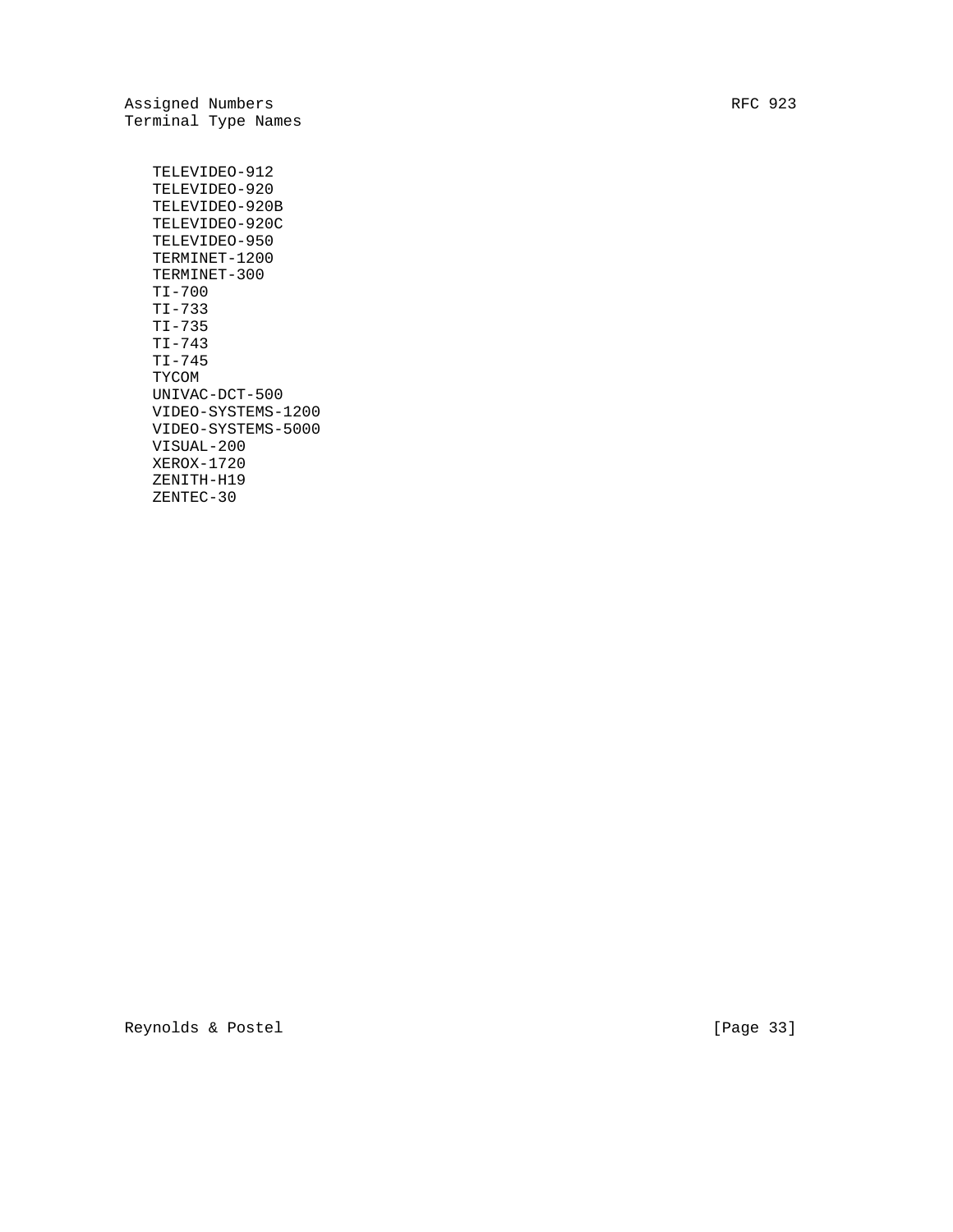TELEVIDEO-912
TELEVIDEO-920
TELEVIDEO-920B
TELEVIDEO-920C
TELEVIDEO-950
TERMINET-1200
TERMINET-300
TI-700
TI-733
TI-735
TI-743
TI-745
TYCOM
UNIVAC-DCT-500
VIDEO-SYSTEMS-1200
VIDEO-SYSTEMS-5000
VISUAL-200
XEROX-1720
ZENITH-H19
ZENTEC-30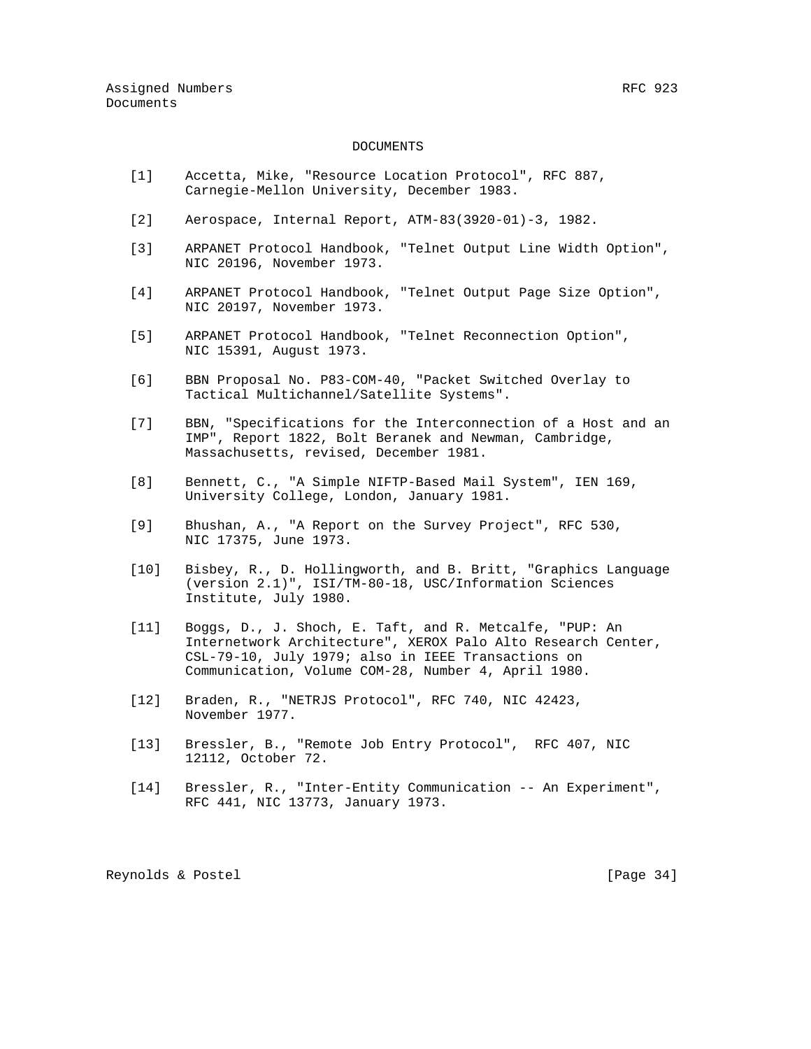# DOCUMENTS

[1] Accetta, Mike, "Resource Location Protocol", RFC 887, Carnegie-Mellon University, December 1983.

[2] Aerospace, Internal Report, ATM-83(3920-01)-3, 1982.

[3] ARPANET Protocol Handbook, "Telnet Output Line Width Option", NIC 20196, November 1973.

[4] ARPANET Protocol Handbook, "Telnet Output Page Size Option", NIC 20197, November 1973.

[5] ARPANET Protocol Handbook, "Telnet Reconnection Option", NIC 15391, August 1973.

[6] BBN Proposal No. P83-COM-40, "Packet Switched Overlay to Tactical Multichannel/Satellite Systems".

[7] BBN, "Specifications for the Interconnection of a Host and an IMP", Report 1822, Bolt Beranek and Newman, Cambridge, Massachusetts, revised, December 1981.

[8] Bennett, C., "A Simple NIFTP-Based Mail System", IEN 169, University College, London, January 1981.

[9] Bhushan, A., "A Report on the Survey Project", RFC 530, NIC 17375, June 1973.

[10] Bisbey, R., D. Hollingworth, and B. Britt, "Graphics Language (version 2.1)", ISI/TM-80-18, USC/Information Sciences Institute, July 1980.

[11] Boggs, D., J. Shoch, E. Taft, and R. Metcalfe, "PUP: An Internetwork Architecture", XEROX Palo Alto Research Center, CSL-79-10, July 1979; also in IEEE Transactions on Communication, Volume COM-28, Number 4, April 1980.

[12] Braden, R., "NETRJS Protocol", RFC 740, NIC 42423, November 1977.

[13] Bressler, B., "Remote Job Entry Protocol", RFC 407, NIC 12112, October 72.

[14] Bressler, R., "Inter-Entity Communication -- An Experiment", RFC 441, NIC 13773, January 1973.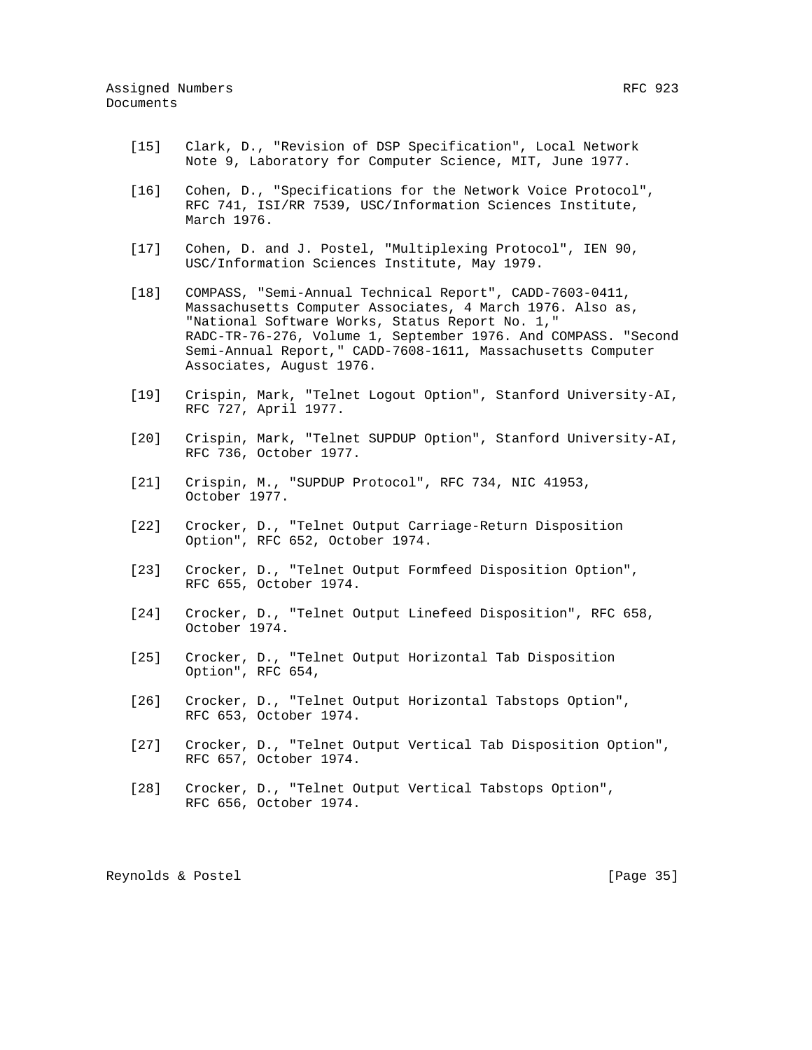[15] Clark, D., "Revision of DSP Specification", Local Network Note 9, Laboratory for Computer Science, MIT, June 1977.

[16] Cohen, D., "Specifications for the Network Voice Protocol", RFC 741, ISI/RR 7539, USC/Information Sciences Institute, March 1976.

[17] Cohen, D. and J. Postel, "Multiplexing Protocol", IEN 90, USC/Information Sciences Institute, May 1979.

[18] COMPASS, "Semi-Annual Technical Report", CADD-7603-0411, Massachusetts Computer Associates, 4 March 1976. Also as, "National Software Works, Status Report No. 1," RADC-TR-76-276, Volume 1, September 1976. And COMPASS. "Second Semi-Annual Report," CADD-7608-1611, Massachusetts Computer Associates, August 1976.

[19] Crispin, Mark, "Telnet Logout Option", Stanford University-AI, RFC 727, April 1977.

[20] Crispin, Mark, "Telnet SUPDUP Option", Stanford University-AI, RFC 736, October 1977.

[21] Crispin, M., "SUPDUP Protocol", RFC 734, NIC 41953, October 1977.

[22] Crocker, D., "Telnet Output Carriage-Return Disposition Option", RFC 652, October 1974.

[23] Crocker, D., "Telnet Output Formfeed Disposition Option", RFC 655, October 1974.

[24] Crocker, D., "Telnet Output Linefeed Disposition", RFC 658, October 1974.

[25] Crocker, D., "Telnet Output Horizontal Tab Disposition Option", RFC 654,

[26] Crocker, D., "Telnet Output Horizontal Tabstops Option", RFC 653, October 1974.

[27] Crocker, D., "Telnet Output Vertical Tab Disposition Option", RFC 657, October 1974.

[28] Crocker, D., "Telnet Output Vertical Tabstops Option", RFC 656, October 1974.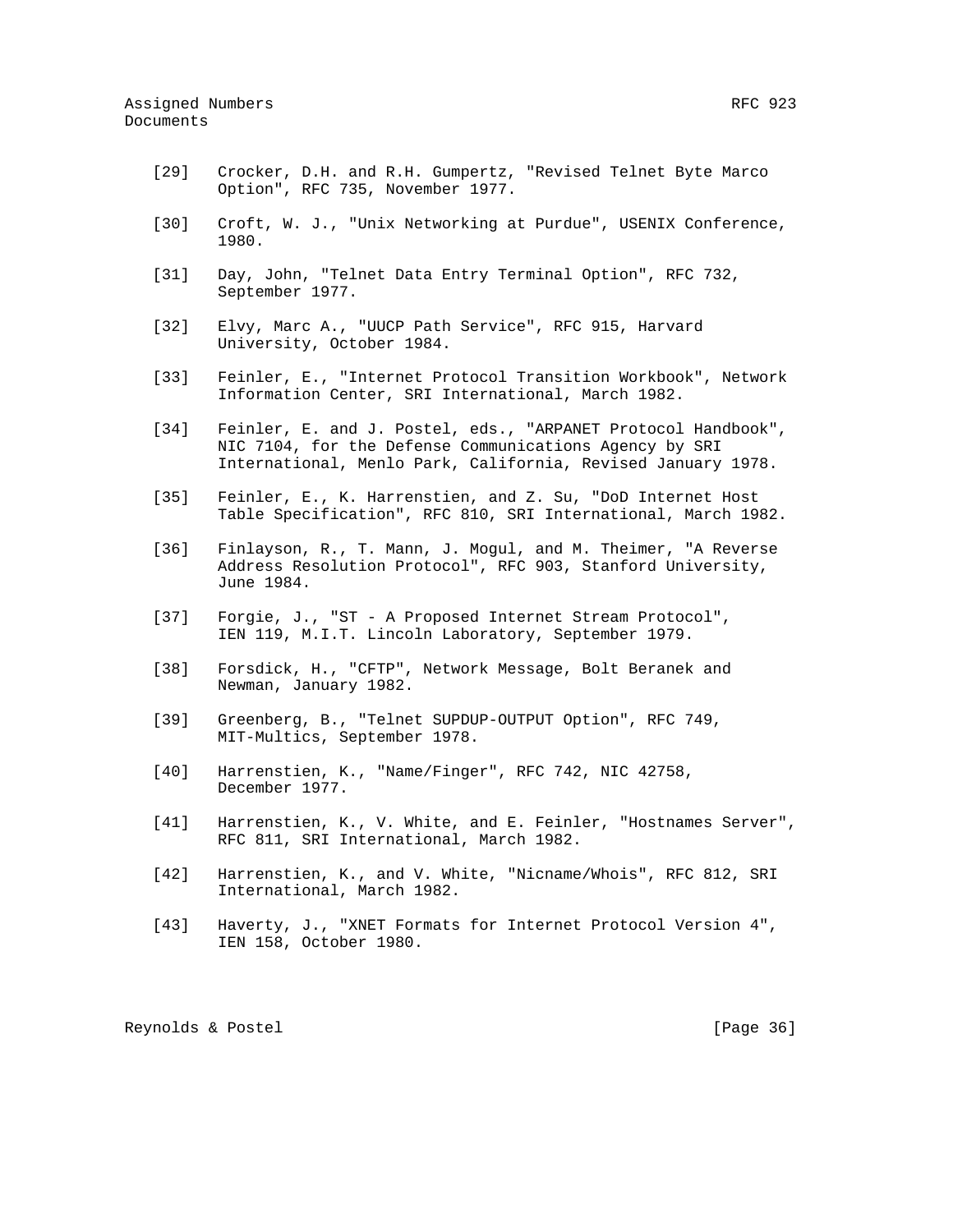[29] Crocker, D.H. and R.H. Gumpertz, "Revised Telnet Byte Marco Option", RFC 735, November 1977.

[30] Croft, W. J., "Unix Networking at Purdue", USENIX Conference, 1980.

[31] Day, John, "Telnet Data Entry Terminal Option", RFC 732, September 1977.

[32] Elvy, Marc A., "UUCP Path Service", RFC 915, Harvard University, October 1984.

[33] Feinler, E., "Internet Protocol Transition Workbook", Network Information Center, SRI International, March 1982.

[34] Feinler, E. and J. Postel, eds., "ARPANET Protocol Handbook", NIC 7104, for the Defense Communications Agency by SRI International, Menlo Park, California, Revised January 1978.

[35] Feinler, E., K. Harrenstien, and Z. Su, "DoD Internet Host Table Specification", RFC 810, SRI International, March 1982.

[36] Finlayson, R., T. Mann, J. Mogul, and M. Theimer, "A Reverse Address Resolution Protocol", RFC 903, Stanford University, June 1984.

[37] Forgie, J., "ST - A Proposed Internet Stream Protocol", IEN 119, M.I.T. Lincoln Laboratory, September 1979.

[38] Forsdick, H., "CFTP", Network Message, Bolt Beranek and Newman, January 1982.

[39] Greenberg, B., "Telnet SUPDUP-OUTPUT Option", RFC 749, MIT-Multics, September 1978.

[40] Harrenstien, K., "Name/Finger", RFC 742, NIC 42758, December 1977.

[41] Harrenstien, K., V. White, and E. Feinler, "Hostnames Server", RFC 811, SRI International, March 1982.

[42] Harrenstien, K., and V. White, "Nicname/Whois", RFC 812, SRI International, March 1982.

[43] Haverty, J., "XNET Formats for Internet Protocol Version 4", IEN 158, October 1980.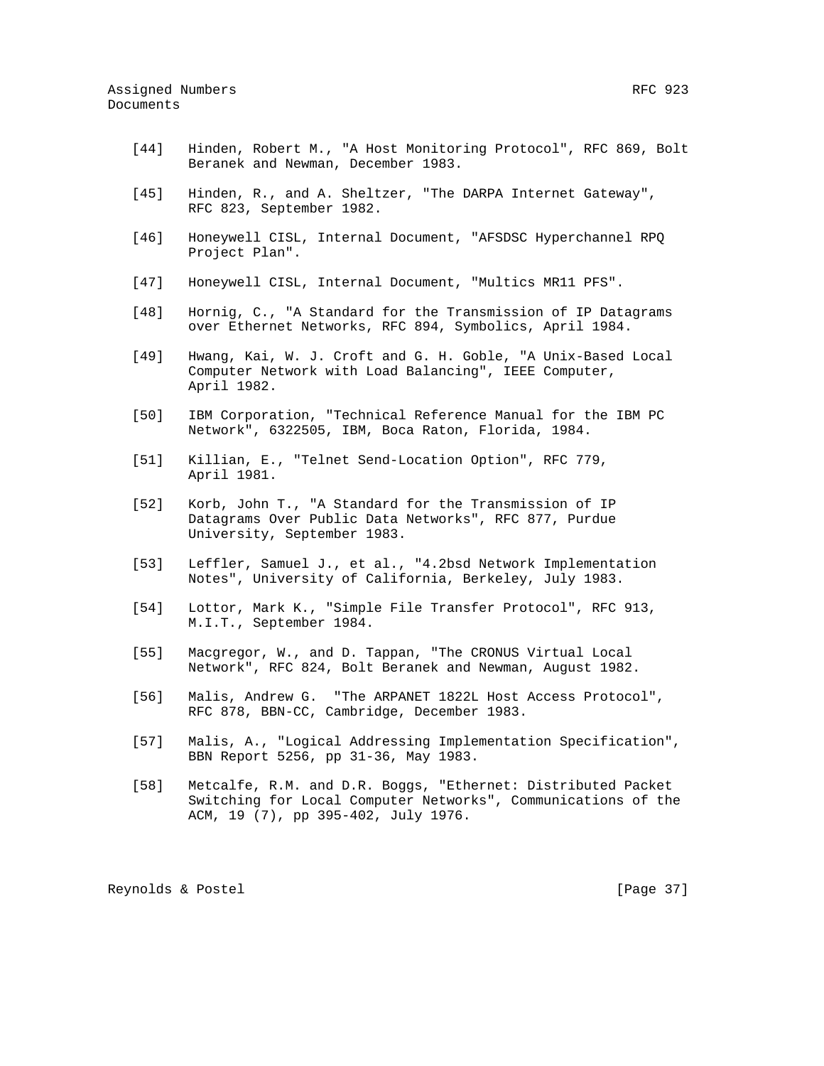[44] Hinden, Robert M., "A Host Monitoring Protocol", RFC 869, Bolt Beranek and Newman, December 1983.

[45] Hinden, R., and A. Sheltzer, "The DARPA Internet Gateway", RFC 823, September 1982.

[46] Honeywell CISL, Internal Document, "AFSDSC Hyperchannel RPQ Project Plan".

[47] Honeywell CISL, Internal Document, "Multics MR11 PFS".

[48] Hornig, C., "A Standard for the Transmission of IP Datagrams over Ethernet Networks, RFC 894, Symbolics, April 1984.

[49] Hwang, Kai, W. J. Croft and G. H. Goble, "A Unix-Based Local Computer Network with Load Balancing", IEEE Computer, April 1982.

[50] IBM Corporation, "Technical Reference Manual for the IBM PC Network", 6322505, IBM, Boca Raton, Florida, 1984.

[51] Killian, E., "Telnet Send-Location Option", RFC 779, April 1981.

[52] Korb, John T., "A Standard for the Transmission of IP Datagrams Over Public Data Networks", RFC 877, Purdue University, September 1983.

[53] Leffler, Samuel J., et al., "4.2bsd Network Implementation Notes", University of California, Berkeley, July 1983.

[54] Lottor, Mark K., "Simple File Transfer Protocol", RFC 913, M.I.T., September 1984.

[55] Macgregor, W., and D. Tappan, "The CRONUS Virtual Local Network", RFC 824, Bolt Beranek and Newman, August 1982.

[56] Malis, Andrew G. "The ARPANET 1822L Host Access Protocol", RFC 878, BBN-CC, Cambridge, December 1983.

[57] Malis, A., "Logical Addressing Implementation Specification", BBN Report 5256, pp 31-36, May 1983.

[58] Metcalfe, R.M. and D.R. Boggs, "Ethernet: Distributed Packet Switching for Local Computer Networks", Communications of the ACM, 19 (7), pp 395-402, July 1976.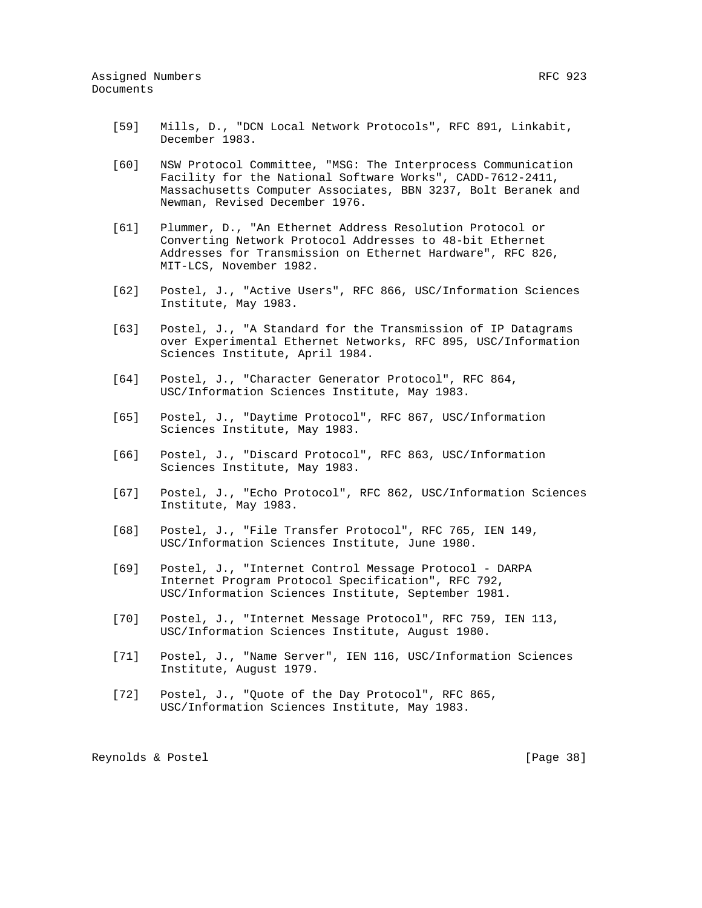[59] Mills, D., "DCN Local Network Protocols", RFC 891, Linkabit, December 1983.

[60] NSW Protocol Committee, "MSG: The Interprocess Communication Facility for the National Software Works", CADD-7612-2411, Massachusetts Computer Associates, BBN 3237, Bolt Beranek and Newman, Revised December 1976.

[61] Plummer, D., "An Ethernet Address Resolution Protocol or Converting Network Protocol Addresses to 48-bit Ethernet Addresses for Transmission on Ethernet Hardware", RFC 826, MIT-LCS, November 1982.

[62] Postel, J., "Active Users", RFC 866, USC/Information Sciences Institute, May 1983.

[63] Postel, J., "A Standard for the Transmission of IP Datagrams over Experimental Ethernet Networks, RFC 895, USC/Information Sciences Institute, April 1984.

[64] Postel, J., "Character Generator Protocol", RFC 864, USC/Information Sciences Institute, May 1983.

[65] Postel, J., "Daytime Protocol", RFC 867, USC/Information Sciences Institute, May 1983.

[66] Postel, J., "Discard Protocol", RFC 863, USC/Information Sciences Institute, May 1983.

[67] Postel, J., "Echo Protocol", RFC 862, USC/Information Sciences Institute, May 1983.

[68] Postel, J., "File Transfer Protocol", RFC 765, IEN 149, USC/Information Sciences Institute, June 1980.

[69] Postel, J., "Internet Control Message Protocol - DARPA Internet Program Protocol Specification", RFC 792, USC/Information Sciences Institute, September 1981.

[70] Postel, J., "Internet Message Protocol", RFC 759, IEN 113, USC/Information Sciences Institute, August 1980.

[71] Postel, J., "Name Server", IEN 116, USC/Information Sciences Institute, August 1979.

[72] Postel, J., "Quote of the Day Protocol", RFC 865, USC/Information Sciences Institute, May 1983.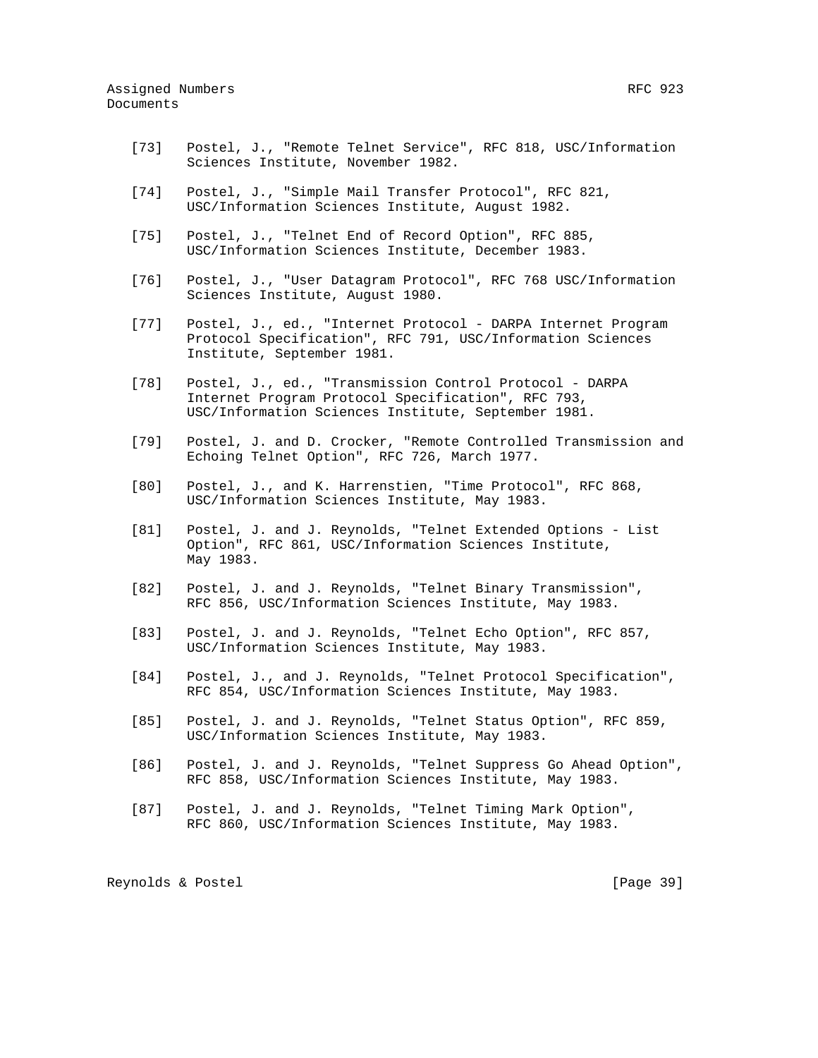[73] Postel, J., "Remote Telnet Service", RFC 818, USC/Information Sciences Institute, November 1982.

[74] Postel, J., "Simple Mail Transfer Protocol", RFC 821, USC/Information Sciences Institute, August 1982.

[75] Postel, J., "Telnet End of Record Option", RFC 885, USC/Information Sciences Institute, December 1983.

[76] Postel, J., "User Datagram Protocol", RFC 768 USC/Information Sciences Institute, August 1980.

[77] Postel, J., ed., "Internet Protocol - DARPA Internet Program Protocol Specification", RFC 791, USC/Information Sciences Institute, September 1981.

[78] Postel, J., ed., "Transmission Control Protocol - DARPA Internet Program Protocol Specification", RFC 793, USC/Information Sciences Institute, September 1981.

[79] Postel, J. and D. Crocker, "Remote Controlled Transmission and Echoing Telnet Option", RFC 726, March 1977.

[80] Postel, J., and K. Harrenstien, "Time Protocol", RFC 868, USC/Information Sciences Institute, May 1983.

[81] Postel, J. and J. Reynolds, "Telnet Extended Options - List Option", RFC 861, USC/Information Sciences Institute, May 1983.

[82] Postel, J. and J. Reynolds, "Telnet Binary Transmission", RFC 856, USC/Information Sciences Institute, May 1983.

[83] Postel, J. and J. Reynolds, "Telnet Echo Option", RFC 857, USC/Information Sciences Institute, May 1983.

[84] Postel, J., and J. Reynolds, "Telnet Protocol Specification", RFC 854, USC/Information Sciences Institute, May 1983.

[85] Postel, J. and J. Reynolds, "Telnet Status Option", RFC 859, USC/Information Sciences Institute, May 1983.

[86] Postel, J. and J. Reynolds, "Telnet Suppress Go Ahead Option", RFC 858, USC/Information Sciences Institute, May 1983.

[87] Postel, J. and J. Reynolds, "Telnet Timing Mark Option", RFC 860, USC/Information Sciences Institute, May 1983.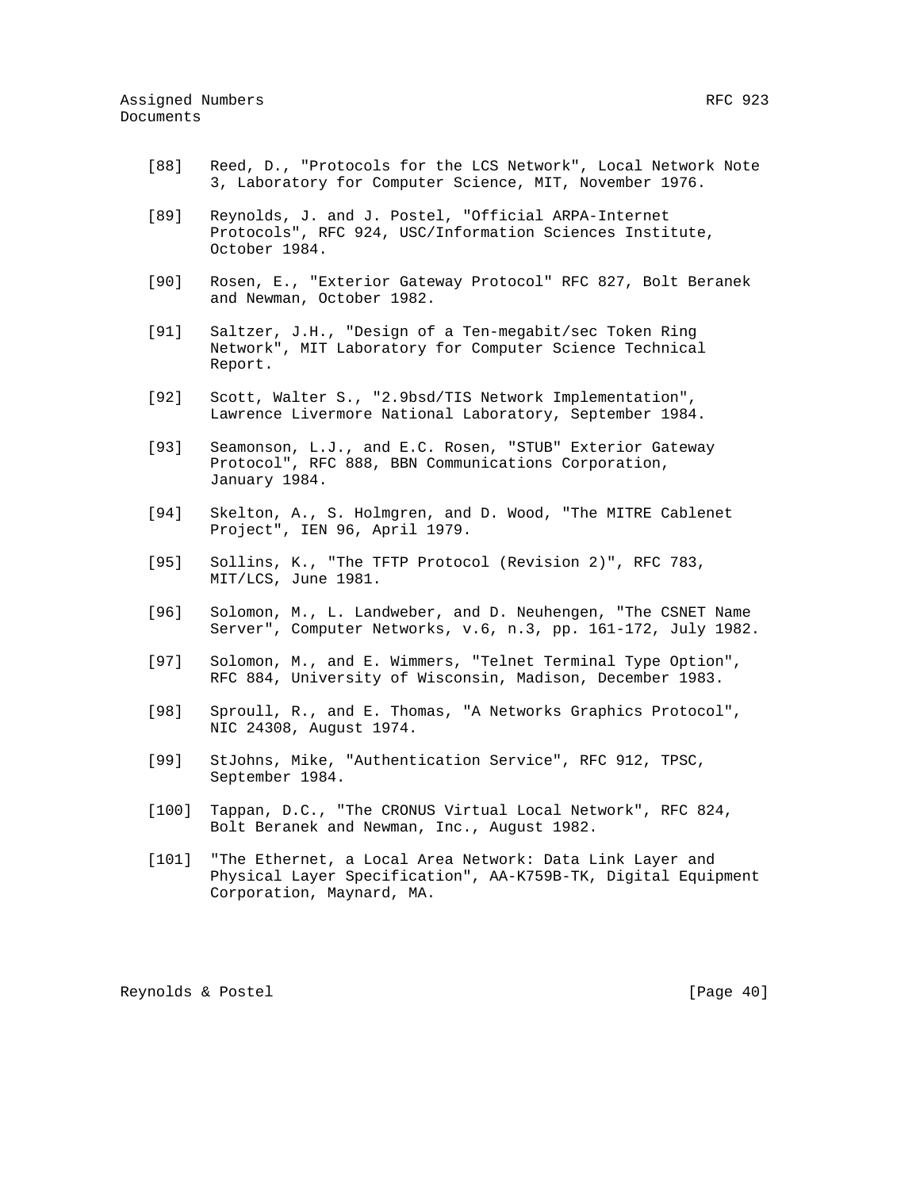[88] Reed, D., "Protocols for the LCS Network", Local Network Note 3, Laboratory for Computer Science, MIT, November 1976.

[89] Reynolds, J. and J. Postel, "Official ARPA-Internet Protocols", RFC 924, USC/Information Sciences Institute, October 1984.

[90] Rosen, E., "Exterior Gateway Protocol" RFC 827, Bolt Beranek and Newman, October 1982.

[91] Saltzer, J.H., "Design of a Ten-megabit/sec Token Ring Network", MIT Laboratory for Computer Science Technical Report.

[92] Scott, Walter S., "2.9bsd/TIS Network Implementation", Lawrence Livermore National Laboratory, September 1984.

[93] Seamonson, L.J., and E.C. Rosen, "STUB" Exterior Gateway Protocol", RFC 888, BBN Communications Corporation, January 1984.

[94] Skelton, A., S. Holmgren, and D. Wood, "The MITRE Cablenet Project", IEN 96, April 1979.

[95] Sollins, K., "The TFTP Protocol (Revision 2)", RFC 783, MIT/LCS, June 1981.

[96] Solomon, M., L. Landweber, and D. Neuhengen, "The CSNET Name Server", Computer Networks, v.6, n.3, pp. 161-172, July 1982.

[97] Solomon, M., and E. Wimmers, "Telnet Terminal Type Option", RFC 884, University of Wisconsin, Madison, December 1983.

[98] Sproull, R., and E. Thomas, "A Networks Graphics Protocol", NIC 24308, August 1974.

[99] StJohns, Mike, "Authentication Service", RFC 912, TPSC, September 1984.

[100] Tappan, D.C., "The CRONUS Virtual Local Network", RFC 824, Bolt Beranek and Newman, Inc., August 1982.

[101] "The Ethernet, a Local Area Network: Data Link Layer and Physical Layer Specification", AA-K759B-TK, Digital Equipment Corporation, Maynard, MA.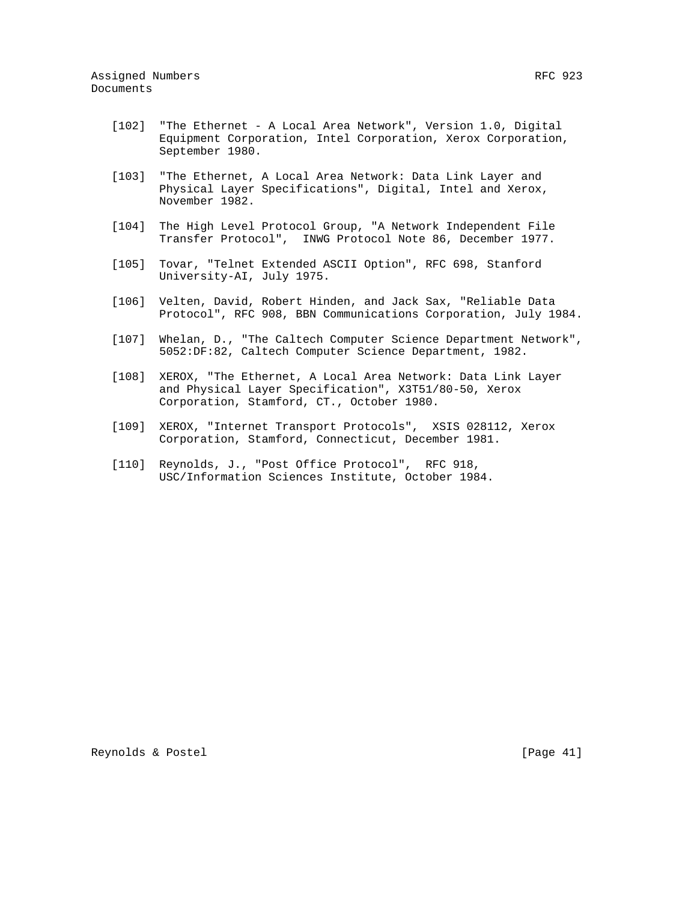[102] "The Ethernet - A Local Area Network", Version 1.0, Digital Equipment Corporation, Intel Corporation, Xerox Corporation, September 1980.

[103] "The Ethernet, A Local Area Network: Data Link Layer and Physical Layer Specifications", Digital, Intel and Xerox, November 1982.

[104] The High Level Protocol Group, "A Network Independent File Transfer Protocol", INWG Protocol Note 86, December 1977.

[105] Tovar, "Telnet Extended ASCII Option", RFC 698, Stanford University-AI, July 1975.

[106] Velten, David, Robert Hinden, and Jack Sax, "Reliable Data Protocol", RFC 908, BBN Communications Corporation, July 1984.

[107] Whelan, D., "The Caltech Computer Science Department Network", 5052:DF:82, Caltech Computer Science Department, 1982.

[108] XEROX, "The Ethernet, A Local Area Network: Data Link Layer and Physical Layer Specification", X3T51/80-50, Xerox Corporation, Stamford, CT., October 1980.

[109] XEROX, "Internet Transport Protocols", XSIS 028112, Xerox Corporation, Stamford, Connecticut, December 1981.

[110] Reynolds, J., "Post Office Protocol", RFC 918, USC/Information Sciences Institute, October 1984.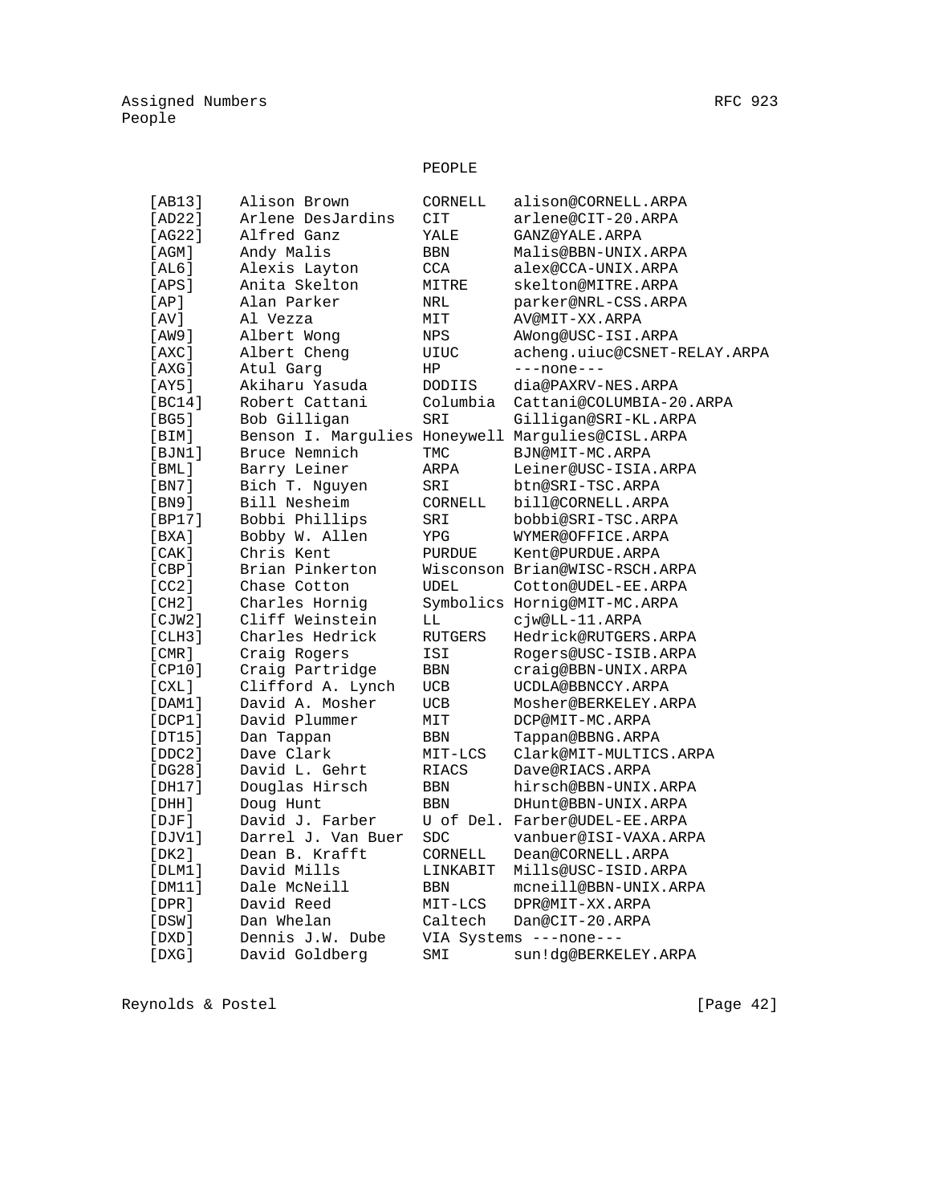## PEOPLE

| | | | |
|---|---|---|---|
| [AB13] | Alison Brown | CORNELL | alison@CORNELL.ARPA |
| [AD22] | Arlene DesJardins | CIT | arlene@CIT-20.ARPA |
| [AG22] | Alfred Ganz | YALE | GANZ@YALE.ARPA |
| [AGM] | Andy Malis | BBN | Malis@BBN-UNIX.ARPA |
| [AL6] | Alexis Layton | CCA | alex@CCA-UNIX.ARPA |
| [APS] | Anita Skelton | MITRE | skelton@MITRE.ARPA |
| [AP] | Alan Parker | NRL | parker@NRL-CSS.ARPA |
| [AV] | Al Vezza | MIT | AV@MIT-XX.ARPA |
| [AW9] | Albert Wong | NPS | AWong@USC-ISI.ARPA |
| [AXC] | Albert Cheng | UIUC | acheng.uiuc@CSNET-RELAY.ARPA |
| [AXG] | Atul Garg | HP | ---none--- |
| [AY5] | Akiharu Yasuda | DODIIS | dia@PAXRV-NES.ARPA |
| [BC14] | Robert Cattani | Columbia | Cattani@COLUMBIA-20.ARPA |
| [BG5] | Bob Gilligan | SRI | Gilligan@SRI-KL.ARPA |
| [BIM] | Benson I. Margulies | Honeywell | Margulies@CISL.ARPA |
| [BJN1] | Bruce Nemnich | TMC | BJN@MIT-MC.ARPA |
| [BML] | Barry Leiner | ARPA | Leiner@USC-ISIA.ARPA |
| [BN7] | Bich T. Nguyen | SRI | btn@SRI-TSC.ARPA |
| [BN9] | Bill Nesheim | CORNELL | bill@CORNELL.ARPA |
| [BP17] | Bobbi Phillips | SRI | bobbi@SRI-TSC.ARPA |
| [BXA] | Bobby W. Allen | YPG | WYMER@OFFICE.ARPA |
| [CAK] | Chris Kent | PURDUE | Kent@PURDUE.ARPA |
| [CBP] | Brian Pinkerton | Wisconson | Brian@WISC-RSCH.ARPA |
| [CC2] | Chase Cotton | UDEL | Cotton@UDEL-EE.ARPA |
| [CH2] | Charles Hornig | Symbolics | Hornig@MIT-MC.ARPA |
| [CJW2] | Cliff Weinstein | LL | cjw@LL-11.ARPA |
| [CLH3] | Charles Hedrick | RUTGERS | Hedrick@RUTGERS.ARPA |
| [CMR] | Craig Rogers | ISI | Rogers@USC-ISIB.ARPA |
| [CP10] | Craig Partridge | BBN | craig@BBN-UNIX.ARPA |
| [CXL] | Clifford A. Lynch | UCB | UCDLA@BBNCCY.ARPA |
| [DAM1] | David A. Mosher | UCB | Mosher@BERKELEY.ARPA |
| [DCP1] | David Plummer | MIT | DCP@MIT-MC.ARPA |
| [DT15] | Dan Tappan | BBN | Tappan@BBNG.ARPA |
| [DDC2] | Dave Clark | MIT-LCS | Clark@MIT-MULTICS.ARPA |
| [DG28] | David L. Gehrt | RIACS | Dave@RIACS.ARPA |
| [DH17] | Douglas Hirsch | BBN | hirsch@BBN-UNIX.ARPA |
| [DHH] | Doug Hunt | BBN | DHunt@BBN-UNIX.ARPA |
| [DJF] | David J. Farber | U of Del. | Farber@UDEL-EE.ARPA |
| [DJV1] | Darrel J. Van Buer | SDC | vanbuer@ISI-VAXA.ARPA |
| [DK2] | Dean B. Krafft | CORNELL | Dean@CORNELL.ARPA |
| [DLM1] | David Mills | LINKABIT | Mills@USC-ISID.ARPA |
| [DM11] | Dale McNeill | BBN | mcneill@BBN-UNIX.ARPA |
| [DPR] | David Reed | MIT-LCS | DPR@MIT-XX.ARPA |
| [DSW] | Dan Whelan | Caltech | Dan@CIT-20.ARPA |
| [DXD] | Dennis J.W. Dube | VIA Systems | ---none--- |
| [DXG] | David Goldberg | SMI | sun!dg@BERKELEY.ARPA |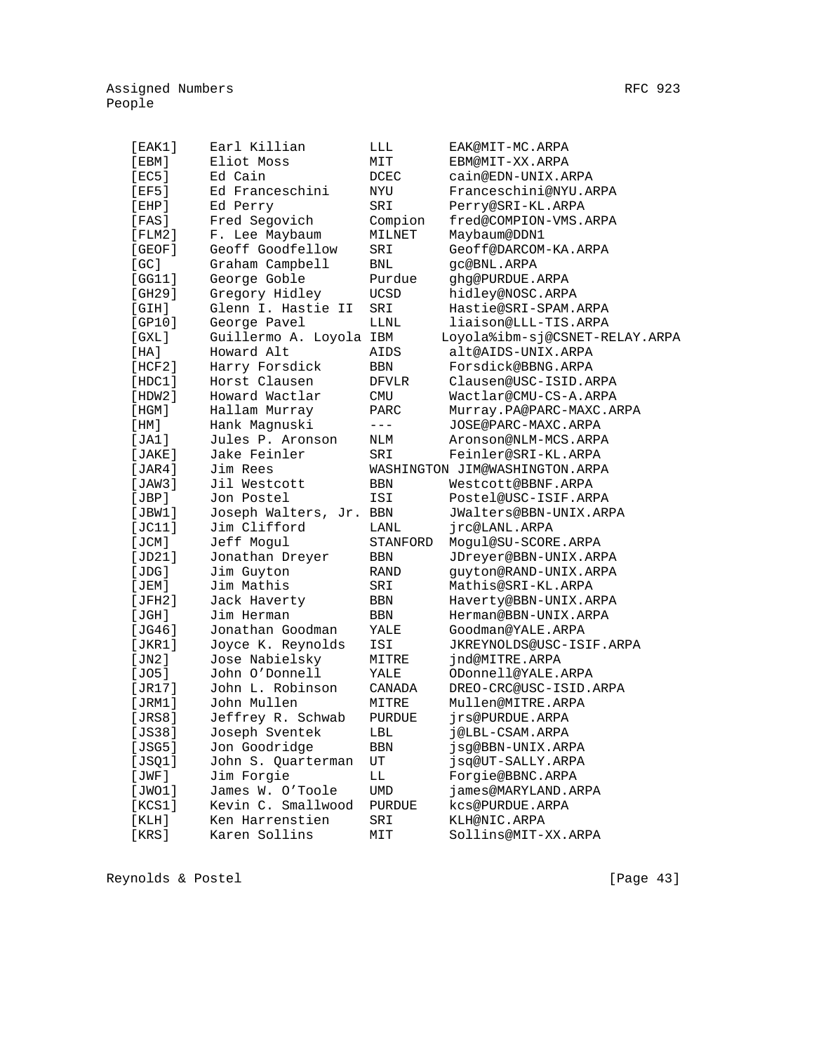| | | | |
|---|---|---|---|
| [EAK1] | Earl Killian | LLL | EAK@MIT-MC.ARPA |
| [EBM] | Eliot Moss | MIT | EBM@MIT-XX.ARPA |
| [EC5] | Ed Cain | DCEC | cain@EDN-UNIX.ARPA |
| [EF5] | Ed Franceschini | NYU | Franceschini@NYU.ARPA |
| [EHP] | Ed Perry | SRI | Perry@SRI-KL.ARPA |
| [FAS] | Fred Segovich | Compion | fred@COMPION-VMS.ARPA |
| [FLM2] | F. Lee Maybaum | MILNET | Maybaum@DDN1 |
| [GEOF] | Geoff Goodfellow | SRI | Geoff@DARCOM-KA.ARPA |
| [GC] | Graham Campbell | BNL | gc@BNL.ARPA |
| [GG11] | George Goble | Purdue | ghg@PURDUE.ARPA |
| [GH29] | Gregory Hidley | UCSD | hidley@NOSC.ARPA |
| [GIH] | Glenn I. Hastie II | SRI | Hastie@SRI-SPAM.ARPA |
| [GP10] | George Pavel | LLNL | liaison@LLL-TIS.ARPA |
| [GXL] | Guillermo A. Loyola | IBM | Loyola%ibm-sj@CSNET-RELAY.ARPA |
| [HA] | Howard Alt | AIDS | alt@AIDS-UNIX.ARPA |
| [HCF2] | Harry Forsdick | BBN | Forsdick@BBNG.ARPA |
| [HDC1] | Horst Clausen | DFVLR | Clausen@USC-ISID.ARPA |
| [HDW2] | Howard Wactlar | CMU | Wactlar@CMU-CS-A.ARPA |
| [HGM] | Hallam Murray | PARC | Murray.PA@PARC-MAXC.ARPA |
| [HM] | Hank Magnuski | --- | JOSE@PARC-MAXC.ARPA |
| [JA1] | Jules P. Aronson | NLM | Aronson@NLM-MCS.ARPA |
| [JAKE] | Jake Feinler | SRI | Feinler@SRI-KL.ARPA |
| [JAR4] | Jim Rees | WASHINGTON | JIM@WASHINGTON.ARPA |
| [JAW3] | Jil Westcott | BBN | Westcott@BBNF.ARPA |
| [JBP] | Jon Postel | ISI | Postel@USC-ISIF.ARPA |
| [JBW1] | Joseph Walters, Jr. | BBN | JWalters@BBN-UNIX.ARPA |
| [JC11] | Jim Clifford | LANL | jrc@LANL.ARPA |
| [JCM] | Jeff Mogul | STANFORD | Mogul@SU-SCORE.ARPA |
| [JD21] | Jonathan Dreyer | BBN | JDreyer@BBN-UNIX.ARPA |
| [JDG] | Jim Guyton | RAND | guyton@RAND-UNIX.ARPA |
| [JEM] | Jim Mathis | SRI | Mathis@SRI-KL.ARPA |
| [JFH2] | Jack Haverty | BBN | Haverty@BBN-UNIX.ARPA |
| [JGH] | Jim Herman | BBN | Herman@BBN-UNIX.ARPA |
| [JG46] | Jonathan Goodman | YALE | Goodman@YALE.ARPA |
| [JKR1] | Joyce K. Reynolds | ISI | JKREYNOLDS@USC-ISIF.ARPA |
| [JN2] | Jose Nabielsky | MITRE | jnd@MITRE.ARPA |
| [JO5] | John O'Donnell | YALE | ODonnell@YALE.ARPA |
| [JR17] | John L. Robinson | CANADA | DREO-CRC@USC-ISID.ARPA |
| [JRM1] | John Mullen | MITRE | Mullen@MITRE.ARPA |
| [JRS8] | Jeffrey R. Schwab | PURDUE | jrs@PURDUE.ARPA |
| [JS38] | Joseph Sventek | LBL | j@LBL-CSAM.ARPA |
| [JSG5] | Jon Goodridge | BBN | jsg@BBN-UNIX.ARPA |
| [JSQ1] | John S. Quarterman | UT | jsq@UT-SALLY.ARPA |
| [JWF] | Jim Forgie | LL | Forgie@BBNC.ARPA |
| [JWO1] | James W. O'Toole | UMD | james@MARYLAND.ARPA |
| [KCS1] | Kevin C. Smallwood | PURDUE | kcs@PURDUE.ARPA |
| [KLH] | Ken Harrenstien | SRI | KLH@NIC.ARPA |
| [KRS] | Karen Sollins | MIT | Sollins@MIT-XX.ARPA |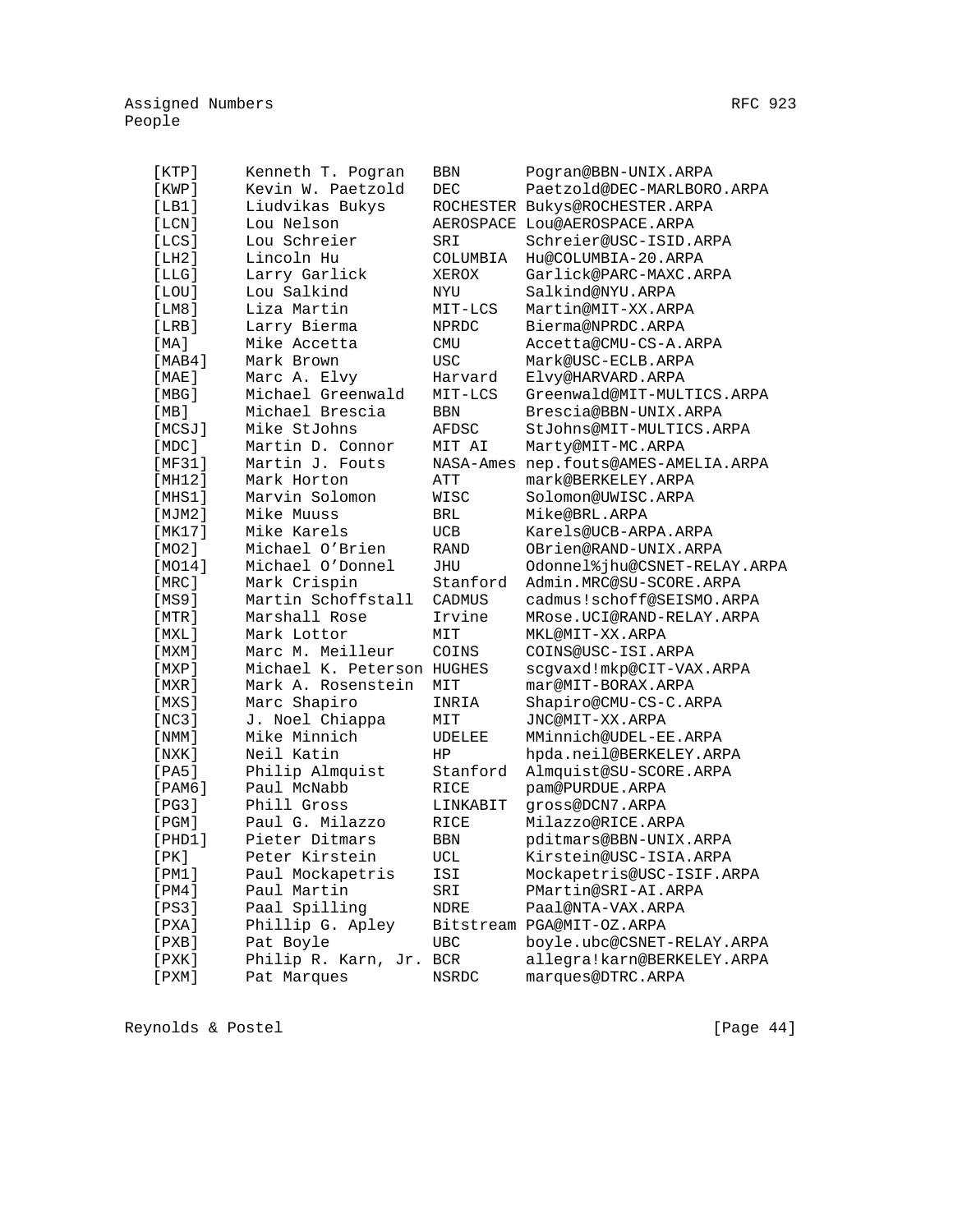```
[KTP]      Kenneth T. Pogran   BBN       Pogran@BBN-UNIX.ARPA
[KWP]      Kevin W. Paetzold   DEC       Paetzold@DEC-MARLBORO.ARPA
[LB1]      Liudvikas Bukys     ROCHESTER Bukys@ROCHESTER.ARPA
[LCN]      Lou Nelson          AEROSPACE Lou@AEROSPACE.ARPA
[LCS]      Lou Schreier        SRI       Schreier@USC-ISID.ARPA
[LH2]      Lincoln Hu          COLUMBIA  Hu@COLUMBIA-20.ARPA
[LLG]      Larry Garlick       XEROX     Garlick@PARC-MAXC.ARPA
[LOU]      Lou Salkind         NYU       Salkind@NYU.ARPA
[LM8]      Liza Martin         MIT-LCS   Martin@MIT-XX.ARPA
[LRB]      Larry Bierma        NPRDC     Bierma@NPRDC.ARPA
[MA]       Mike Accetta        CMU       Accetta@CMU-CS-A.ARPA
[MAB4]     Mark Brown          USC       Mark@USC-ECLB.ARPA
[MAE]      Marc A. Elvy        Harvard   Elvy@HARVARD.ARPA
[MBG]      Michael Greenwald   MIT-LCS   Greenwald@MIT-MULTICS.ARPA
[MB]       Michael Brescia     BBN       Brescia@BBN-UNIX.ARPA
[MCSJ]     Mike StJohns        AFDSC     StJohns@MIT-MULTICS.ARPA
[MDC]      Martin D. Connor    MIT AI    Marty@MIT-MC.ARPA
[MF31]     Martin J. Fouts     NASA-Ames nep.fouts@AMES-AMELIA.ARPA
[MH12]     Mark Horton         ATT       mark@BERKELEY.ARPA
[MHS1]     Marvin Solomon      WISC      Solomon@UWISC.ARPA
[MJM2]     Mike Muuss          BRL       Mike@BRL.ARPA
[MK17]     Mike Karels         UCB       Karels@UCB-ARPA.ARPA
[MO2]      Michael O'Brien     RAND      OBrien@RAND-UNIX.ARPA
[MO14]     Michael O'Donnel    JHU       Odonnel%jhu@CSNET-RELAY.ARPA
[MRC]      Mark Crispin        Stanford  Admin.MRC@SU-SCORE.ARPA
[MS9]      Martin Schoffstall  CADMUS    cadmus!schoff@SEISMO.ARPA
[MTR]      Marshall Rose       Irvine    MRose.UCI@RAND-RELAY.ARPA
[MXL]      Mark Lottor         MIT       MKL@MIT-XX.ARPA
[MXM]      Marc M. Meilleur    COINS     COINS@USC-ISI.ARPA
[MXP]      Michael K. Peterson HUGHES    scgvaxd!mkp@CIT-VAX.ARPA
[MXR]      Mark A. Rosenstein  MIT       mar@MIT-BORAX.ARPA
[MXS]      Marc Shapiro        INRIA     Shapiro@CMU-CS-C.ARPA
[NC3]      J. Noel Chiappa     MIT       JNC@MIT-XX.ARPA
[NMM]      Mike Minnich        UDELEE    MMinnich@UDEL-EE.ARPA
[NXK]      Neil Katin          HP        hpda.neil@BERKELEY.ARPA
[PA5]      Philip Almquist     Stanford  Almquist@SU-SCORE.ARPA
[PAM6]     Paul McNabb         RICE      pam@PURDUE.ARPA
[PG3]      Phill Gross         LINKABIT  gross@DCN7.ARPA
[PGM]      Paul G. Milazzo     RICE      Milazzo@RICE.ARPA
[PHD1]     Pieter Ditmars      BBN       pditmars@BBN-UNIX.ARPA
[PK]       Peter Kirstein      UCL       Kirstein@USC-ISIA.ARPA
[PM1]      Paul Mockapetris    ISI       Mockapetris@USC-ISIF.ARPA
[PM4]      Paul Martin         SRI       PMartin@SRI-AI.ARPA
[PS3]      Paal Spilling       NDRE      Paal@NTA-VAX.ARPA
[PXA]      Phillip G. Apley    Bitstream PGA@MIT-OZ.ARPA
[PXB]      Pat Boyle           UBC       boyle.ubc@CSNET-RELAY.ARPA
[PXK]      Philip R. Karn, Jr. BCR       allegra!karn@BERKELEY.ARPA
[PXM]      Pat Marques         NSRDC     marques@DTRC.ARPA
```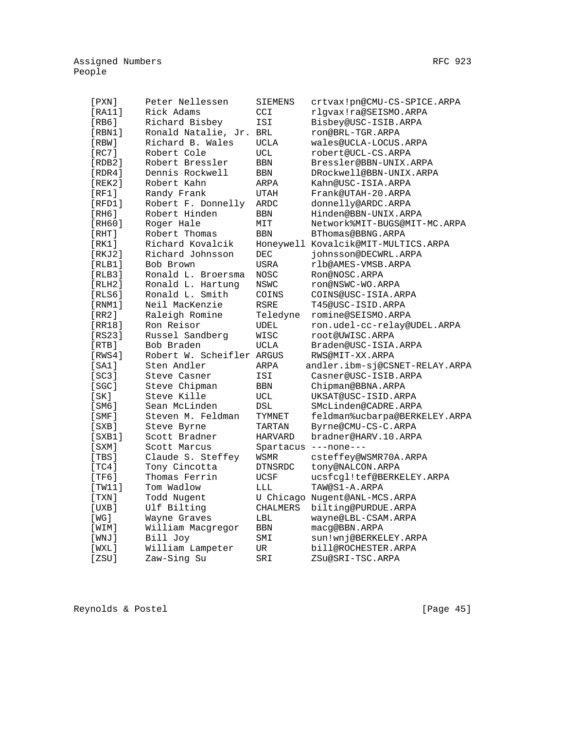| | | | |
|---|---|---|---|
| [PXN] | Peter Nellessen | SIEMENS | crtvax!pn@CMU-CS-SPICE.ARPA |
| [RA11] | Rick Adams | CCI | rlgvax!ra@SEISMO.ARPA |
| [RB6] | Richard Bisbey | ISI | Bisbey@USC-ISIB.ARPA |
| [RBN1] | Ronald Natalie, Jr. | BRL | ron@BRL-TGR.ARPA |
| [RBW] | Richard B. Wales | UCLA | wales@UCLA-LOCUS.ARPA |
| [RC7] | Robert Cole | UCL | robert@UCL-CS.ARPA |
| [RDB2] | Robert Bressler | BBN | Bressler@BBN-UNIX.ARPA |
| [RDR4] | Dennis Rockwell | BBN | DRockwell@BBN-UNIX.ARPA |
| [REK2] | Robert Kahn | ARPA | Kahn@USC-ISIA.ARPA |
| [RF1] | Randy Frank | UTAH | Frank@UTAH-20.ARPA |
| [RFD1] | Robert F. Donnelly | ARDC | donnelly@ARDC.ARPA |
| [RH6] | Robert Hinden | BBN | Hinden@BBN-UNIX.ARPA |
| [RH60] | Roger Hale | MIT | Network%MIT-BUGS@MIT-MC.ARPA |
| [RHT] | Robert Thomas | BBN | BThomas@BBNG.ARPA |
| [RK1] | Richard Kovalcik | Honeywell | Kovalcik@MIT-MULTICS.ARPA |
| [RKJ2] | Richard Johnsson | DEC | johnsson@DECWRL.ARPA |
| [RLB1] | Bob Brown | USRA | rlb@AMES-VMSB.ARPA |
| [RLB3] | Ronald L. Broersma | NOSC | Ron@NOSC.ARPA |
| [RLH2] | Ronald L. Hartung | NSWC | ron@NSWC-WO.ARPA |
| [RLS6] | Ronald L. Smith | COINS | COINS@USC-ISIA.ARPA |
| [RNM1] | Neil MacKenzie | RSRE | T45@USC-ISID.ARPA |
| [RR2] | Raleigh Romine | Teledyne | romine@SEISMO.ARPA |
| [RR18] | Ron Reisor | UDEL | ron.udel-cc-relay@UDEL.ARPA |
| [RS23] | Russel Sandberg | WISC | root@UWISC.ARPA |
| [RTB] | Bob Braden | UCLA | Braden@USC-ISIA.ARPA |
| [RWS4] | Robert W. Scheifler | ARGUS | RWS@MIT-XX.ARPA |
| [SA1] | Sten Andler | ARPA | andler.ibm-sj@CSNET-RELAY.ARPA |
| [SC3] | Steve Casner | ISI | Casner@USC-ISIB.ARPA |
| [SGC] | Steve Chipman | BBN | Chipman@BBNA.ARPA |
| [SK] | Steve Kille | UCL | UKSAT@USC-ISID.ARPA |
| [SM6] | Sean McLinden | DSL | SMcLinden@CADRE.ARPA |
| [SMF] | Steven M. Feldman | TYMNET | feldman%ucbarpa@BERKELEY.ARPA |
| [SXB] | Steve Byrne | TARTAN | Byrne@CMU-CS-C.ARPA |
| [SXB1] | Scott Bradner | HARVARD | bradner@HARV.10.ARPA |
| [SXM] | Scott Marcus | Spartacus | ---none--- |
| [TBS] | Claude S. Steffey | WSMR | csteffey@WSMR70A.ARPA |
| [TC4] | Tony Cincotta | DTNSRDC | tony@NALCON.ARPA |
| [TF6] | Thomas Ferrin | UCSF | ucsfcgl!tef@BERKELEY.ARPA |
| [TW11] | Tom Wadlow | LLL | TAW@S1-A.ARPA |
| [TXN] | Todd Nugent | U Chicago | Nugent@ANL-MCS.ARPA |
| [UXB] | Ulf Bilting | CHALMERS | bilting@PURDUE.ARPA |
| [WG] | Wayne Graves | LBL | wayne@LBL-CSAM.ARPA |
| [WIM] | William Macgregor | BBN | macg@BBN.ARPA |
| [WNJ] | Bill Joy | SMI | sun!wnj@BERKELEY.ARPA |
| [WXL] | William Lampeter | UR | bill@ROCHESTER.ARPA |
| [ZSU] | Zaw-Sing Su | SRI | ZSu@SRI-TSC.ARPA |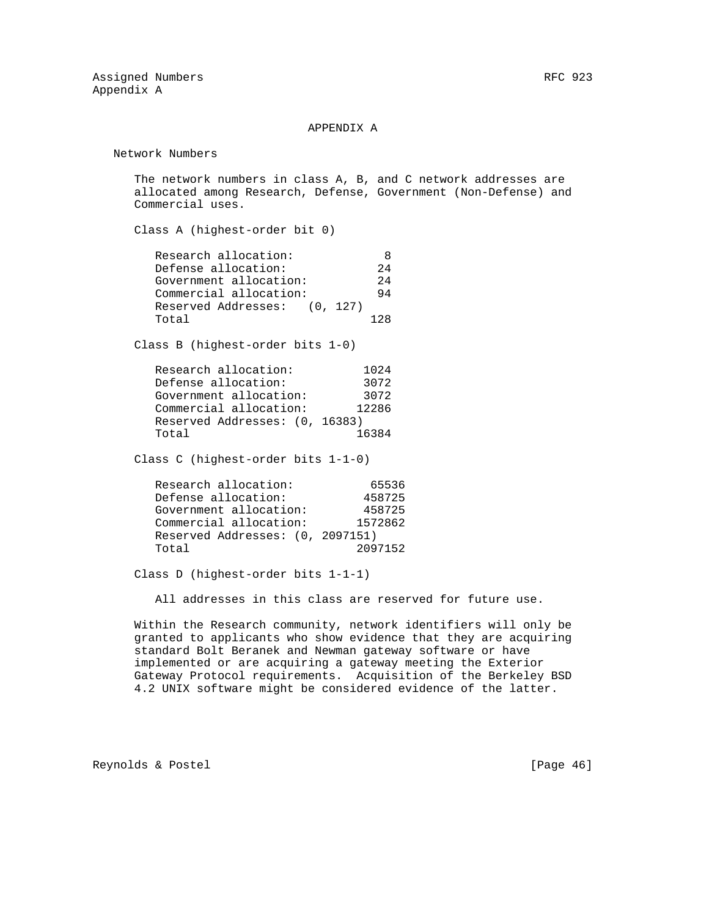# APPENDIX A

## Network Numbers

The network numbers in class A, B, and C network addresses are allocated among Research, Defense, Government (Non-Defense) and Commercial uses.

### Class A (highest-order bit 0)

| | |
|---|---|
| Research allocation: | 8 |
| Defense allocation: | 24 |
| Government allocation: | 24 |
| Commercial allocation: | 94 |
| Reserved Addresses: | (0, 127) |
| Total | 128 |

### Class B (highest-order bits 1-0)

| | |
|---|---|
| Research allocation: | 1024 |
| Defense allocation: | 3072 |
| Government allocation: | 3072 |
| Commercial allocation: | 12286 |
| Reserved Addresses: | (0, 16383) |
| Total | 16384 |

### Class C (highest-order bits 1-1-0)

| | |
|---|---|
| Research allocation: | 65536 |
| Defense allocation: | 458725 |
| Government allocation: | 458725 |
| Commercial allocation: | 1572862 |
| Reserved Addresses: | (0, 2097151) |
| Total | 2097152 |

### Class D (highest-order bits 1-1-1)

All addresses in this class are reserved for future use.

Within the Research community, network identifiers will only be granted to applicants who show evidence that they are acquiring standard Bolt Beranek and Newman gateway software or have implemented or are acquiring a gateway meeting the Exterior Gateway Protocol requirements. Acquisition of the Berkeley BSD 4.2 UNIX software might be considered evidence of the latter.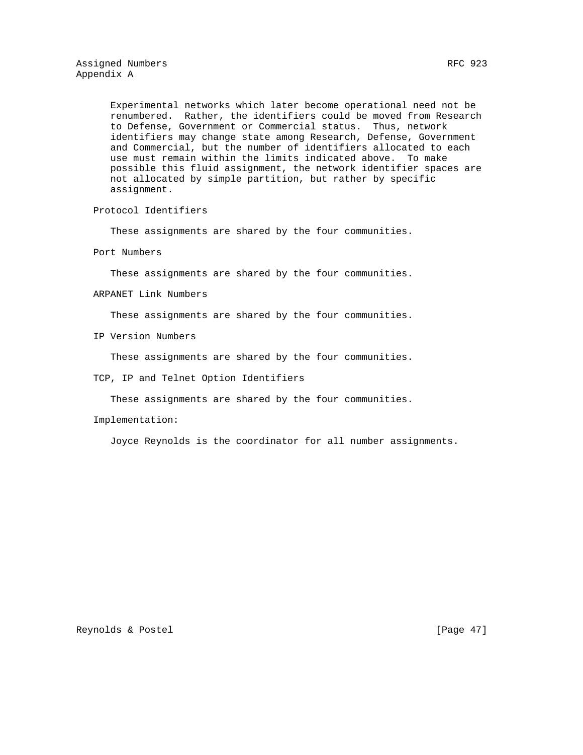Experimental networks which later become operational need not be renumbered. Rather, the identifiers could be moved from Research to Defense, Government or Commercial status. Thus, network identifiers may change state among Research, Defense, Government and Commercial, but the number of identifiers allocated to each use must remain within the limits indicated above. To make possible this fluid assignment, the network identifier spaces are not allocated by simple partition, but rather by specific assignment.

Protocol Identifiers

These assignments are shared by the four communities.

Port Numbers

These assignments are shared by the four communities.

ARPANET Link Numbers

These assignments are shared by the four communities.

IP Version Numbers

These assignments are shared by the four communities.

TCP, IP and Telnet Option Identifiers

These assignments are shared by the four communities.

Implementation:

Joyce Reynolds is the coordinator for all number assignments.